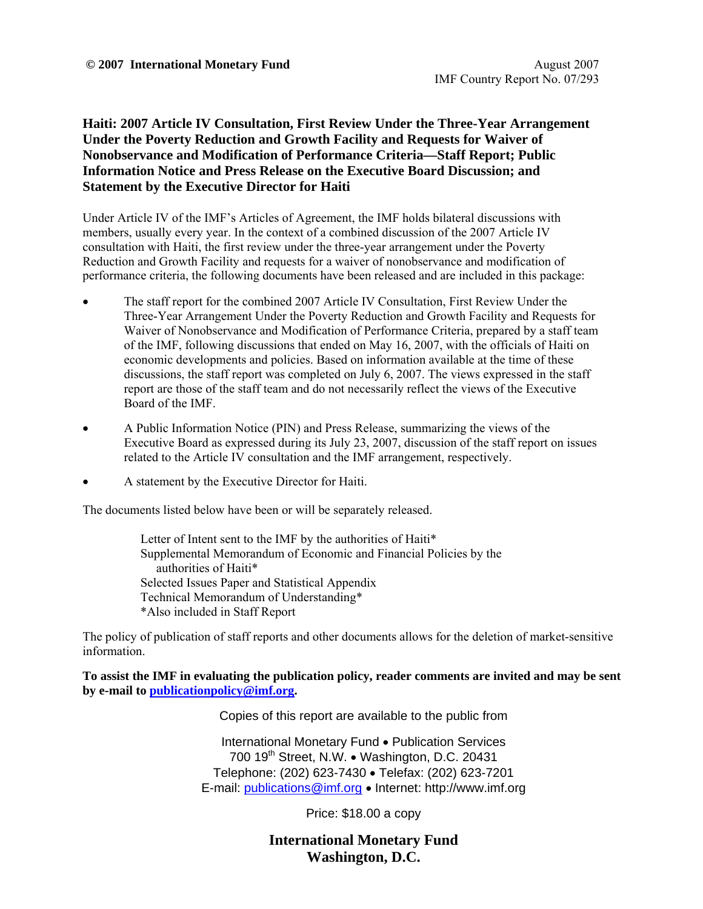**© 2007 International Monetary Fund**

August 2007
IMF Country Report No. 07/293

# Haiti: 2007 Article IV Consultation, First Review Under the Three-Year Arrangement Under the Poverty Reduction and Growth Facility and Requests for Waiver of Nonobservance and Modification of Performance Criteria—Staff Report; Public Information Notice and Press Release on the Executive Board Discussion; and Statement by the Executive Director for Haiti

Under Article IV of the IMF's Articles of Agreement, the IMF holds bilateral discussions with members, usually every year. In the context of a combined discussion of the 2007 Article IV consultation with Haiti, the first review under the three-year arrangement under the Poverty Reduction and Growth Facility and requests for a waiver of nonobservance and modification of performance criteria, the following documents have been released and are included in this package:

- The staff report for the combined 2007 Article IV Consultation, First Review Under the Three-Year Arrangement Under the Poverty Reduction and Growth Facility and Requests for Waiver of Nonobservance and Modification of Performance Criteria, prepared by a staff team of the IMF, following discussions that ended on May 16, 2007, with the officials of Haiti on economic developments and policies. Based on information available at the time of these discussions, the staff report was completed on July 6, 2007. The views expressed in the staff report are those of the staff team and do not necessarily reflect the views of the Executive Board of the IMF.
- A Public Information Notice (PIN) and Press Release, summarizing the views of the Executive Board as expressed during its July 23, 2007, discussion of the staff report on issues related to the Article IV consultation and the IMF arrangement, respectively.
- A statement by the Executive Director for Haiti.

The documents listed below have been or will be separately released.

> Letter of Intent sent to the IMF by the authorities of Haiti*
> Supplemental Memorandum of Economic and Financial Policies by the authorities of Haiti*
> Selected Issues Paper and Statistical Appendix
> Technical Memorandum of Understanding*
> *Also included in Staff Report

The policy of publication of staff reports and other documents allows for the deletion of market-sensitive information.

**To assist the IMF in evaluating the publication policy, reader comments are invited and may be sent by e-mail to publicationpolicy@imf.org.**

Copies of this report are available to the public from

International Monetary Fund • Publication Services
700 19th Street, N.W. • Washington, D.C. 20431
Telephone: (202) 623-7430 • Telefax: (202) 623-7201
E-mail: publications@imf.org • Internet: http://www.imf.org

Price: $18.00 a copy

**International Monetary Fund**
**Washington, D.C.**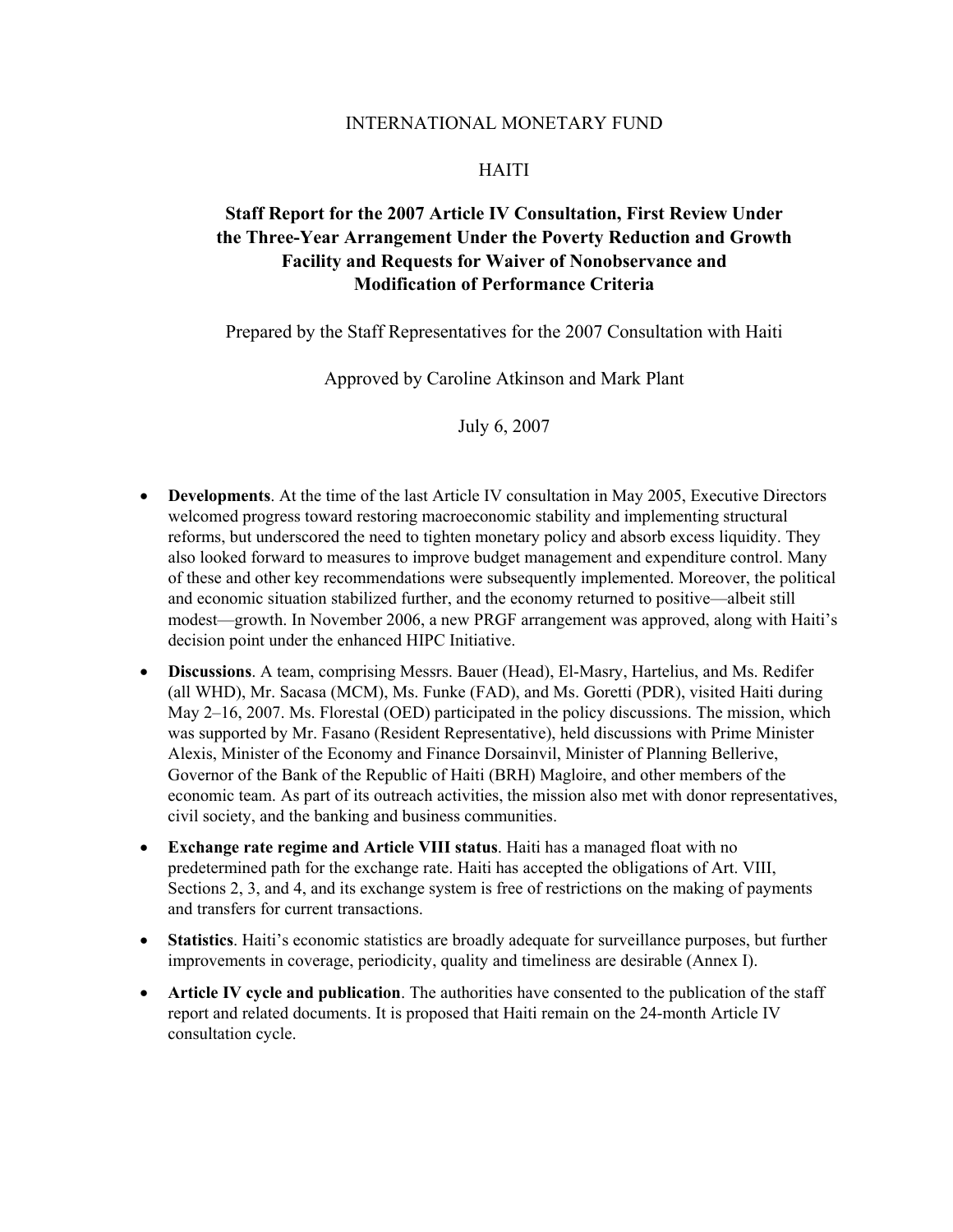INTERNATIONAL MONETARY FUND

HAITI

# Staff Report for the 2007 Article IV Consultation, First Review Under the Three-Year Arrangement Under the Poverty Reduction and Growth Facility and Requests for Waiver of Nonobservance and Modification of Performance Criteria

Prepared by the Staff Representatives for the 2007 Consultation with Haiti

Approved by Caroline Atkinson and Mark Plant

July 6, 2007

- **Developments**. At the time of the last Article IV consultation in May 2005, Executive Directors welcomed progress toward restoring macroeconomic stability and implementing structural reforms, but underscored the need to tighten monetary policy and absorb excess liquidity. They also looked forward to measures to improve budget management and expenditure control. Many of these and other key recommendations were subsequently implemented. Moreover, the political and economic situation stabilized further, and the economy returned to positive—albeit still modest—growth. In November 2006, a new PRGF arrangement was approved, along with Haiti's decision point under the enhanced HIPC Initiative.
- **Discussions**. A team, comprising Messrs. Bauer (Head), El-Masry, Hartelius, and Ms. Redifer (all WHD), Mr. Sacasa (MCM), Ms. Funke (FAD), and Ms. Goretti (PDR), visited Haiti during May 2–16, 2007. Ms. Florestal (OED) participated in the policy discussions. The mission, which was supported by Mr. Fasano (Resident Representative), held discussions with Prime Minister Alexis, Minister of the Economy and Finance Dorsainvil, Minister of Planning Bellerive, Governor of the Bank of the Republic of Haiti (BRH) Magloire, and other members of the economic team. As part of its outreach activities, the mission also met with donor representatives, civil society, and the banking and business communities.
- **Exchange rate regime and Article VIII status**. Haiti has a managed float with no predetermined path for the exchange rate. Haiti has accepted the obligations of Art. VIII, Sections 2, 3, and 4, and its exchange system is free of restrictions on the making of payments and transfers for current transactions.
- **Statistics**. Haiti's economic statistics are broadly adequate for surveillance purposes, but further improvements in coverage, periodicity, quality and timeliness are desirable (Annex I).
- **Article IV cycle and publication**. The authorities have consented to the publication of the staff report and related documents. It is proposed that Haiti remain on the 24-month Article IV consultation cycle.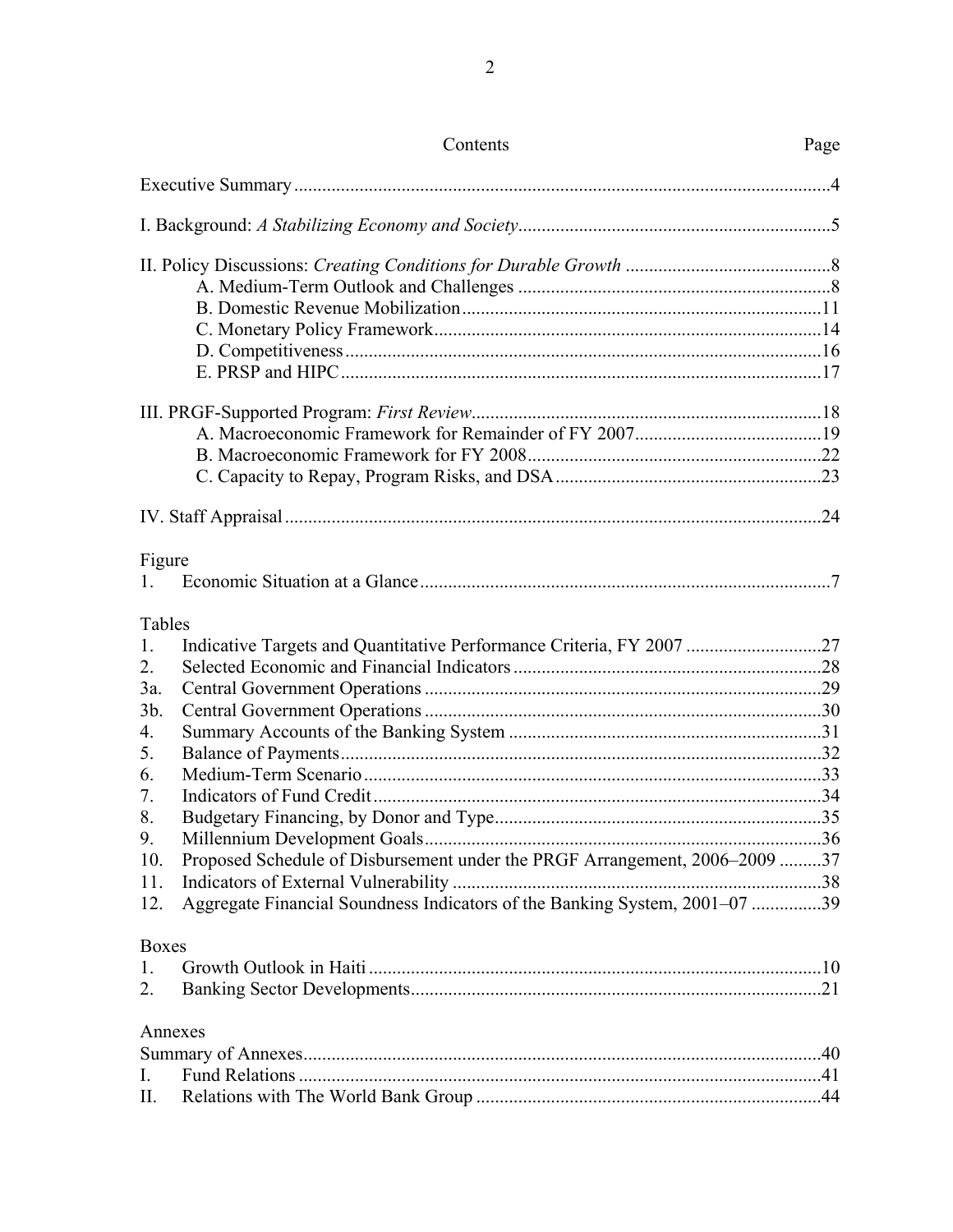## Contents

| | Page |
|---|---|
| Executive Summary | 4 |
| I. Background: *A Stabilizing Economy and Society* | 5 |
| II. Policy Discussions: *Creating Conditions for Durable Growth* | 8 |
| A. Medium-Term Outlook and Challenges | 8 |
| B. Domestic Revenue Mobilization | 11 |
| C. Monetary Policy Framework | 14 |
| D. Competitiveness | 16 |
| E. PRSP and HIPC | 17 |
| III. PRGF-Supported Program: *First Review* | 18 |
| A. Macroeconomic Framework for Remainder of FY 2007 | 19 |
| B. Macroeconomic Framework for FY 2008 | 22 |
| C. Capacity to Repay, Program Risks, and DSA | 23 |
| IV. Staff Appraisal | 24 |

**Figure**

| | | |
|---|---|---|
| 1. | Economic Situation at a Glance | 7 |

**Tables**

| | | |
|---|---|---|
| 1. | Indicative Targets and Quantitative Performance Criteria, FY 2007 | 27 |
| 2. | Selected Economic and Financial Indicators | 28 |
| 3a. | Central Government Operations | 29 |
| 3b. | Central Government Operations | 30 |
| 4. | Summary Accounts of the Banking System | 31 |
| 5. | Balance of Payments | 32 |
| 6. | Medium-Term Scenario | 33 |
| 7. | Indicators of Fund Credit | 34 |
| 8. | Budgetary Financing, by Donor and Type | 35 |
| 9. | Millennium Development Goals | 36 |
| 10. | Proposed Schedule of Disbursement under the PRGF Arrangement, 2006–2009 | 37 |
| 11. | Indicators of External Vulnerability | 38 |
| 12. | Aggregate Financial Soundness Indicators of the Banking System, 2001–07 | 39 |

**Boxes**

| | | |
|---|---|---|
| 1. | Growth Outlook in Haiti | 10 |
| 2. | Banking Sector Developments | 21 |

**Annexes**

| | | |
|---|---|---|
| | Summary of Annexes | 40 |
| I. | Fund Relations | 41 |
| II. | Relations with The World Bank Group | 44 |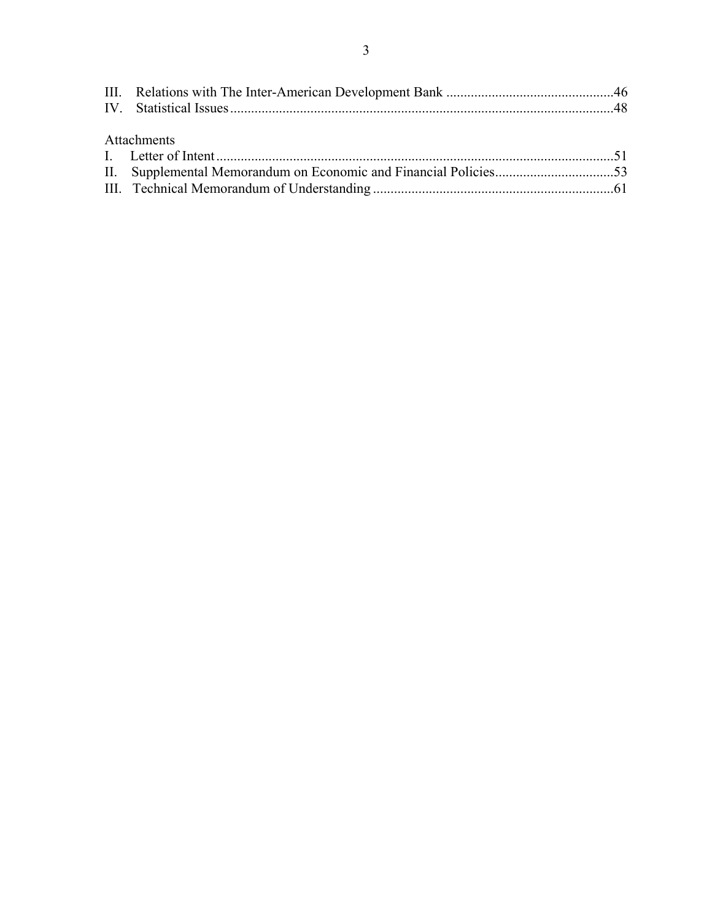III. Relations with The Inter-American Development Bank ..........................................46
IV. Statistical Issues..........................................................................................................48

Attachments

I. Letter of Intent ..............................................................................................................51
II. Supplemental Memorandum on Economic and Financial Policies.................................53
III. Technical Memorandum of Understanding ...................................................................61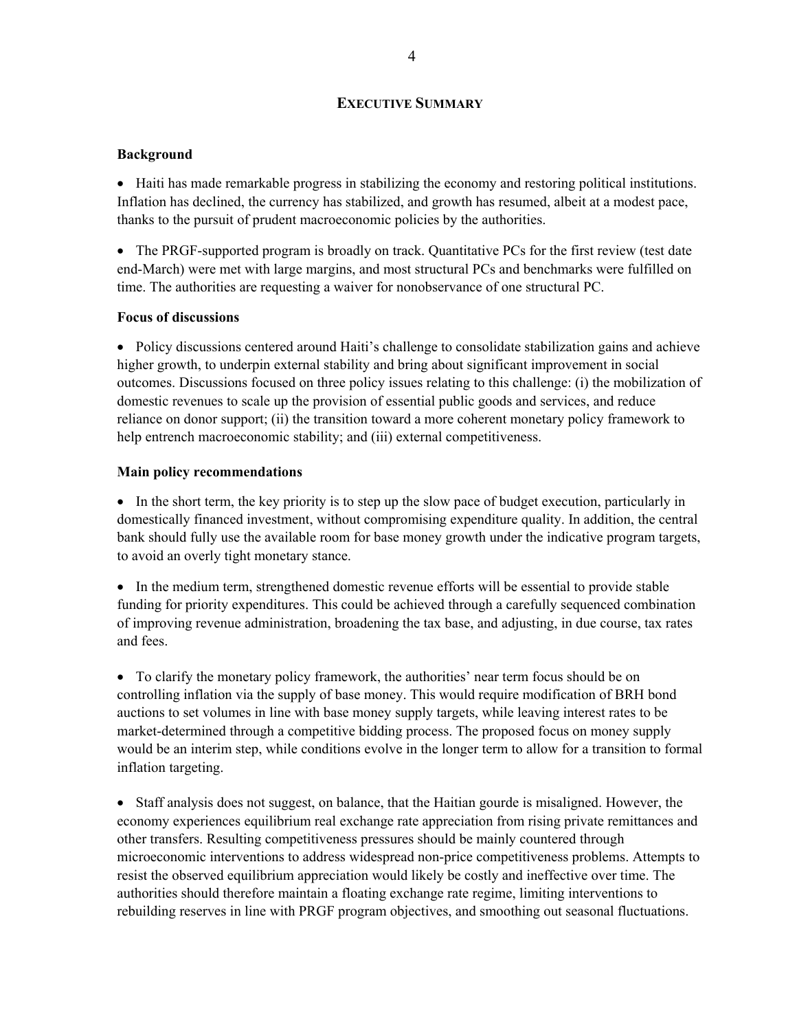## EXECUTIVE SUMMARY

**Background**

- Haiti has made remarkable progress in stabilizing the economy and restoring political institutions. Inflation has declined, the currency has stabilized, and growth has resumed, albeit at a modest pace, thanks to the pursuit of prudent macroeconomic policies by the authorities.

- The PRGF-supported program is broadly on track. Quantitative PCs for the first review (test date end-March) were met with large margins, and most structural PCs and benchmarks were fulfilled on time. The authorities are requesting a waiver for nonobservance of one structural PC.

**Focus of discussions**

- Policy discussions centered around Haiti's challenge to consolidate stabilization gains and achieve higher growth, to underpin external stability and bring about significant improvement in social outcomes. Discussions focused on three policy issues relating to this challenge: (i) the mobilization of domestic revenues to scale up the provision of essential public goods and services, and reduce reliance on donor support; (ii) the transition toward a more coherent monetary policy framework to help entrench macroeconomic stability; and (iii) external competitiveness.

**Main policy recommendations**

- In the short term, the key priority is to step up the slow pace of budget execution, particularly in domestically financed investment, without compromising expenditure quality. In addition, the central bank should fully use the available room for base money growth under the indicative program targets, to avoid an overly tight monetary stance.

- In the medium term, strengthened domestic revenue efforts will be essential to provide stable funding for priority expenditures. This could be achieved through a carefully sequenced combination of improving revenue administration, broadening the tax base, and adjusting, in due course, tax rates and fees.

- To clarify the monetary policy framework, the authorities' near term focus should be on controlling inflation via the supply of base money. This would require modification of BRH bond auctions to set volumes in line with base money supply targets, while leaving interest rates to be market-determined through a competitive bidding process. The proposed focus on money supply would be an interim step, while conditions evolve in the longer term to allow for a transition to formal inflation targeting.

- Staff analysis does not suggest, on balance, that the Haitian gourde is misaligned. However, the economy experiences equilibrium real exchange rate appreciation from rising private remittances and other transfers. Resulting competitiveness pressures should be mainly countered through microeconomic interventions to address widespread non-price competitiveness problems. Attempts to resist the observed equilibrium appreciation would likely be costly and ineffective over time. The authorities should therefore maintain a floating exchange rate regime, limiting interventions to rebuilding reserves in line with PRGF program objectives, and smoothing out seasonal fluctuations.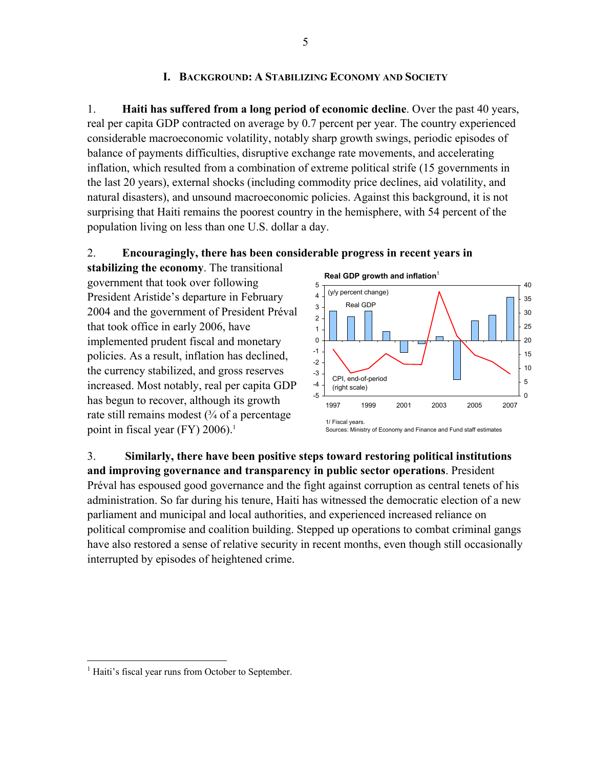## I. Background: A Stabilizing Economy and Society

1. **Haiti has suffered from a long period of economic decline**. Over the past 40 years, real per capita GDP contracted on average by 0.7 percent per year. The country experienced considerable macroeconomic volatility, notably sharp growth swings, periodic episodes of balance of payments difficulties, disruptive exchange rate movements, and accelerating inflation, which resulted from a combination of extreme political strife (15 governments in the last 20 years), external shocks (including commodity price declines, aid volatility, and natural disasters), and unsound macroeconomic policies. Against this background, it is not surprising that Haiti remains the poorest country in the hemisphere, with 54 percent of the population living on less than one U.S. dollar a day.

2. **Encouragingly, there has been considerable progress in recent years in stabilizing the economy**. The transitional government that took over following President Aristide's departure in February 2004 and the government of President Préval that took office in early 2006, have implemented prudent fiscal and monetary policies. As a result, inflation has declined, the currency stabilized, and gross reserves increased. Most notably, real per capita GDP has begun to recover, although its growth rate still remains modest (¾ of a percentage point in fiscal year (FY) 2006).[1]

**Real GDP growth and inflation**[1]

(y/y percent change)

1/ Fiscal years.
Sources: Ministry of Economy and Finance and Fund staff estimates

3. **Similarly, there have been positive steps toward restoring political institutions and improving governance and transparency in public sector operations**. President Préval has espoused good governance and the fight against corruption as central tenets of his administration. So far during his tenure, Haiti has witnessed the democratic election of a new parliament and municipal and local authorities, and experienced increased reliance on political compromise and coalition building. Stepped up operations to combat criminal gangs have also restored a sense of relative security in recent months, even though still occasionally interrupted by episodes of heightened crime.

---

[1] Haiti's fiscal year runs from October to September.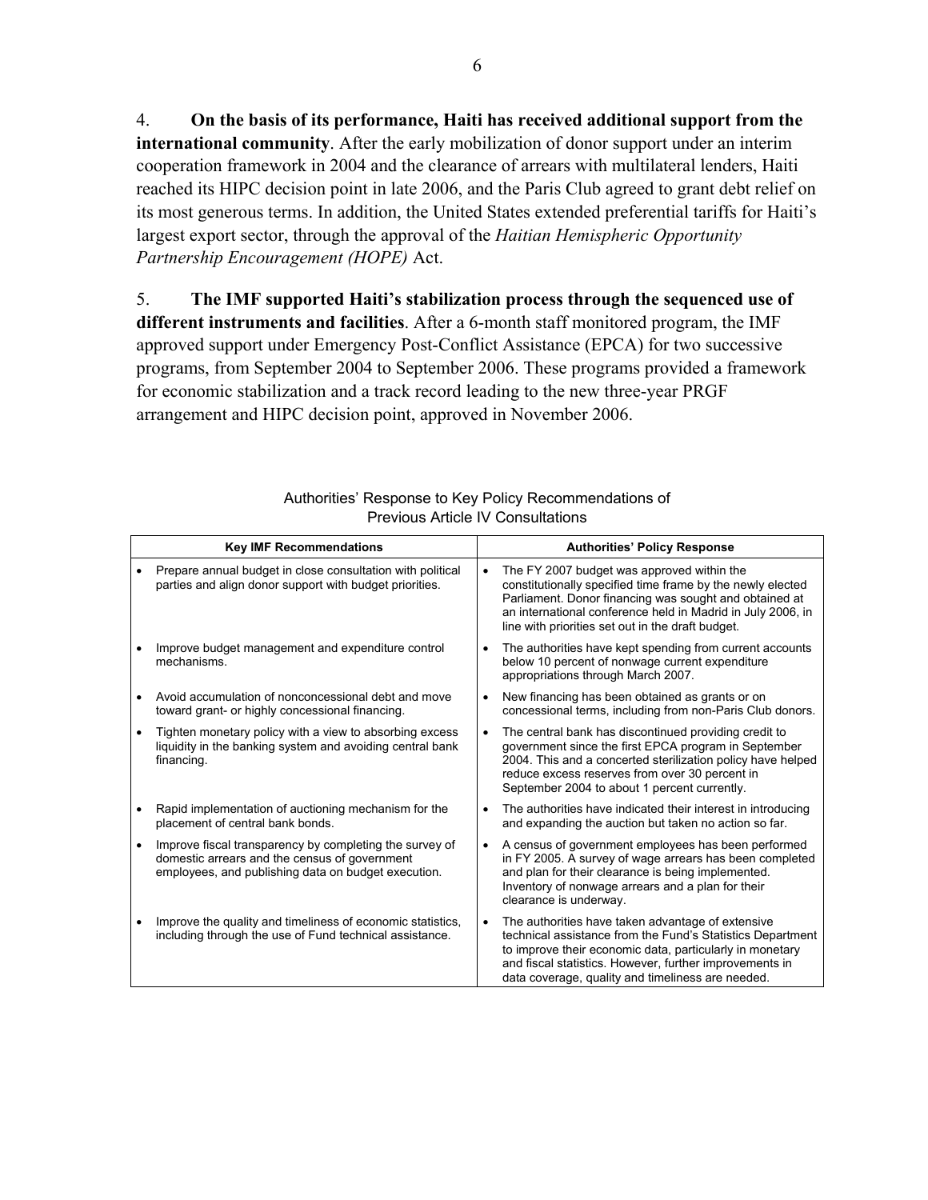4. **On the basis of its performance, Haiti has received additional support from the international community**. After the early mobilization of donor support under an interim cooperation framework in 2004 and the clearance of arrears with multilateral lenders, Haiti reached its HIPC decision point in late 2006, and the Paris Club agreed to grant debt relief on its most generous terms. In addition, the United States extended preferential tariffs for Haiti's largest export sector, through the approval of the *Haitian Hemispheric Opportunity Partnership Encouragement (HOPE)* Act.

5. **The IMF supported Haiti's stabilization process through the sequenced use of different instruments and facilities**. After a 6-month staff monitored program, the IMF approved support under Emergency Post-Conflict Assistance (EPCA) for two successive programs, from September 2004 to September 2006. These programs provided a framework for economic stabilization and a track record leading to the new three-year PRGF arrangement and HIPC decision point, approved in November 2006.

Authorities' Response to Key Policy Recommendations of Previous Article IV Consultations

| Key IMF Recommendations | Authorities' Policy Response |
|---|---|
| • Prepare annual budget in close consultation with political parties and align donor support with budget priorities. | • The FY 2007 budget was approved within the constitutionally specified time frame by the newly elected Parliament. Donor financing was sought and obtained at an international conference held in Madrid in July 2006, in line with priorities set out in the draft budget. |
| • Improve budget management and expenditure control mechanisms. | • The authorities have kept spending from current accounts below 10 percent of nonwage current expenditure appropriations through March 2007. |
| • Avoid accumulation of nonconcessional debt and move toward grant- or highly concessional financing. | • New financing has been obtained as grants or on concessional terms, including from non-Paris Club donors. |
| • Tighten monetary policy with a view to absorbing excess liquidity in the banking system and avoiding central bank financing. | • The central bank has discontinued providing credit to government since the first EPCA program in September 2004. This and a concerted sterilization policy have helped reduce excess reserves from over 30 percent in September 2004 to about 1 percent currently. |
| • Rapid implementation of auctioning mechanism for the placement of central bank bonds. | • The authorities have indicated their interest in introducing and expanding the auction but taken no action so far. |
| • Improve fiscal transparency by completing the survey of domestic arrears and the census of government employees, and publishing data on budget execution. | • A census of government employees has been performed in FY 2005. A survey of wage arrears has been completed and plan for their clearance is being implemented. Inventory of nonwage arrears and a plan for their clearance is underway. |
| • Improve the quality and timeliness of economic statistics, including through the use of Fund technical assistance. | • The authorities have taken advantage of extensive technical assistance from the Fund's Statistics Department to improve their economic data, particularly in monetary and fiscal statistics. However, further improvements in data coverage, quality and timeliness are needed. |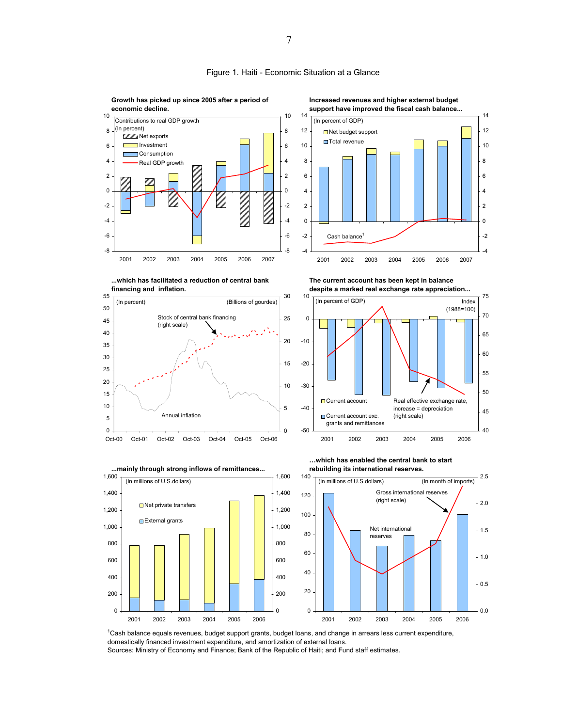# Figure 1. Haiti - Economic Situation at a Glance

**Growth has picked up since 2005 after a period of economic decline.**

Contributions to real GDP growth (In percent)

- Net exports
- Investment
- Consumption
- Real GDP growth

**Increased revenues and higher external budget support have improved the fiscal cash balance...**

(In percent of GDP)

- Net budget support
- Total revenue
- Cash balance[1]

**...which has facilitated a reduction of central bank financing and inflation.**

(In percent) (Billions of gourdes)

- Stock of central bank financing (right scale)
- Annual inflation

**The current account has been kept in balance despite a marked real exchange rate appreciation...**

(In percent of GDP) Index (1988=100)

- Current account
- Current account exc. grants and remittances
- Real effective exchange rate, increase = depreciation (right scale)

**...mainly through strong inflows of remittances...**

(In millions of U.S.dollars)

- Net private transfers
- External grants

**...which has enabled the central bank to start rebuilding its international reserves.**

(In millions of U.S.dollars) (In month of imports)

- Gross international reserves (right scale)
- Net international reserves

[1] Cash balance equals revenues, budget support grants, budget loans, and change in arrears less current expenditure, domestically financed investment expenditure, and amortization of external loans.

Sources: Ministry of Economy and Finance; Bank of the Republic of Haiti; and Fund staff estimates.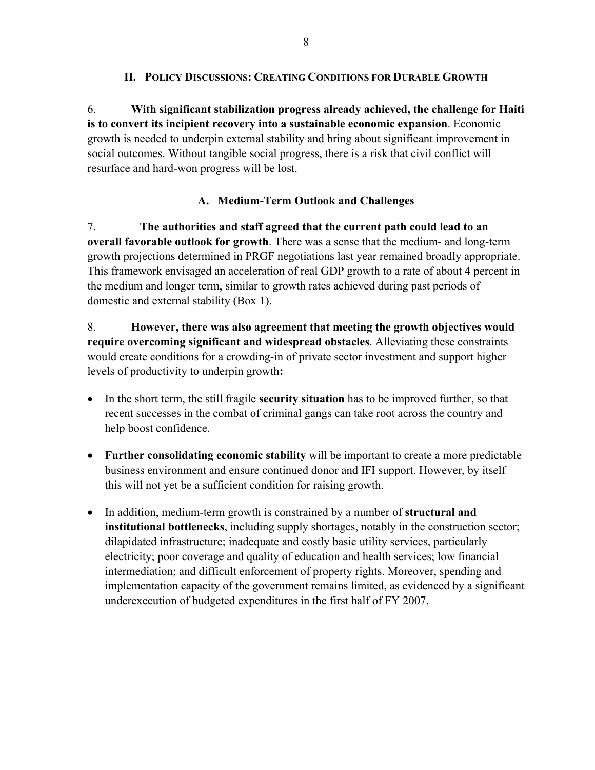## II. Policy Discussions: Creating Conditions for Durable Growth

6. **With significant stabilization progress already achieved, the challenge for Haiti is to convert its incipient recovery into a sustainable economic expansion**. Economic growth is needed to underpin external stability and bring about significant improvement in social outcomes. Without tangible social progress, there is a risk that civil conflict will resurface and hard-won progress will be lost.

### A. Medium-Term Outlook and Challenges

7. **The authorities and staff agreed that the current path could lead to an overall favorable outlook for growth**. There was a sense that the medium- and long-term growth projections determined in PRGF negotiations last year remained broadly appropriate. This framework envisaged an acceleration of real GDP growth to a rate of about 4 percent in the medium and longer term, similar to growth rates achieved during past periods of domestic and external stability (Box 1).

8. **However, there was also agreement that meeting the growth objectives would require overcoming significant and widespread obstacles**. Alleviating these constraints would create conditions for a crowding-in of private sector investment and support higher levels of productivity to underpin growth**:**

- In the short term, the still fragile **security situation** has to be improved further, so that recent successes in the combat of criminal gangs can take root across the country and help boost confidence.
- **Further consolidating economic stability** will be important to create a more predictable business environment and ensure continued donor and IFI support. However, by itself this will not yet be a sufficient condition for raising growth.
- In addition, medium-term growth is constrained by a number of **structural and institutional bottlenecks**, including supply shortages, notably in the construction sector; dilapidated infrastructure; inadequate and costly basic utility services, particularly electricity; poor coverage and quality of education and health services; low financial intermediation; and difficult enforcement of property rights. Moreover, spending and implementation capacity of the government remains limited, as evidenced by a significant underexecution of budgeted expenditures in the first half of FY 2007.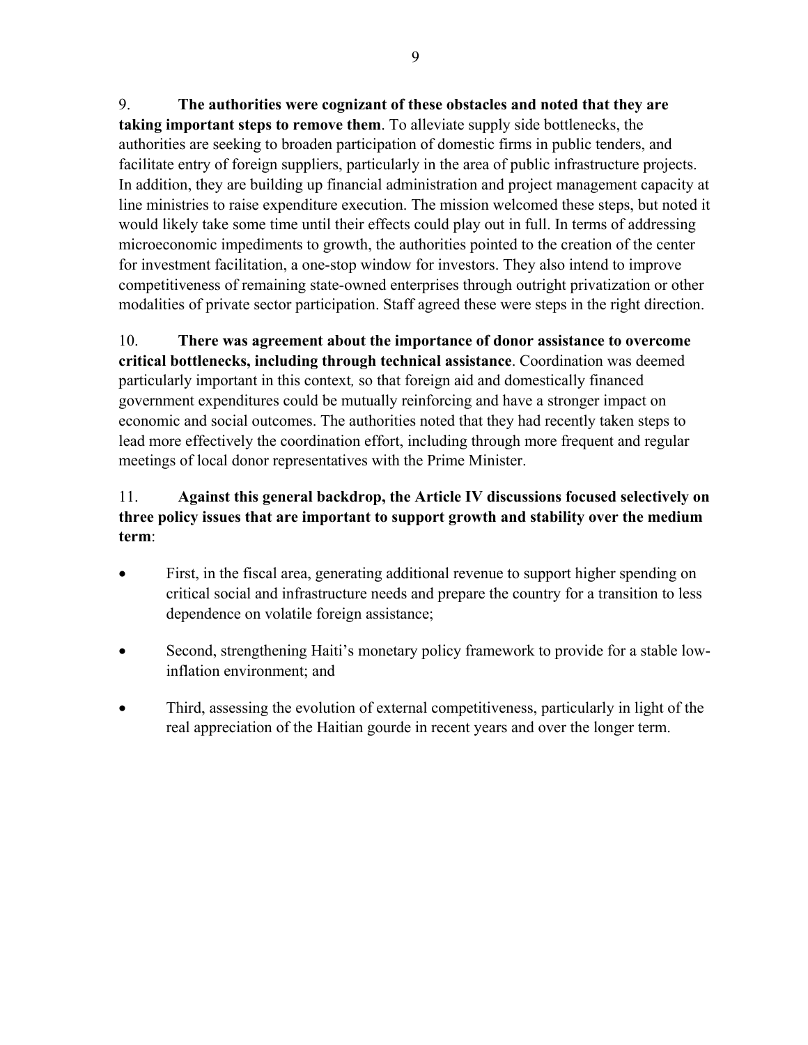9. **The authorities were cognizant of these obstacles and noted that they are taking important steps to remove them**. To alleviate supply side bottlenecks, the authorities are seeking to broaden participation of domestic firms in public tenders, and facilitate entry of foreign suppliers, particularly in the area of public infrastructure projects. In addition, they are building up financial administration and project management capacity at line ministries to raise expenditure execution. The mission welcomed these steps, but noted it would likely take some time until their effects could play out in full. In terms of addressing microeconomic impediments to growth, the authorities pointed to the creation of the center for investment facilitation, a one-stop window for investors. They also intend to improve competitiveness of remaining state-owned enterprises through outright privatization or other modalities of private sector participation. Staff agreed these were steps in the right direction.

10. **There was agreement about the importance of donor assistance to overcome critical bottlenecks, including through technical assistance**. Coordination was deemed particularly important in this context, so that foreign aid and domestically financed government expenditures could be mutually reinforcing and have a stronger impact on economic and social outcomes. The authorities noted that they had recently taken steps to lead more effectively the coordination effort, including through more frequent and regular meetings of local donor representatives with the Prime Minister.

11. **Against this general backdrop, the Article IV discussions focused selectively on three policy issues that are important to support growth and stability over the medium term**:

- First, in the fiscal area, generating additional revenue to support higher spending on critical social and infrastructure needs and prepare the country for a transition to less dependence on volatile foreign assistance;
- Second, strengthening Haiti's monetary policy framework to provide for a stable low-inflation environment; and
- Third, assessing the evolution of external competitiveness, particularly in light of the real appreciation of the Haitian gourde in recent years and over the longer term.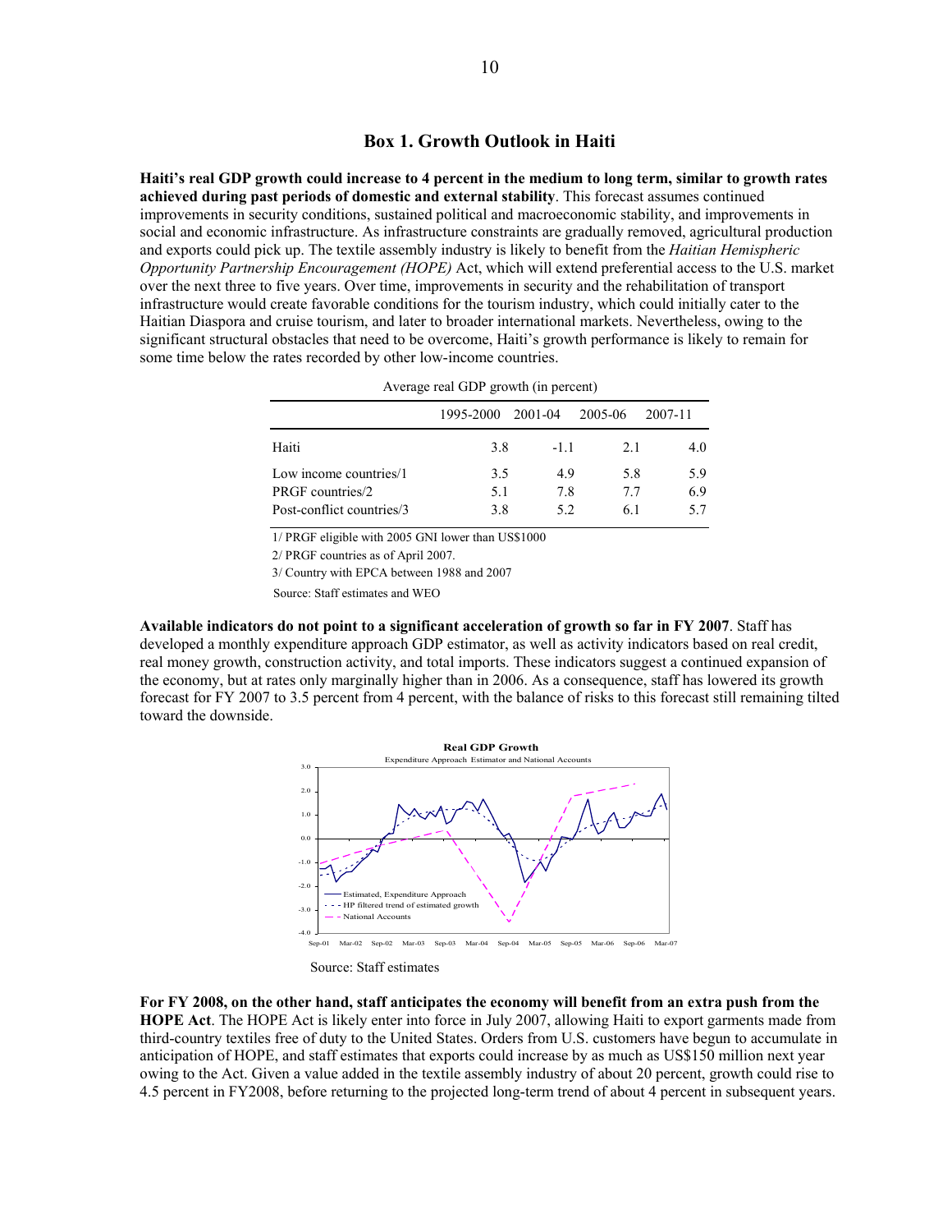## Box 1. Growth Outlook in Haiti

**Haiti's real GDP growth could increase to 4 percent in the medium to long term, similar to growth rates achieved during past periods of domestic and external stability**. This forecast assumes continued improvements in security conditions, sustained political and macroeconomic stability, and improvements in social and economic infrastructure. As infrastructure constraints are gradually removed, agricultural production and exports could pick up. The textile assembly industry is likely to benefit from the *Haitian Hemispheric Opportunity Partnership Encouragement (HOPE)* Act, which will extend preferential access to the U.S. market over the next three to five years. Over time, improvements in security and the rehabilitation of transport infrastructure would create favorable conditions for the tourism industry, which could initially cater to the Haitian Diaspora and cruise tourism, and later to broader international markets. Nevertheless, owing to the significant structural obstacles that need to be overcome, Haiti's growth performance is likely to remain for some time below the rates recorded by other low-income countries.

Average real GDP growth (in percent)

| | 1995-2000 | 2001-04 | 2005-06 | 2007-11 |
|---|---|---|---|---|
| Haiti | 3.8 | -1.1 | 2.1 | 4.0 |
| Low income countries/1 | 3.5 | 4.9 | 5.8 | 5.9 |
| PRGF countries/2 | 5.1 | 7.8 | 7.7 | 6.9 |
| Post-conflict countries/3 | 3.8 | 5.2 | 6.1 | 5.7 |

1/ PRGF eligible with 2005 GNI lower than US$1000

2/ PRGF countries as of April 2007.

3/ Country with EPCA between 1988 and 2007

Source: Staff estimates and WEO

**Available indicators do not point to a significant acceleration of growth so far in FY 2007**. Staff has developed a monthly expenditure approach GDP estimator, as well as activity indicators based on real credit, real money growth, construction activity, and total imports. These indicators suggest a continued expansion of the economy, but at rates only marginally higher than in 2006. As a consequence, staff has lowered its growth forecast for FY 2007 to 3.5 percent from 4 percent, with the balance of risks to this forecast still remaining tilted toward the downside.

**Real GDP Growth**
Expenditure Approach Estimator and National Accounts

Source: Staff estimates

**For FY 2008, on the other hand, staff anticipates the economy will benefit from an extra push from the HOPE Act**. The HOPE Act is likely enter into force in July 2007, allowing Haiti to export garments made from third-country textiles free of duty to the United States. Orders from U.S. customers have begun to accumulate in anticipation of HOPE, and staff estimates that exports could increase by as much as US$150 million next year owing to the Act. Given a value added in the textile assembly industry of about 20 percent, growth could rise to 4.5 percent in FY2008, before returning to the projected long-term trend of about 4 percent in subsequent years.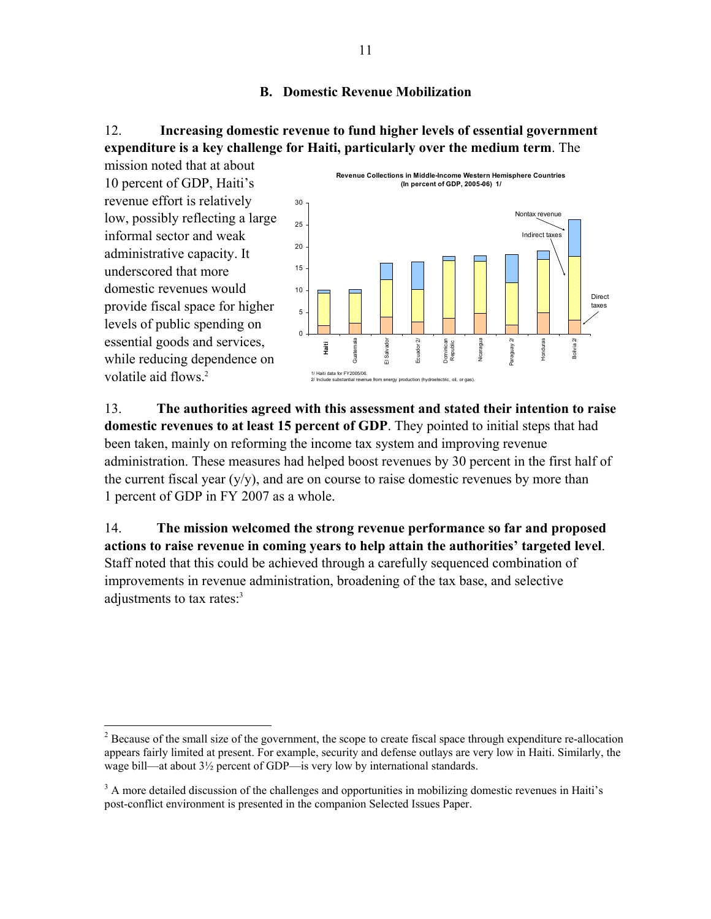## B. Domestic Revenue Mobilization

12. **Increasing domestic revenue to fund higher levels of essential government expenditure is a key challenge for Haiti, particularly over the medium term**. The mission noted that at about 10 percent of GDP, Haiti's revenue effort is relatively low, possibly reflecting a large informal sector and weak administrative capacity. It underscored that more domestic revenues would provide fiscal space for higher levels of public spending on essential goods and services, while reducing dependence on volatile aid flows.[2]

**Revenue Collections in Middle-Income Western Hemisphere Countries (In percent of GDP, 2005-06) 1/**

1/ Haiti data for FY2005/06.
2/ Include substantial revenue from energy production (hydroelectric, oil, or gas).

13. **The authorities agreed with this assessment and stated their intention to raise domestic revenues to at least 15 percent of GDP**. They pointed to initial steps that had been taken, mainly on reforming the income tax system and improving revenue administration. These measures had helped boost revenues by 30 percent in the first half of the current fiscal year (y/y), and are on course to raise domestic revenues by more than 1 percent of GDP in FY 2007 as a whole.

14. **The mission welcomed the strong revenue performance so far and proposed actions to raise revenue in coming years to help attain the authorities' targeted level**. Staff noted that this could be achieved through a carefully sequenced combination of improvements in revenue administration, broadening of the tax base, and selective adjustments to tax rates:[3]

---

[2] Because of the small size of the government, the scope to create fiscal space through expenditure re-allocation appears fairly limited at present. For example, security and defense outlays are very low in Haiti. Similarly, the wage bill—at about 3½ percent of GDP—is very low by international standards.

[3] A more detailed discussion of the challenges and opportunities in mobilizing domestic revenues in Haiti's post-conflict environment is presented in the companion Selected Issues Paper.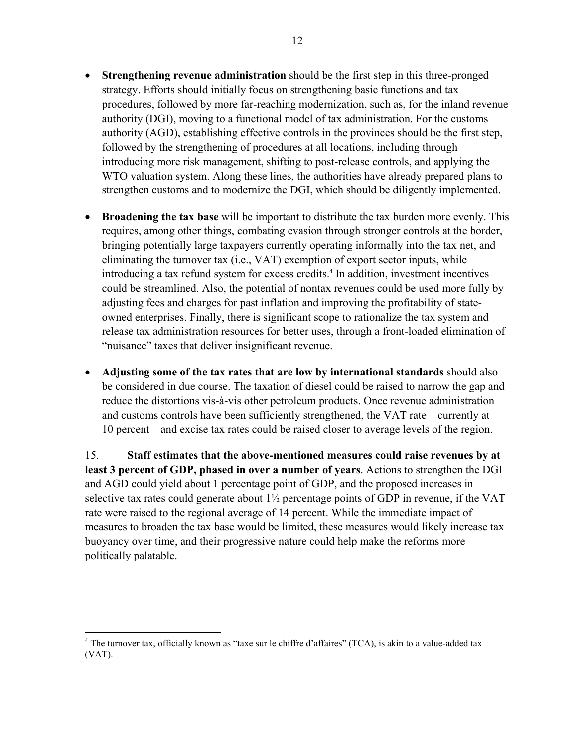- **Strengthening revenue administration** should be the first step in this three-pronged strategy. Efforts should initially focus on strengthening basic functions and tax procedures, followed by more far-reaching modernization, such as, for the inland revenue authority (DGI), moving to a functional model of tax administration. For the customs authority (AGD), establishing effective controls in the provinces should be the first step, followed by the strengthening of procedures at all locations, including through introducing more risk management, shifting to post-release controls, and applying the WTO valuation system. Along these lines, the authorities have already prepared plans to strengthen customs and to modernize the DGI, which should be diligently implemented.

- **Broadening the tax base** will be important to distribute the tax burden more evenly. This requires, among other things, combating evasion through stronger controls at the border, bringing potentially large taxpayers currently operating informally into the tax net, and eliminating the turnover tax (i.e., VAT) exemption of export sector inputs, while introducing a tax refund system for excess credits.[4] In addition, investment incentives could be streamlined. Also, the potential of nontax revenues could be used more fully by adjusting fees and charges for past inflation and improving the profitability of state-owned enterprises. Finally, there is significant scope to rationalize the tax system and release tax administration resources for better uses, through a front-loaded elimination of "nuisance" taxes that deliver insignificant revenue.

- **Adjusting some of the tax rates that are low by international standards** should also be considered in due course. The taxation of diesel could be raised to narrow the gap and reduce the distortions vis-à-vis other petroleum products. Once revenue administration and customs controls have been sufficiently strengthened, the VAT rate—currently at 10 percent—and excise tax rates could be raised closer to average levels of the region.

15. **Staff estimates that the above-mentioned measures could raise revenues by at least 3 percent of GDP, phased in over a number of years**. Actions to strengthen the DGI and AGD could yield about 1 percentage point of GDP, and the proposed increases in selective tax rates could generate about 1½ percentage points of GDP in revenue, if the VAT rate were raised to the regional average of 14 percent. While the immediate impact of measures to broaden the tax base would be limited, these measures would likely increase tax buoyancy over time, and their progressive nature could help make the reforms more politically palatable.

---

[4] The turnover tax, officially known as "taxe sur le chiffre d'affaires" (TCA), is akin to a value-added tax (VAT).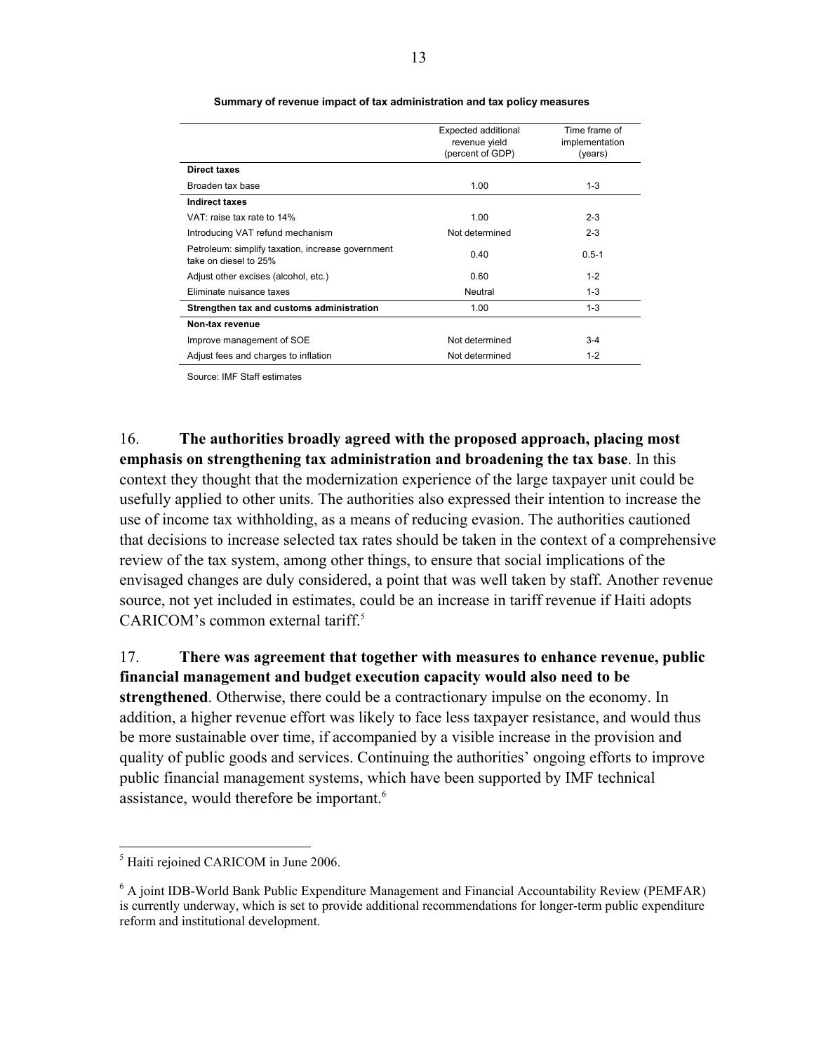**Summary of revenue impact of tax administration and tax policy measures**

| | Expected additional revenue yield (percent of GDP) | Time frame of implementation (years) |
|---|---|---|
| **Direct taxes** | | |
| Broaden tax base | 1.00 | 1-3 |
| **Indirect taxes** | | |
| VAT: raise tax rate to 14% | 1.00 | 2-3 |
| Introducing VAT refund mechanism | Not determined | 2-3 |
| Petroleum: simplify taxation, increase government take on diesel to 25% | 0.40 | 0.5-1 |
| Adjust other excises (alcohol, etc.) | 0.60 | 1-2 |
| Eliminate nuisance taxes | Neutral | 1-3 |
| **Strengthen tax and customs administration** | 1.00 | 1-3 |
| **Non-tax revenue** | | |
| Improve management of SOE | Not determined | 3-4 |
| Adjust fees and charges to inflation | Not determined | 1-2 |

Source: IMF Staff estimates

16. **The authorities broadly agreed with the proposed approach, placing most emphasis on strengthening tax administration and broadening the tax base**. In this context they thought that the modernization experience of the large taxpayer unit could be usefully applied to other units. The authorities also expressed their intention to increase the use of income tax withholding, as a means of reducing evasion. The authorities cautioned that decisions to increase selected tax rates should be taken in the context of a comprehensive review of the tax system, among other things, to ensure that social implications of the envisaged changes are duly considered, a point that was well taken by staff. Another revenue source, not yet included in estimates, could be an increase in tariff revenue if Haiti adopts CARICOM's common external tariff.[5]

17. **There was agreement that together with measures to enhance revenue, public financial management and budget execution capacity would also need to be strengthened**. Otherwise, there could be a contractionary impulse on the economy. In addition, a higher revenue effort was likely to face less taxpayer resistance, and would thus be more sustainable over time, if accompanied by a visible increase in the provision and quality of public goods and services. Continuing the authorities' ongoing efforts to improve public financial management systems, which have been supported by IMF technical assistance, would therefore be important.[6]

[5] Haiti rejoined CARICOM in June 2006.

[6] A joint IDB-World Bank Public Expenditure Management and Financial Accountability Review (PEMFAR) is currently underway, which is set to provide additional recommendations for longer-term public expenditure reform and institutional development.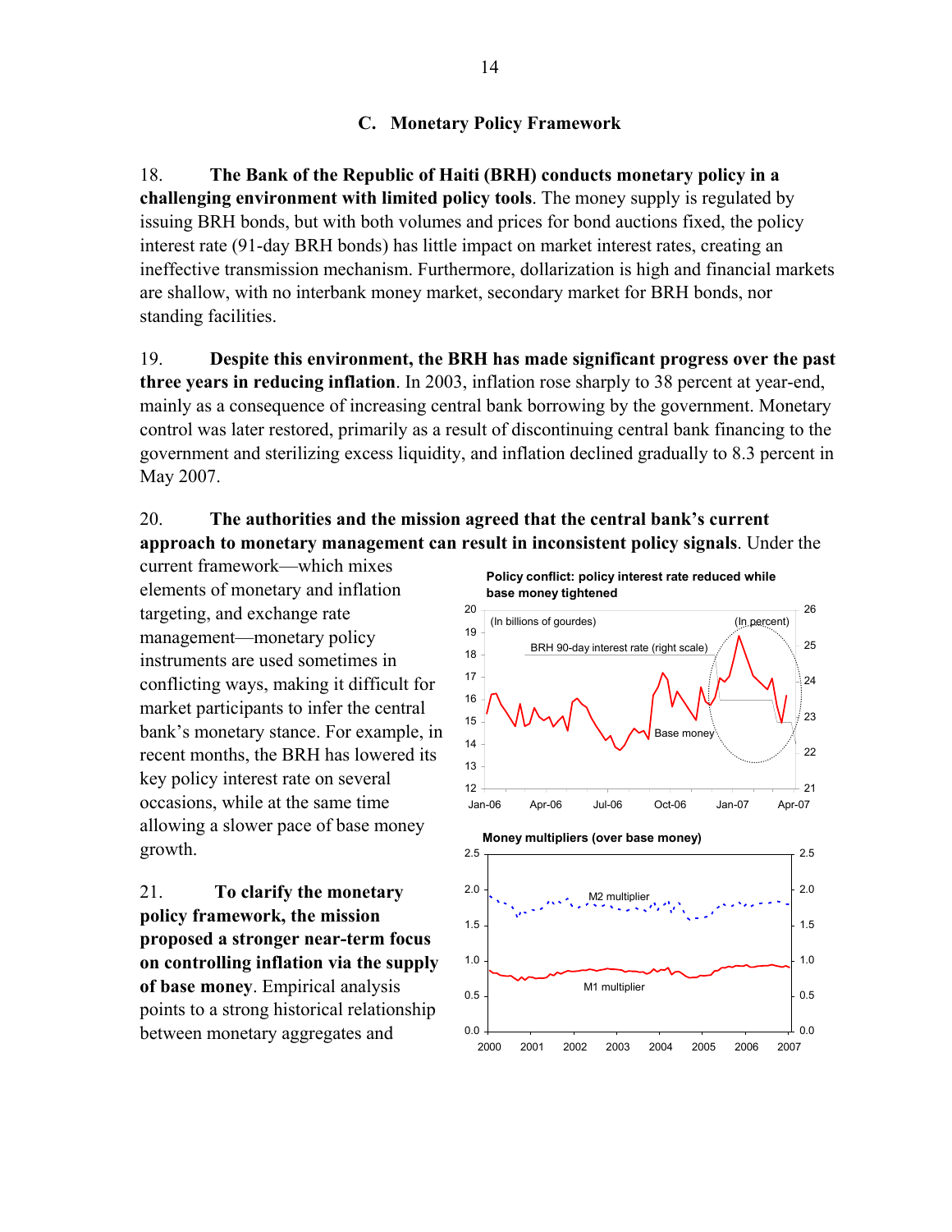## C. Monetary Policy Framework

18. **The Bank of the Republic of Haiti (BRH) conducts monetary policy in a challenging environment with limited policy tools**. The money supply is regulated by issuing BRH bonds, but with both volumes and prices for bond auctions fixed, the policy interest rate (91-day BRH bonds) has little impact on market interest rates, creating an ineffective transmission mechanism. Furthermore, dollarization is high and financial markets are shallow, with no interbank money market, secondary market for BRH bonds, nor standing facilities.

19. **Despite this environment, the BRH has made significant progress over the past three years in reducing inflation**. In 2003, inflation rose sharply to 38 percent at year-end, mainly as a consequence of increasing central bank borrowing by the government. Monetary control was later restored, primarily as a result of discontinuing central bank financing to the government and sterilizing excess liquidity, and inflation declined gradually to 8.3 percent in May 2007.

20. **The authorities and the mission agreed that the central bank's current approach to monetary management can result in inconsistent policy signals**. Under the current framework—which mixes elements of monetary and inflation targeting, and exchange rate management—monetary policy instruments are used sometimes in conflicting ways, making it difficult for market participants to infer the central bank's monetary stance. For example, in recent months, the BRH has lowered its key policy interest rate on several occasions, while at the same time allowing a slower pace of base money growth.

**Policy conflict: policy interest rate reduced while base money tightened**

**Money multipliers (over base money)**

21. **To clarify the monetary policy framework, the mission proposed a stronger near-term focus on controlling inflation via the supply of base money**. Empirical analysis points to a strong historical relationship between monetary aggregates and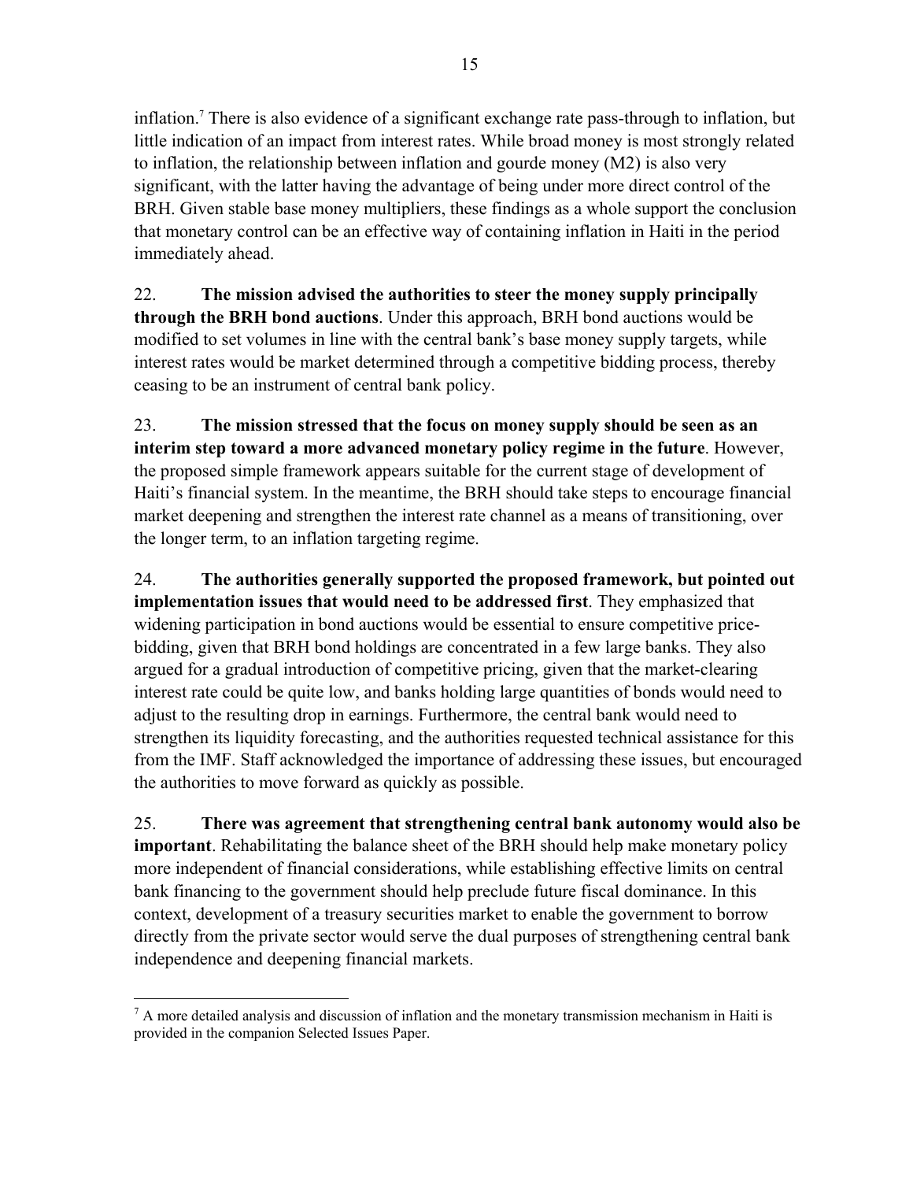inflation.[7] There is also evidence of a significant exchange rate pass-through to inflation, but little indication of an impact from interest rates. While broad money is most strongly related to inflation, the relationship between inflation and gourde money (M2) is also very significant, with the latter having the advantage of being under more direct control of the BRH. Given stable base money multipliers, these findings as a whole support the conclusion that monetary control can be an effective way of containing inflation in Haiti in the period immediately ahead.

22. **The mission advised the authorities to steer the money supply principally through the BRH bond auctions**. Under this approach, BRH bond auctions would be modified to set volumes in line with the central bank's base money supply targets, while interest rates would be market determined through a competitive bidding process, thereby ceasing to be an instrument of central bank policy.

23. **The mission stressed that the focus on money supply should be seen as an interim step toward a more advanced monetary policy regime in the future**. However, the proposed simple framework appears suitable for the current stage of development of Haiti's financial system. In the meantime, the BRH should take steps to encourage financial market deepening and strengthen the interest rate channel as a means of transitioning, over the longer term, to an inflation targeting regime.

24. **The authorities generally supported the proposed framework, but pointed out implementation issues that would need to be addressed first**. They emphasized that widening participation in bond auctions would be essential to ensure competitive price-bidding, given that BRH bond holdings are concentrated in a few large banks. They also argued for a gradual introduction of competitive pricing, given that the market-clearing interest rate could be quite low, and banks holding large quantities of bonds would need to adjust to the resulting drop in earnings. Furthermore, the central bank would need to strengthen its liquidity forecasting, and the authorities requested technical assistance for this from the IMF. Staff acknowledged the importance of addressing these issues, but encouraged the authorities to move forward as quickly as possible.

25. **There was agreement that strengthening central bank autonomy would also be important**. Rehabilitating the balance sheet of the BRH should help make monetary policy more independent of financial considerations, while establishing effective limits on central bank financing to the government should help preclude future fiscal dominance. In this context, development of a treasury securities market to enable the government to borrow directly from the private sector would serve the dual purposes of strengthening central bank independence and deepening financial markets.

---

[7] A more detailed analysis and discussion of inflation and the monetary transmission mechanism in Haiti is provided in the companion Selected Issues Paper.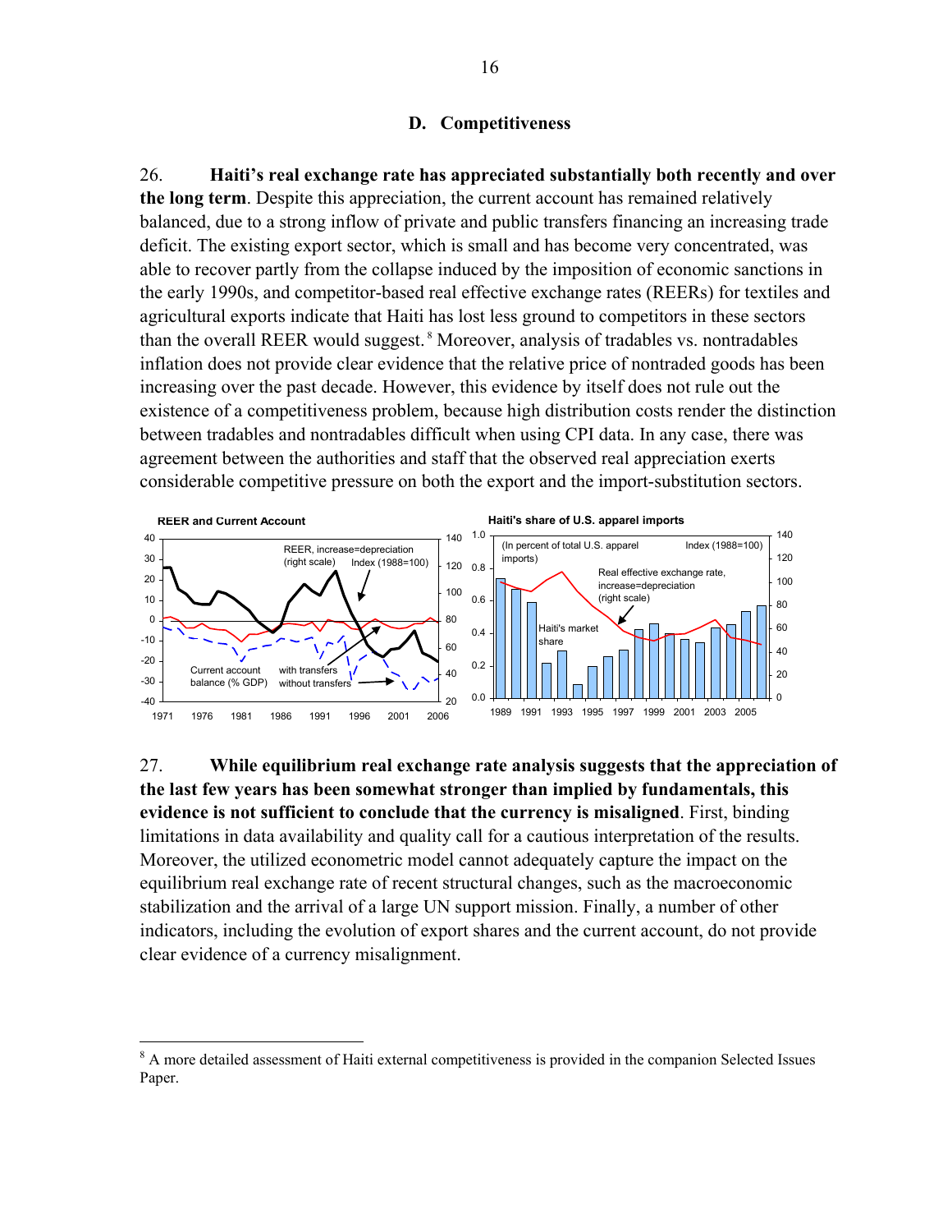### D. Competitiveness

26. **Haiti's real exchange rate has appreciated substantially both recently and over the long term**. Despite this appreciation, the current account has remained relatively balanced, due to a strong inflow of private and public transfers financing an increasing trade deficit. The existing export sector, which is small and has become very concentrated, was able to recover partly from the collapse induced by the imposition of economic sanctions in the early 1990s, and competitor-based real effective exchange rates (REERs) for textiles and agricultural exports indicate that Haiti has lost less ground to competitors in these sectors than the overall REER would suggest.[8] Moreover, analysis of tradables vs. nontradables inflation does not provide clear evidence that the relative price of nontraded goods has been increasing over the past decade. However, this evidence by itself does not rule out the existence of a competitiveness problem, because high distribution costs render the distinction between tradables and nontradables difficult when using CPI data. In any case, there was agreement between the authorities and staff that the observed real appreciation exerts considerable competitive pressure on both the export and the import-substitution sectors.

27. **While equilibrium real exchange rate analysis suggests that the appreciation of the last few years has been somewhat stronger than implied by fundamentals, this evidence is not sufficient to conclude that the currency is misaligned**. First, binding limitations in data availability and quality call for a cautious interpretation of the results. Moreover, the utilized econometric model cannot adequately capture the impact on the equilibrium real exchange rate of recent structural changes, such as the macroeconomic stabilization and the arrival of a large UN support mission. Finally, a number of other indicators, including the evolution of export shares and the current account, do not provide clear evidence of a currency misalignment.

---

[8] A more detailed assessment of Haiti external competitiveness is provided in the companion Selected Issues Paper.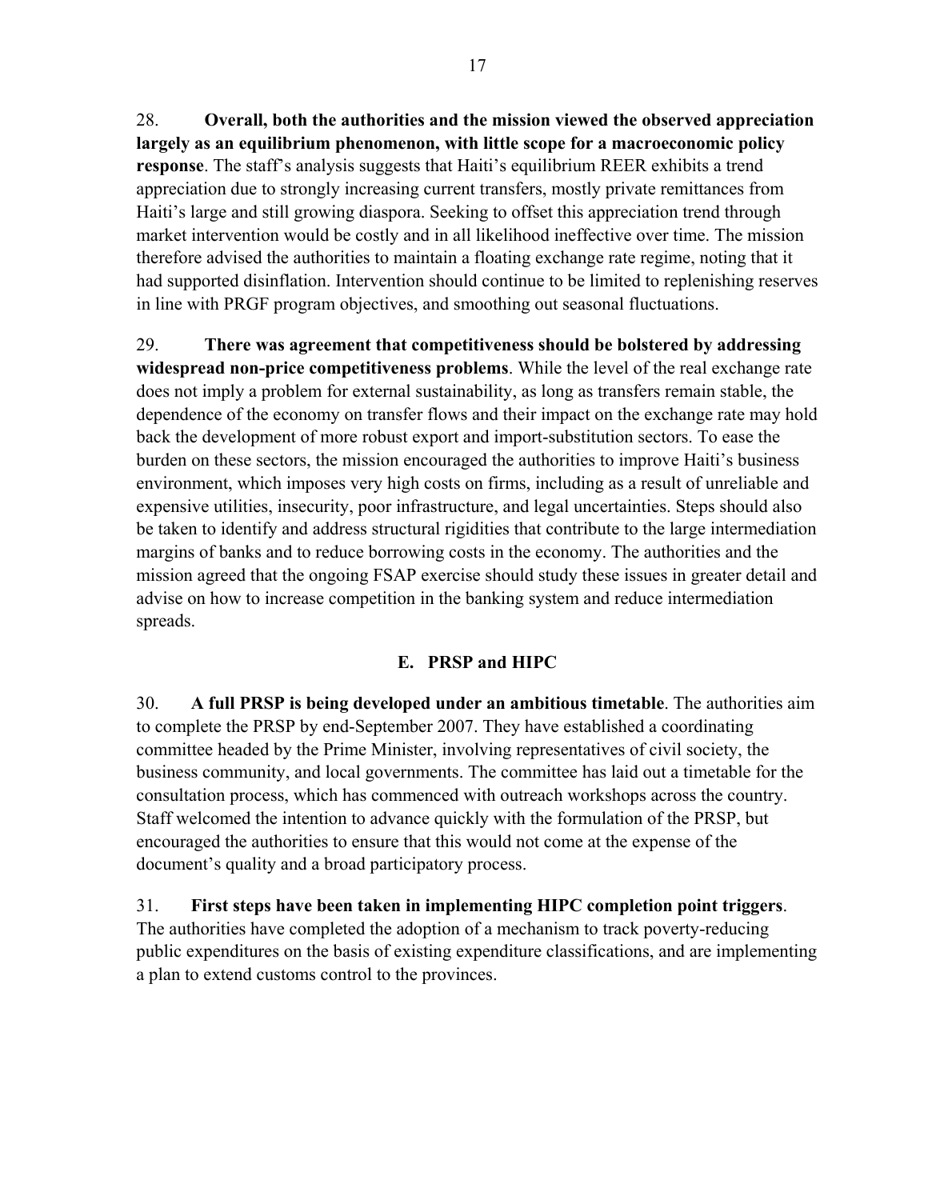28. **Overall, both the authorities and the mission viewed the observed appreciation largely as an equilibrium phenomenon, with little scope for a macroeconomic policy response**. The staff's analysis suggests that Haiti's equilibrium REER exhibits a trend appreciation due to strongly increasing current transfers, mostly private remittances from Haiti's large and still growing diaspora. Seeking to offset this appreciation trend through market intervention would be costly and in all likelihood ineffective over time. The mission therefore advised the authorities to maintain a floating exchange rate regime, noting that it had supported disinflation. Intervention should continue to be limited to replenishing reserves in line with PRGF program objectives, and smoothing out seasonal fluctuations.

29. **There was agreement that competitiveness should be bolstered by addressing widespread non-price competitiveness problems**. While the level of the real exchange rate does not imply a problem for external sustainability, as long as transfers remain stable, the dependence of the economy on transfer flows and their impact on the exchange rate may hold back the development of more robust export and import-substitution sectors. To ease the burden on these sectors, the mission encouraged the authorities to improve Haiti's business environment, which imposes very high costs on firms, including as a result of unreliable and expensive utilities, insecurity, poor infrastructure, and legal uncertainties. Steps should also be taken to identify and address structural rigidities that contribute to the large intermediation margins of banks and to reduce borrowing costs in the economy. The authorities and the mission agreed that the ongoing FSAP exercise should study these issues in greater detail and advise on how to increase competition in the banking system and reduce intermediation spreads.

## E. PRSP and HIPC

30. **A full PRSP is being developed under an ambitious timetable**. The authorities aim to complete the PRSP by end-September 2007. They have established a coordinating committee headed by the Prime Minister, involving representatives of civil society, the business community, and local governments. The committee has laid out a timetable for the consultation process, which has commenced with outreach workshops across the country. Staff welcomed the intention to advance quickly with the formulation of the PRSP, but encouraged the authorities to ensure that this would not come at the expense of the document's quality and a broad participatory process.

31. **First steps have been taken in implementing HIPC completion point triggers**. The authorities have completed the adoption of a mechanism to track poverty-reducing public expenditures on the basis of existing expenditure classifications, and are implementing a plan to extend customs control to the provinces.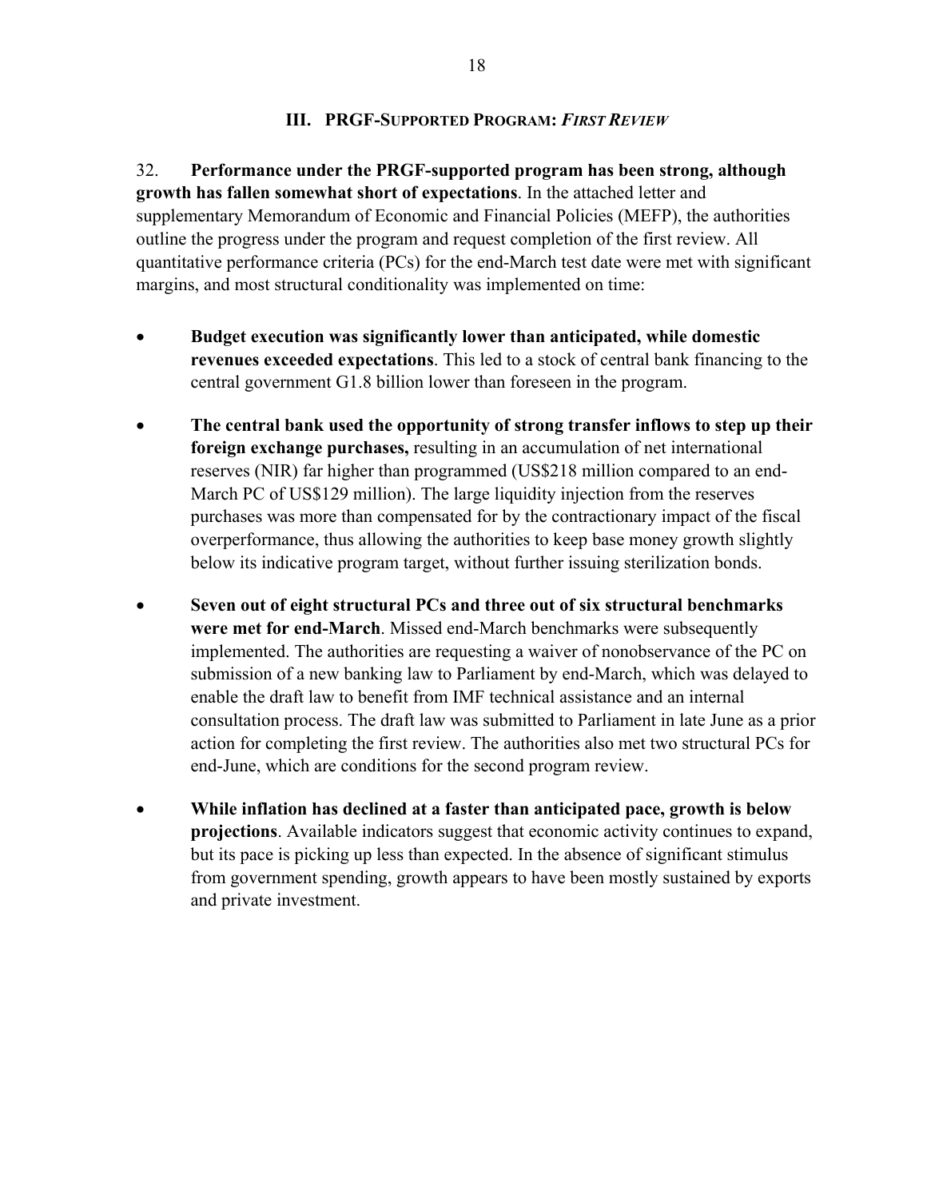## III. PRGF-SUPPORTED PROGRAM: *FIRST REVIEW*

32. **Performance under the PRGF-supported program has been strong, although growth has fallen somewhat short of expectations**. In the attached letter and supplementary Memorandum of Economic and Financial Policies (MEFP), the authorities outline the progress under the program and request completion of the first review. All quantitative performance criteria (PCs) for the end-March test date were met with significant margins, and most structural conditionality was implemented on time:

- **Budget execution was significantly lower than anticipated, while domestic revenues exceeded expectations**. This led to a stock of central bank financing to the central government G1.8 billion lower than foreseen in the program.

- **The central bank used the opportunity of strong transfer inflows to step up their foreign exchange purchases,** resulting in an accumulation of net international reserves (NIR) far higher than programmed (US$218 million compared to an end-March PC of US$129 million). The large liquidity injection from the reserves purchases was more than compensated for by the contractionary impact of the fiscal overperformance, thus allowing the authorities to keep base money growth slightly below its indicative program target, without further issuing sterilization bonds.

- **Seven out of eight structural PCs and three out of six structural benchmarks were met for end-March**. Missed end-March benchmarks were subsequently implemented. The authorities are requesting a waiver of nonobservance of the PC on submission of a new banking law to Parliament by end-March, which was delayed to enable the draft law to benefit from IMF technical assistance and an internal consultation process. The draft law was submitted to Parliament in late June as a prior action for completing the first review. The authorities also met two structural PCs for end-June, which are conditions for the second program review.

- **While inflation has declined at a faster than anticipated pace, growth is below projections**. Available indicators suggest that economic activity continues to expand, but its pace is picking up less than expected. In the absence of significant stimulus from government spending, growth appears to have been mostly sustained by exports and private investment.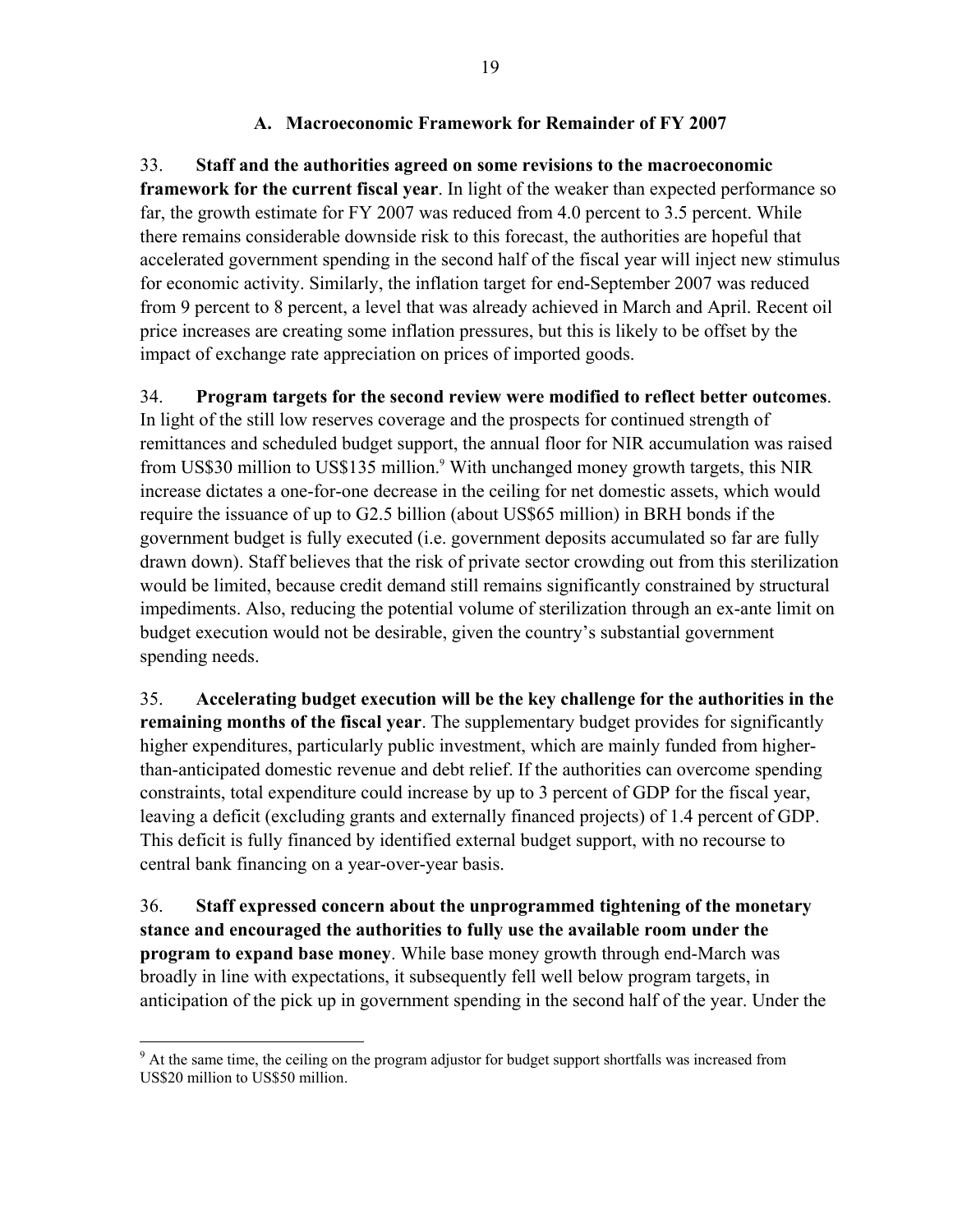### A. Macroeconomic Framework for Remainder of FY 2007

33. **Staff and the authorities agreed on some revisions to the macroeconomic framework for the current fiscal year**. In light of the weaker than expected performance so far, the growth estimate for FY 2007 was reduced from 4.0 percent to 3.5 percent. While there remains considerable downside risk to this forecast, the authorities are hopeful that accelerated government spending in the second half of the fiscal year will inject new stimulus for economic activity. Similarly, the inflation target for end-September 2007 was reduced from 9 percent to 8 percent, a level that was already achieved in March and April. Recent oil price increases are creating some inflation pressures, but this is likely to be offset by the impact of exchange rate appreciation on prices of imported goods.

34. **Program targets for the second review were modified to reflect better outcomes**. In light of the still low reserves coverage and the prospects for continued strength of remittances and scheduled budget support, the annual floor for NIR accumulation was raised from US$30 million to US$135 million.[9] With unchanged money growth targets, this NIR increase dictates a one-for-one decrease in the ceiling for net domestic assets, which would require the issuance of up to G2.5 billion (about US$65 million) in BRH bonds if the government budget is fully executed (i.e. government deposits accumulated so far are fully drawn down). Staff believes that the risk of private sector crowding out from this sterilization would be limited, because credit demand still remains significantly constrained by structural impediments. Also, reducing the potential volume of sterilization through an ex-ante limit on budget execution would not be desirable, given the country's substantial government spending needs.

35. **Accelerating budget execution will be the key challenge for the authorities in the remaining months of the fiscal year**. The supplementary budget provides for significantly higher expenditures, particularly public investment, which are mainly funded from higher-than-anticipated domestic revenue and debt relief. If the authorities can overcome spending constraints, total expenditure could increase by up to 3 percent of GDP for the fiscal year, leaving a deficit (excluding grants and externally financed projects) of 1.4 percent of GDP. This deficit is fully financed by identified external budget support, with no recourse to central bank financing on a year-over-year basis.

36. **Staff expressed concern about the unprogrammed tightening of the monetary stance and encouraged the authorities to fully use the available room under the program to expand base money**. While base money growth through end-March was broadly in line with expectations, it subsequently fell well below program targets, in anticipation of the pick up in government spending in the second half of the year. Under the

---

[9] At the same time, the ceiling on the program adjustor for budget support shortfalls was increased from US$20 million to US$50 million.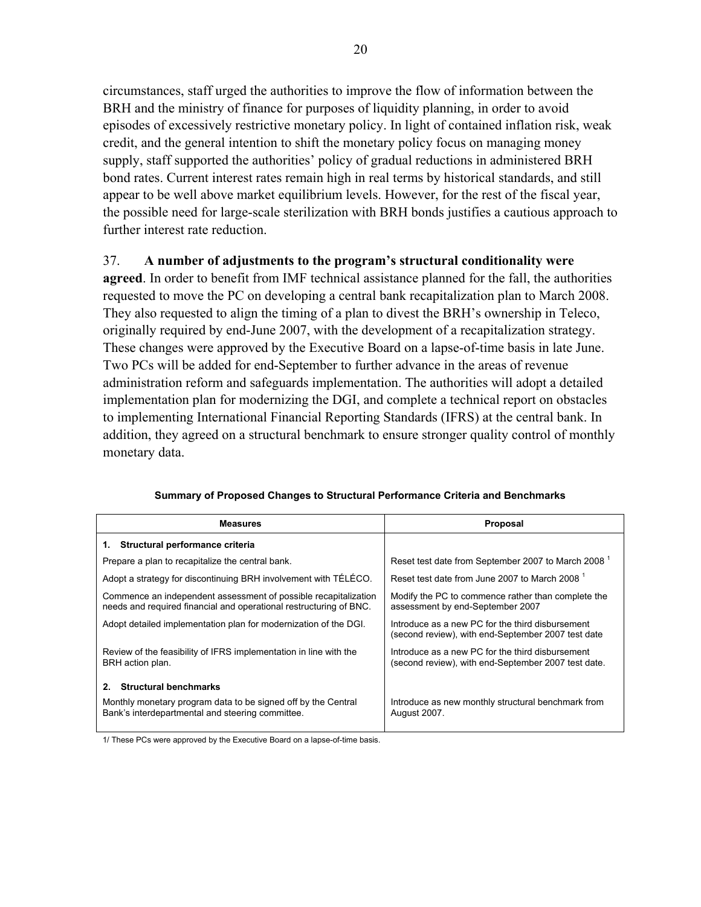circumstances, staff urged the authorities to improve the flow of information between the BRH and the ministry of finance for purposes of liquidity planning, in order to avoid episodes of excessively restrictive monetary policy. In light of contained inflation risk, weak credit, and the general intention to shift the monetary policy focus on managing money supply, staff supported the authorities' policy of gradual reductions in administered BRH bond rates. Current interest rates remain high in real terms by historical standards, and still appear to be well above market equilibrium levels. However, for the rest of the fiscal year, the possible need for large-scale sterilization with BRH bonds justifies a cautious approach to further interest rate reduction.

37. **A number of adjustments to the program's structural conditionality were agreed**. In order to benefit from IMF technical assistance planned for the fall, the authorities requested to move the PC on developing a central bank recapitalization plan to March 2008. They also requested to align the timing of a plan to divest the BRH's ownership in Teleco, originally required by end-June 2007, with the development of a recapitalization strategy. These changes were approved by the Executive Board on a lapse-of-time basis in late June. Two PCs will be added for end-September to further advance in the areas of revenue administration reform and safeguards implementation. The authorities will adopt a detailed implementation plan for modernizing the DGI, and complete a technical report on obstacles to implementing International Financial Reporting Standards (IFRS) at the central bank. In addition, they agreed on a structural benchmark to ensure stronger quality control of monthly monetary data.

**Summary of Proposed Changes to Structural Performance Criteria and Benchmarks**

| Measures | Proposal |
|---|---|
| **1. Structural performance criteria** | |
| Prepare a plan to recapitalize the central bank. | Reset test date from September 2007 to March 2008 [1] |
| Adopt a strategy for discontinuing BRH involvement with TÉLÉCO. | Reset test date from June 2007 to March 2008 [1] |
| Commence an independent assessment of possible recapitalization needs and required financial and operational restructuring of BNC. | Modify the PC to commence rather than complete the assessment by end-September 2007 |
| Adopt detailed implementation plan for modernization of the DGI. | Introduce as a new PC for the third disbursement (second review), with end-September 2007 test date |
| Review of the feasibility of IFRS implementation in line with the BRH action plan. | Introduce as a new PC for the third disbursement (second review), with end-September 2007 test date. |
| **2. Structural benchmarks** | |
| Monthly monetary program data to be signed off by the Central Bank's interdepartmental and steering committee. | Introduce as new monthly structural benchmark from August 2007. |

1/ These PCs were approved by the Executive Board on a lapse-of-time basis.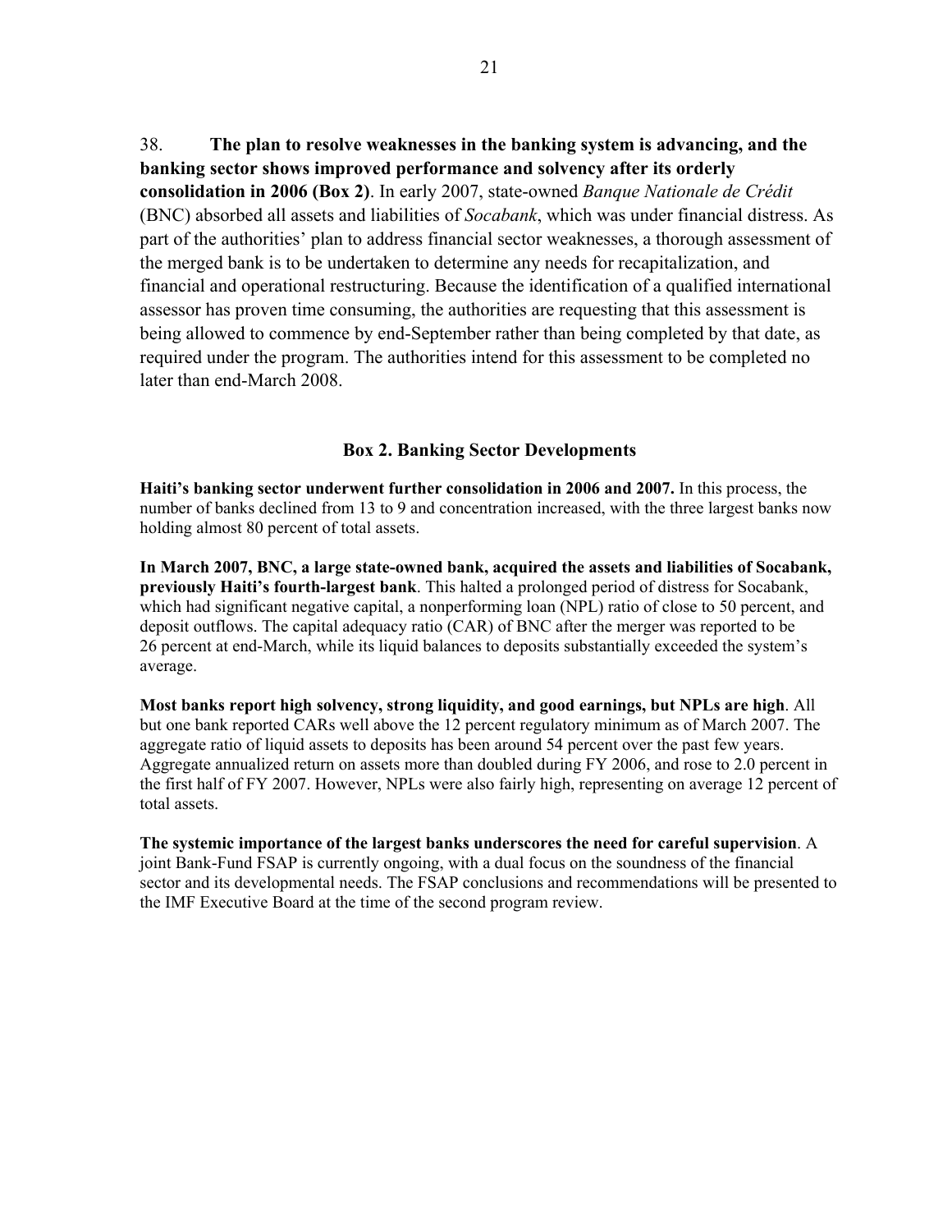38. **The plan to resolve weaknesses in the banking system is advancing, and the banking sector shows improved performance and solvency after its orderly consolidation in 2006 (Box 2)**. In early 2007, state-owned *Banque Nationale de Crédit* (BNC) absorbed all assets and liabilities of *Socabank*, which was under financial distress. As part of the authorities' plan to address financial sector weaknesses, a thorough assessment of the merged bank is to be undertaken to determine any needs for recapitalization, and financial and operational restructuring. Because the identification of a qualified international assessor has proven time consuming, the authorities are requesting that this assessment is being allowed to commence by end-September rather than being completed by that date, as required under the program. The authorities intend for this assessment to be completed no later than end-March 2008.

### Box 2. Banking Sector Developments

**Haiti's banking sector underwent further consolidation in 2006 and 2007.** In this process, the number of banks declined from 13 to 9 and concentration increased, with the three largest banks now holding almost 80 percent of total assets.

**In March 2007, BNC, a large state-owned bank, acquired the assets and liabilities of Socabank, previously Haiti's fourth-largest bank**. This halted a prolonged period of distress for Socabank, which had significant negative capital, a nonperforming loan (NPL) ratio of close to 50 percent, and deposit outflows. The capital adequacy ratio (CAR) of BNC after the merger was reported to be 26 percent at end-March, while its liquid balances to deposits substantially exceeded the system's average.

**Most banks report high solvency, strong liquidity, and good earnings, but NPLs are high**. All but one bank reported CARs well above the 12 percent regulatory minimum as of March 2007. The aggregate ratio of liquid assets to deposits has been around 54 percent over the past few years. Aggregate annualized return on assets more than doubled during FY 2006, and rose to 2.0 percent in the first half of FY 2007. However, NPLs were also fairly high, representing on average 12 percent of total assets.

**The systemic importance of the largest banks underscores the need for careful supervision**. A joint Bank-Fund FSAP is currently ongoing, with a dual focus on the soundness of the financial sector and its developmental needs. The FSAP conclusions and recommendations will be presented to the IMF Executive Board at the time of the second program review.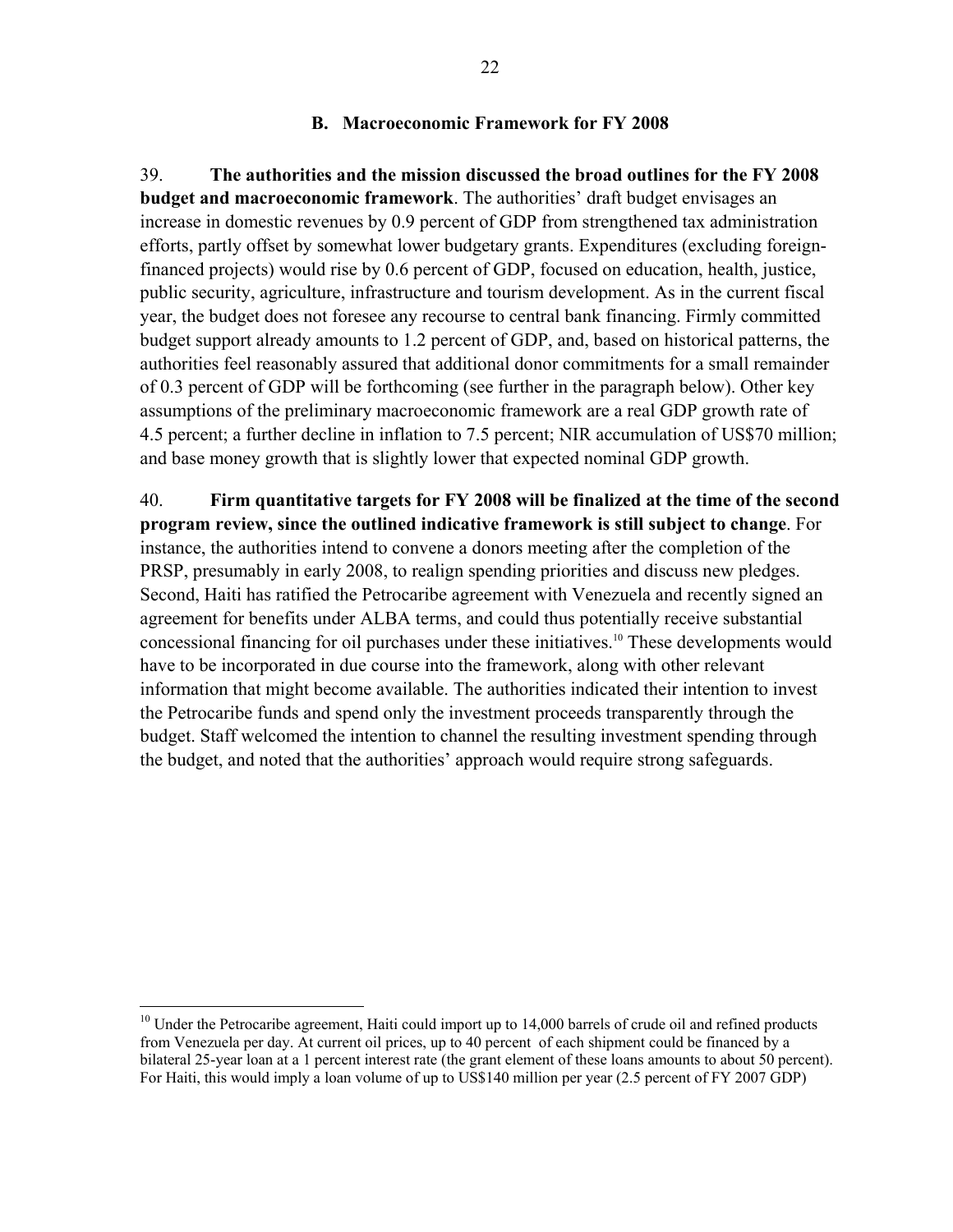### B. Macroeconomic Framework for FY 2008

39. **The authorities and the mission discussed the broad outlines for the FY 2008 budget and macroeconomic framework**. The authorities' draft budget envisages an increase in domestic revenues by 0.9 percent of GDP from strengthened tax administration efforts, partly offset by somewhat lower budgetary grants. Expenditures (excluding foreign-financed projects) would rise by 0.6 percent of GDP, focused on education, health, justice, public security, agriculture, infrastructure and tourism development. As in the current fiscal year, the budget does not foresee any recourse to central bank financing. Firmly committed budget support already amounts to 1.2 percent of GDP, and, based on historical patterns, the authorities feel reasonably assured that additional donor commitments for a small remainder of 0.3 percent of GDP will be forthcoming (see further in the paragraph below). Other key assumptions of the preliminary macroeconomic framework are a real GDP growth rate of 4.5 percent; a further decline in inflation to 7.5 percent; NIR accumulation of US$70 million; and base money growth that is slightly lower that expected nominal GDP growth.

40. **Firm quantitative targets for FY 2008 will be finalized at the time of the second program review, since the outlined indicative framework is still subject to change**. For instance, the authorities intend to convene a donors meeting after the completion of the PRSP, presumably in early 2008, to realign spending priorities and discuss new pledges. Second, Haiti has ratified the Petrocaribe agreement with Venezuela and recently signed an agreement for benefits under ALBA terms, and could thus potentially receive substantial concessional financing for oil purchases under these initiatives.[10] These developments would have to be incorporated in due course into the framework, along with other relevant information that might become available. The authorities indicated their intention to invest the Petrocaribe funds and spend only the investment proceeds transparently through the budget. Staff welcomed the intention to channel the resulting investment spending through the budget, and noted that the authorities' approach would require strong safeguards.

[10] Under the Petrocaribe agreement, Haiti could import up to 14,000 barrels of crude oil and refined products from Venezuela per day. At current oil prices, up to 40 percent of each shipment could be financed by a bilateral 25-year loan at a 1 percent interest rate (the grant element of these loans amounts to about 50 percent). For Haiti, this would imply a loan volume of up to US$140 million per year (2.5 percent of FY 2007 GDP)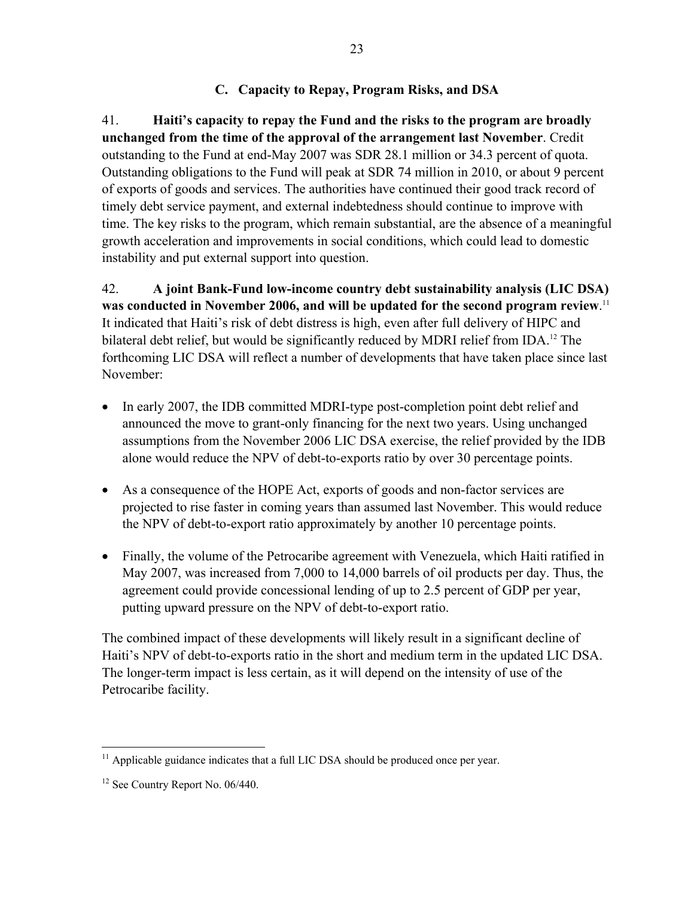## C. Capacity to Repay, Program Risks, and DSA

41. **Haiti's capacity to repay the Fund and the risks to the program are broadly unchanged from the time of the approval of the arrangement last November**. Credit outstanding to the Fund at end-May 2007 was SDR 28.1 million or 34.3 percent of quota. Outstanding obligations to the Fund will peak at SDR 74 million in 2010, or about 9 percent of exports of goods and services. The authorities have continued their good track record of timely debt service payment, and external indebtedness should continue to improve with time. The key risks to the program, which remain substantial, are the absence of a meaningful growth acceleration and improvements in social conditions, which could lead to domestic instability and put external support into question.

42. **A joint Bank-Fund low-income country debt sustainability analysis (LIC DSA) was conducted in November 2006, and will be updated for the second program review**.[11] It indicated that Haiti's risk of debt distress is high, even after full delivery of HIPC and bilateral debt relief, but would be significantly reduced by MDRI relief from IDA.[12] The forthcoming LIC DSA will reflect a number of developments that have taken place since last November:

- In early 2007, the IDB committed MDRI-type post-completion point debt relief and announced the move to grant-only financing for the next two years. Using unchanged assumptions from the November 2006 LIC DSA exercise, the relief provided by the IDB alone would reduce the NPV of debt-to-exports ratio by over 30 percentage points.
- As a consequence of the HOPE Act, exports of goods and non-factor services are projected to rise faster in coming years than assumed last November. This would reduce the NPV of debt-to-export ratio approximately by another 10 percentage points.
- Finally, the volume of the Petrocaribe agreement with Venezuela, which Haiti ratified in May 2007, was increased from 7,000 to 14,000 barrels of oil products per day. Thus, the agreement could provide concessional lending of up to 2.5 percent of GDP per year, putting upward pressure on the NPV of debt-to-export ratio.

The combined impact of these developments will likely result in a significant decline of Haiti's NPV of debt-to-exports ratio in the short and medium term in the updated LIC DSA. The longer-term impact is less certain, as it will depend on the intensity of use of the Petrocaribe facility.

---

[11] Applicable guidance indicates that a full LIC DSA should be produced once per year.

[12] See Country Report No. 06/440.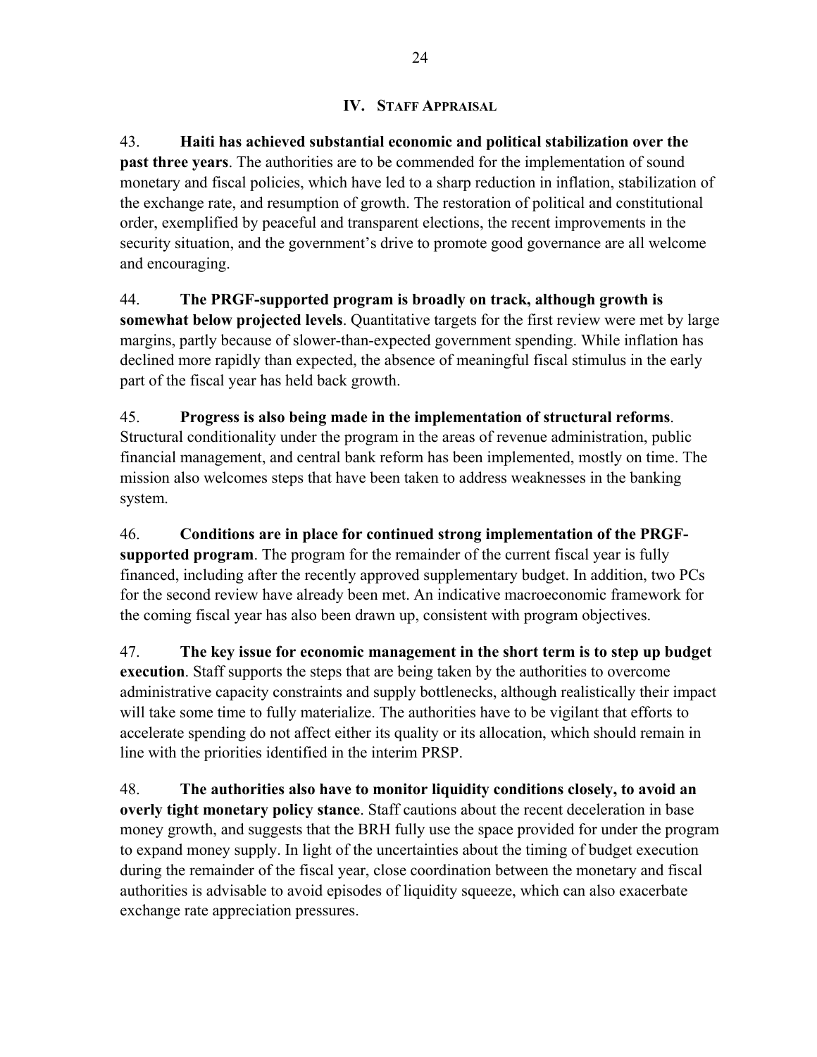## IV. Staff Appraisal

43. **Haiti has achieved substantial economic and political stabilization over the past three years**. The authorities are to be commended for the implementation of sound monetary and fiscal policies, which have led to a sharp reduction in inflation, stabilization of the exchange rate, and resumption of growth. The restoration of political and constitutional order, exemplified by peaceful and transparent elections, the recent improvements in the security situation, and the government's drive to promote good governance are all welcome and encouraging.

44. **The PRGF-supported program is broadly on track, although growth is somewhat below projected levels**. Quantitative targets for the first review were met by large margins, partly because of slower-than-expected government spending. While inflation has declined more rapidly than expected, the absence of meaningful fiscal stimulus in the early part of the fiscal year has held back growth.

45. **Progress is also being made in the implementation of structural reforms**. Structural conditionality under the program in the areas of revenue administration, public financial management, and central bank reform has been implemented, mostly on time. The mission also welcomes steps that have been taken to address weaknesses in the banking system.

46. **Conditions are in place for continued strong implementation of the PRGF-supported program**. The program for the remainder of the current fiscal year is fully financed, including after the recently approved supplementary budget. In addition, two PCs for the second review have already been met. An indicative macroeconomic framework for the coming fiscal year has also been drawn up, consistent with program objectives.

47. **The key issue for economic management in the short term is to step up budget execution**. Staff supports the steps that are being taken by the authorities to overcome administrative capacity constraints and supply bottlenecks, although realistically their impact will take some time to fully materialize. The authorities have to be vigilant that efforts to accelerate spending do not affect either its quality or its allocation, which should remain in line with the priorities identified in the interim PRSP.

48. **The authorities also have to monitor liquidity conditions closely, to avoid an overly tight monetary policy stance**. Staff cautions about the recent deceleration in base money growth, and suggests that the BRH fully use the space provided for under the program to expand money supply. In light of the uncertainties about the timing of budget execution during the remainder of the fiscal year, close coordination between the monetary and fiscal authorities is advisable to avoid episodes of liquidity squeeze, which can also exacerbate exchange rate appreciation pressures.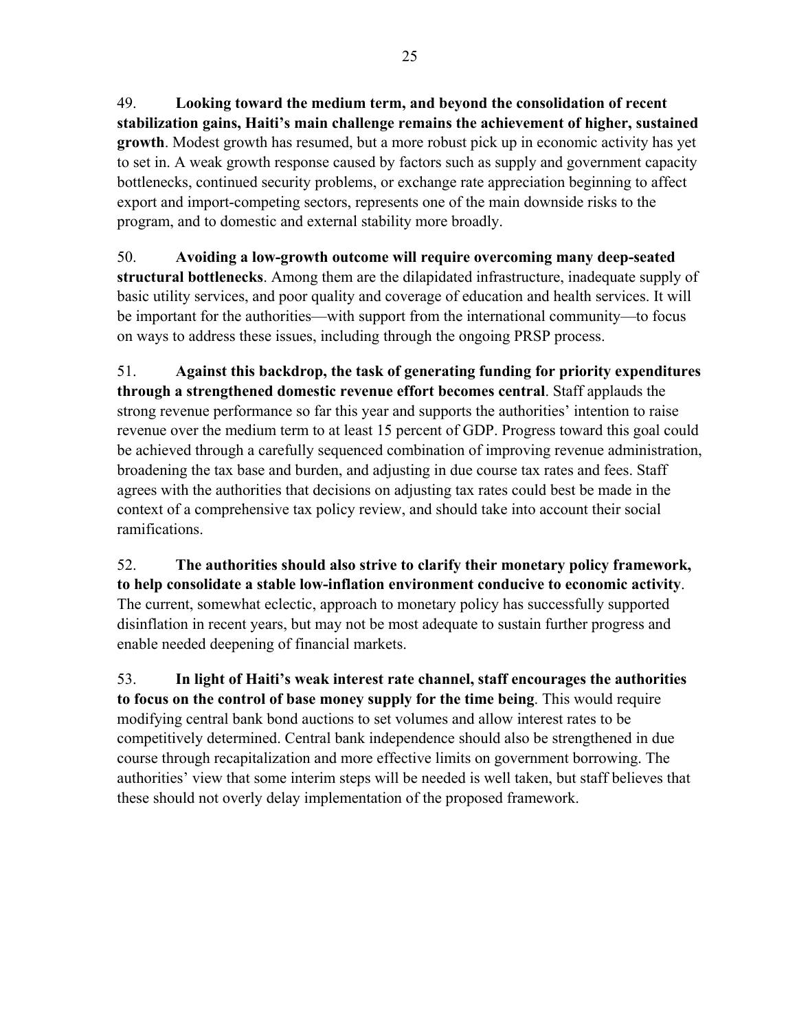49. **Looking toward the medium term, and beyond the consolidation of recent stabilization gains, Haiti's main challenge remains the achievement of higher, sustained growth**. Modest growth has resumed, but a more robust pick up in economic activity has yet to set in. A weak growth response caused by factors such as supply and government capacity bottlenecks, continued security problems, or exchange rate appreciation beginning to affect export and import-competing sectors, represents one of the main downside risks to the program, and to domestic and external stability more broadly.

50. **Avoiding a low-growth outcome will require overcoming many deep-seated structural bottlenecks**. Among them are the dilapidated infrastructure, inadequate supply of basic utility services, and poor quality and coverage of education and health services. It will be important for the authorities—with support from the international community—to focus on ways to address these issues, including through the ongoing PRSP process.

51. **Against this backdrop, the task of generating funding for priority expenditures through a strengthened domestic revenue effort becomes central**. Staff applauds the strong revenue performance so far this year and supports the authorities' intention to raise revenue over the medium term to at least 15 percent of GDP. Progress toward this goal could be achieved through a carefully sequenced combination of improving revenue administration, broadening the tax base and burden, and adjusting in due course tax rates and fees. Staff agrees with the authorities that decisions on adjusting tax rates could best be made in the context of a comprehensive tax policy review, and should take into account their social ramifications.

52. **The authorities should also strive to clarify their monetary policy framework, to help consolidate a stable low-inflation environment conducive to economic activity**. The current, somewhat eclectic, approach to monetary policy has successfully supported disinflation in recent years, but may not be most adequate to sustain further progress and enable needed deepening of financial markets.

53. **In light of Haiti's weak interest rate channel, staff encourages the authorities to focus on the control of base money supply for the time being**. This would require modifying central bank bond auctions to set volumes and allow interest rates to be competitively determined. Central bank independence should also be strengthened in due course through recapitalization and more effective limits on government borrowing. The authorities' view that some interim steps will be needed is well taken, but staff believes that these should not overly delay implementation of the proposed framework.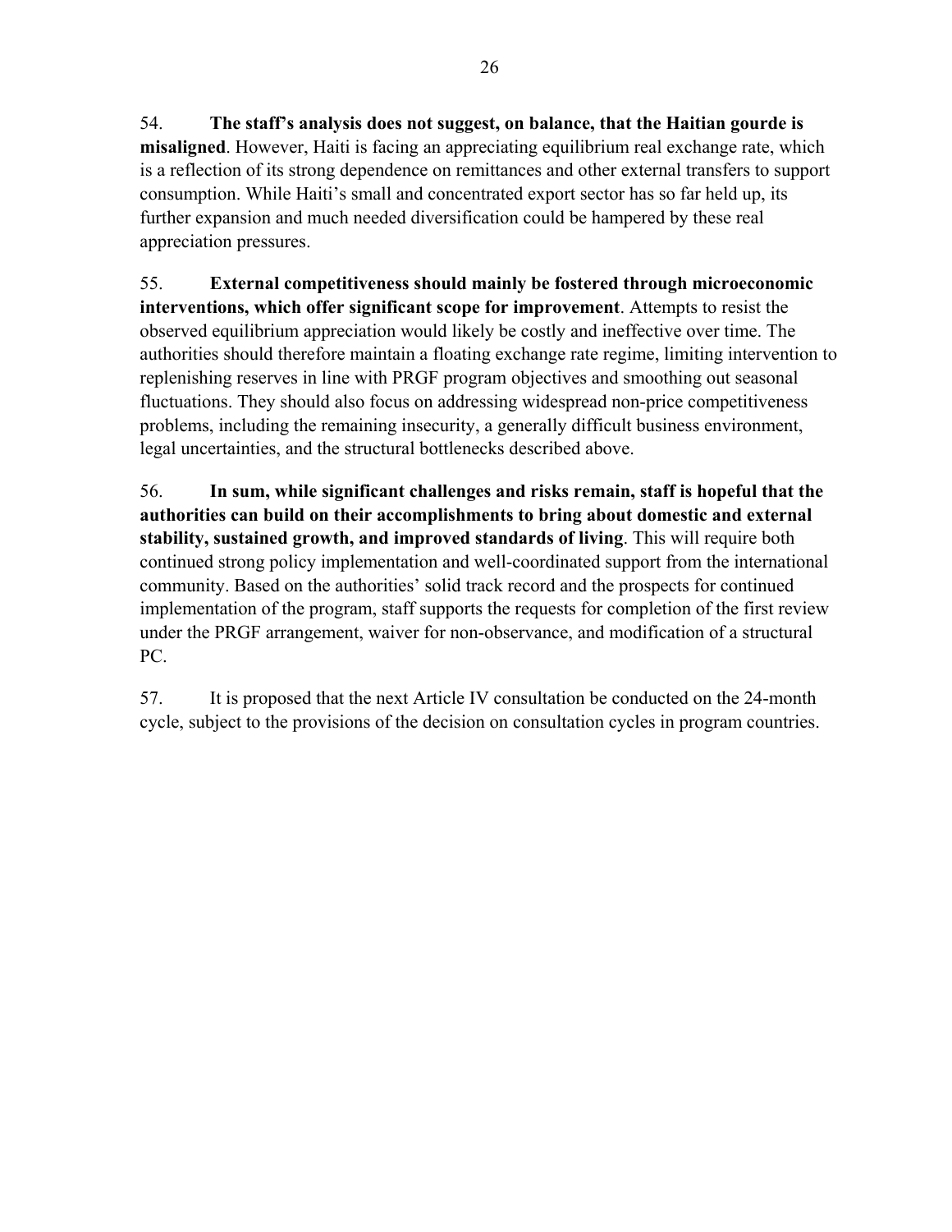54. **The staff's analysis does not suggest, on balance, that the Haitian gourde is misaligned**. However, Haiti is facing an appreciating equilibrium real exchange rate, which is a reflection of its strong dependence on remittances and other external transfers to support consumption. While Haiti's small and concentrated export sector has so far held up, its further expansion and much needed diversification could be hampered by these real appreciation pressures.

55. **External competitiveness should mainly be fostered through microeconomic interventions, which offer significant scope for improvement**. Attempts to resist the observed equilibrium appreciation would likely be costly and ineffective over time. The authorities should therefore maintain a floating exchange rate regime, limiting intervention to replenishing reserves in line with PRGF program objectives and smoothing out seasonal fluctuations. They should also focus on addressing widespread non-price competitiveness problems, including the remaining insecurity, a generally difficult business environment, legal uncertainties, and the structural bottlenecks described above.

56. **In sum, while significant challenges and risks remain, staff is hopeful that the authorities can build on their accomplishments to bring about domestic and external stability, sustained growth, and improved standards of living**. This will require both continued strong policy implementation and well-coordinated support from the international community. Based on the authorities' solid track record and the prospects for continued implementation of the program, staff supports the requests for completion of the first review under the PRGF arrangement, waiver for non-observance, and modification of a structural PC.

57. It is proposed that the next Article IV consultation be conducted on the 24-month cycle, subject to the provisions of the decision on consultation cycles in program countries.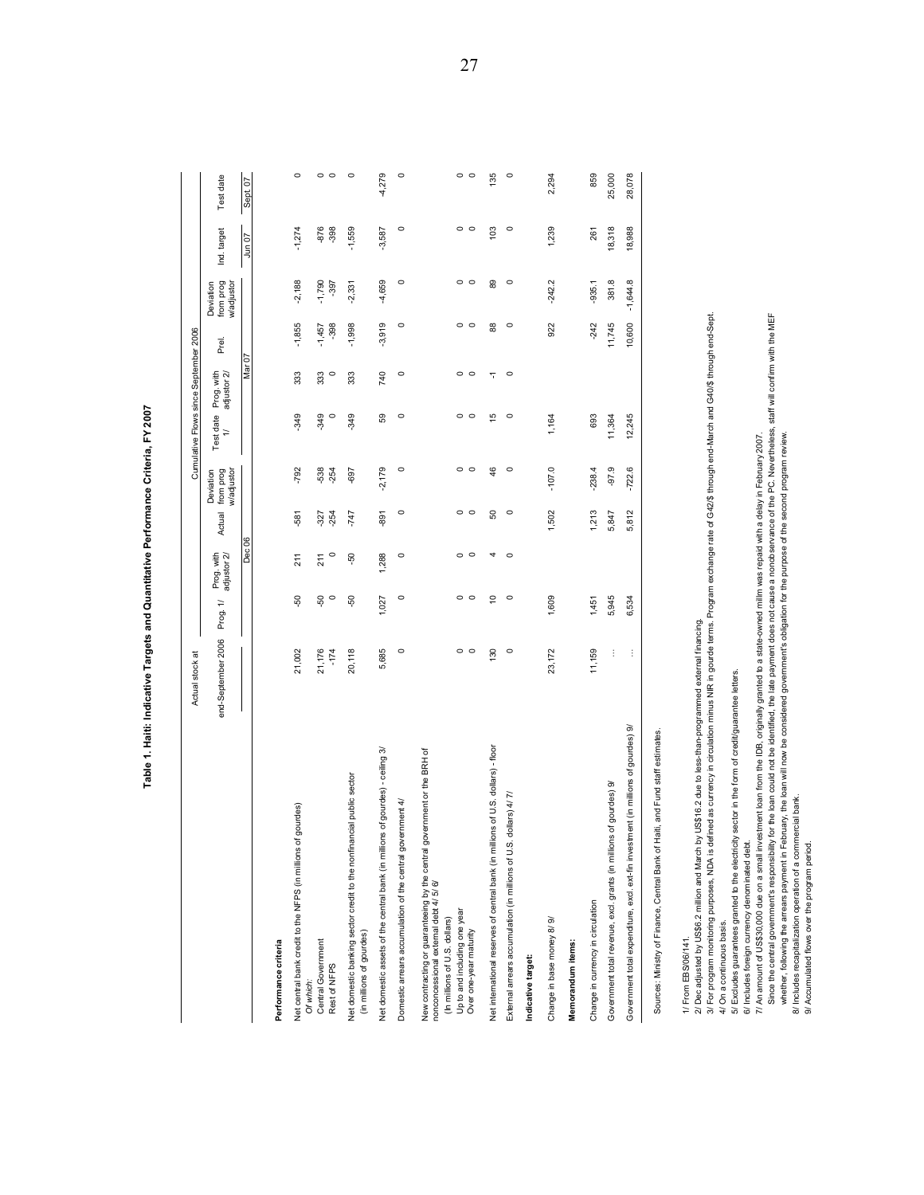# Table 1. Haiti: Indicative Targets and Quantitative Performance Criteria, FY 2007

| | Actual stock at | Cumulative Flows since September 2006 | | | | | | | | | | |
|---|---|---|---|---|---|---|---|---|---|---|---|---|
| | end-September 2006 | Prog. 1/ | Prog. with adjustor 2/ | Actual | Deviation from prog w/adjustor | Test date 1/ | Prog. with adjustor 2/ | Prel. | Deviation from prog w/adjustor | Ind. target | Test date |
| | | Dec 06 | | | | Mar 07 | | | | Jun 07 | Sept. 07 |
| **Performance criteria** | | | | | | | | | | | |
| Net central bank credit to the NFPS (in millions of gourdes) | 21,002 | -50 | 211 | -581 | -792 | -349 | 333 | -1,855 | -2,188 | -1,274 | 0 |
| *Of which:* | | | | | | | | | | | |
| Central Government | 21,176 | -50 | 211 | -327 | -538 | -349 | 333 | -1,457 | -1,790 | -876 | 0 |
| Rest of NFPS | -174 | 0 | 0 | -254 | -254 | 0 | 0 | -398 | -397 | -398 | 0 |
| Net domestic banking sector credit to the nonfinancial public sector (in millions of gourdes) | 20,118 | -50 | -50 | -747 | -697 | -349 | 333 | -1,998 | -2,331 | -1,559 | 0 |
| Net domestic assets of the central bank (in millions of gourdes) - ceiling 3/ | 5,685 | 1,027 | 1,288 | -891 | -2,179 | 59 | 740 | -3,919 | -4,659 | -3,587 | -4,279 |
| Domestic arrears accumulation of the central government 4/ | 0 | 0 | 0 | 0 | 0 | 0 | 0 | 0 | 0 | 0 | 0 |
| New contracting or guaranteeing by the central government or the BRH of nonconcessional external debt 4/ 5/ 6/ | | | | | | | | | | | |
| (In millions of U.S. dollars) | | | | | | | | | | | |
| Up to and including one year | 0 | 0 | 0 | 0 | 0 | 0 | 0 | 0 | 0 | 0 | 0 |
| Over one-year maturity | 0 | 0 | 0 | 0 | 0 | 0 | 0 | 0 | 0 | 0 | 0 |
| Net international reserves of central bank (in millions of U.S. dollars) - floor | 130 | 10 | 4 | 50 | 46 | 15 | -1 | 88 | 89 | 103 | 135 |
| External arrears accumulation (in millions of U.S. dollars) 4/ 7/ | 0 | 0 | 0 | 0 | 0 | 0 | 0 | 0 | 0 | 0 | 0 |
| **Indicative target:** | | | | | | | | | | | |
| Change in base money 8/ 9/ | 23,172 | 1,609 | | 1,502 | -107.0 | 1,164 | | 922 | -242.2 | 1,239 | 2,294 |
| **Memorandum items:** | | | | | | | | | | | |
| Change in currency in circulation | 11,159 | 1,451 | | 1,213 | -238.4 | 693 | | -242 | -935.1 | 261 | 859 |
| Government total revenue, excl. grants (in millions of gourdes) 9/ | ... | 5,945 | | 5,847 | -97.9 | 11,364 | | 11,745 | 381.8 | 18,318 | 25,000 |
| Government total expenditure, excl. ext-fin investment (in millions of gourdes) 9/ | ... | 6,534 | | 5,812 | -722.6 | 12,245 | | 10,600 | -1,644.8 | 18,988 | 28,078 |

Sources: Ministry of Finance, Central Bank of Haiti, and Fund staff estimates.

1/ From EBS/06/141.
2/ Dec adjusted by US$6.2 million and March by US$16.2 due to less-than-programmed external financing.
3/ For program monitoring purposes, NDA is defined as currency in circulation minus NIR in gourde terms. Program exchange rate of G42/$ through end-March and G40/$ through end-Sept.
4/ On a continuous basis.
5/ Excludes guarantees granted to the electricity sector in the form of credit/guarantee letters.
6/ Includes foreign currency denominated debt.
7/ An amount of US$30,000 due on a small investment loan from the IDB, originally granted to a state-owned millm was repaid with a delay in February 2007.
Since the central government's responsibility for the loan could not be identified, the late payment does not cause a nonobservance of the PC. Nevertheless, staff will confirm with the MEF whether, following the arrears payment in February, the loan will now be considered government's obligation for the purpose of the second program review.
8/ Includes recapitalization operation of a commercial bank.
9/ Accumulated flows over the program period.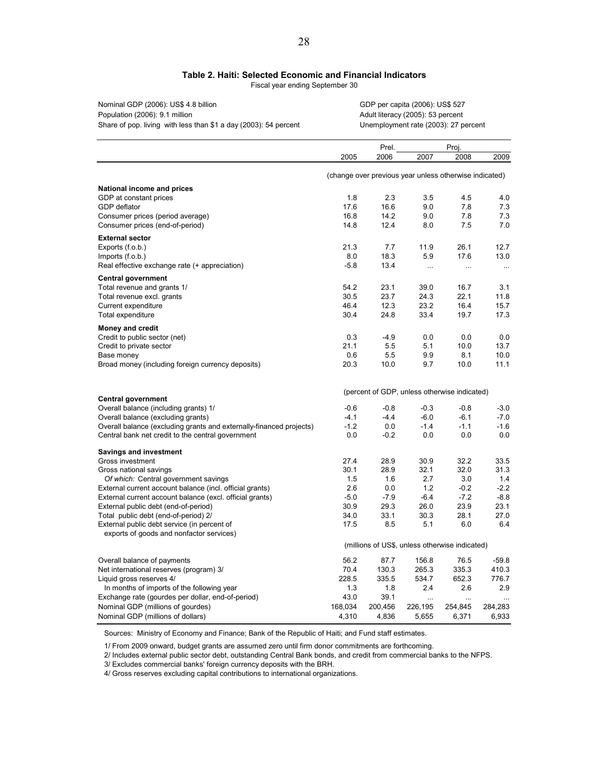### Table 2. Haiti: Selected Economic and Financial Indicators

Fiscal year ending September 30

Nominal GDP (2006): US$ 4.8 billion
Population (2006): 9.1 million
Share of pop. living with less than $1 a day (2003): 54 percent

GDP per capita (2006): US$ 527
Adult literacy (2005): 53 percent
Unemployment rate (2003): 27 percent

| | | Prel. | Proj. | | |
|---|---|---|---|---|---|
| | 2005 | 2006 | 2007 | 2008 | 2009 |
| | (change over previous year unless otherwise indicated) | | | | |
| **National income and prices** | | | | | |
| GDP at constant prices | 1.8 | 2.3 | 3.5 | 4.5 | 4.0 |
| GDP deflator | 17.6 | 16.6 | 9.0 | 7.8 | 7.3 |
| Consumer prices (period average) | 16.8 | 14.2 | 9.0 | 7.8 | 7.3 |
| Consumer prices (end-of-period) | 14.8 | 12.4 | 8.0 | 7.5 | 7.0 |
| **External sector** | | | | | |
| Exports (f.o.b.) | 21.3 | 7.7 | 11.9 | 26.1 | 12.7 |
| Imports (f.o.b.) | 8.0 | 18.3 | 5.9 | 17.6 | 13.0 |
| Real effective exchange rate (+ appreciation) | -5.8 | 13.4 | ... | ... | ... |
| **Central government** | | | | | |
| Total revenue and grants 1/ | 54.2 | 23.1 | 39.0 | 16.7 | 3.1 |
| Total revenue excl. grants | 30.5 | 23.7 | 24.3 | 22.1 | 11.8 |
| Current expenditure | 46.4 | 12.3 | 23.2 | 16.4 | 15.7 |
| Total expenditure | 30.4 | 24.8 | 33.4 | 19.7 | 17.3 |
| **Money and credit** | | | | | |
| Credit to public sector (net) | 0.3 | -4.9 | 0.0 | 0.0 | 0.0 |
| Credit to private sector | 21.1 | 5.5 | 5.1 | 10.0 | 13.7 |
| Base money | 0.6 | 5.5 | 9.9 | 8.1 | 10.0 |
| Broad money (including foreign currency deposits) | 20.3 | 10.0 | 9.7 | 10.0 | 11.1 |
| | (percent of GDP, unless otherwise indicated) | | | | |
| **Central government** | | | | | |
| Overall balance (including grants) 1/ | -0.6 | -0.8 | -0.3 | -0.8 | -3.0 |
| Overall balance (excluding grants) | -4.1 | -4.4 | -6.0 | -6.1 | -7.0 |
| Overall balance (excluding grants and externally-financed projects) | -1.2 | 0.0 | -1.4 | -1.1 | -1.6 |
| Central bank net credit to the central government | 0.0 | -0.2 | 0.0 | 0.0 | 0.0 |
| **Savings and investment** | | | | | |
| Gross investment | 27.4 | 28.9 | 30.9 | 32.2 | 33.5 |
| Gross national savings | 30.1 | 28.9 | 32.1 | 32.0 | 31.3 |
| *Of which:* Central government savings | 1.5 | 1.6 | 2.7 | 3.0 | 1.4 |
| External current account balance (incl. official grants) | 2.6 | 0.0 | 1.2 | -0.2 | -2.2 |
| External current account balance (excl. official grants) | -5.0 | -7.9 | -6.4 | -7.2 | -8.8 |
| External public debt (end-of-period) | 30.9 | 29.3 | 26.0 | 23.9 | 23.1 |
| Total public debt (end-of-period) 2/ | 34.0 | 33.1 | 30.3 | 28.1 | 27.0 |
| External public debt service (in percent of exports of goods and nonfactor services) | 17.5 | 8.5 | 5.1 | 6.0 | 6.4 |
| | (millions of US$, unless otherwise indicated) | | | | |
| Overall balance of payments | 56.2 | 87.7 | 156.8 | 76.5 | -59.8 |
| Net international reserves (program) 3/ | 70.4 | 130.3 | 265.3 | 335.3 | 410.3 |
| Liquid gross reserves 4/ | 228.5 | 335.5 | 534.7 | 652.3 | 776.7 |
| In months of imports of the following year | 1.3 | 1.8 | 2.4 | 2.6 | 2.9 |
| Exchange rate (gourdes per dollar, end-of-period) | 43.0 | 39.1 | ... | ... | ... |
| Nominal GDP (millions of gourdes) | 168,034 | 200,456 | 226,195 | 254,845 | 284,283 |
| Nominal GDP (millions of dollars) | 4,310 | 4,836 | 5,655 | 6,371 | 6,933 |

Sources: Ministry of Economy and Finance; Bank of the Republic of Haiti; and Fund staff estimates.

1/ From 2009 onward, budget grants are assumed zero until firm donor commitments are forthcoming.

2/ Includes external public sector debt, outstanding Central Bank bonds, and credit from commercial banks to the NFPS.

3/ Excludes commercial banks' foreign currency deposits with the BRH.

4/ Gross reserves excluding capital contributions to international organizations.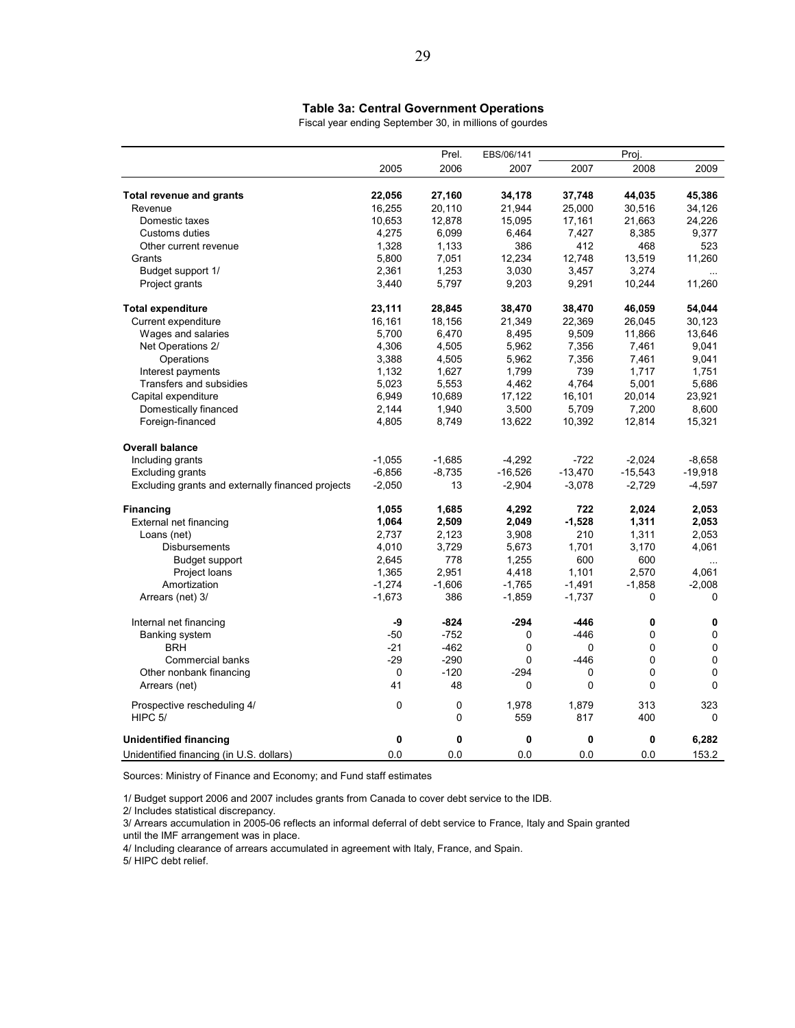### Table 3a: Central Government Operations

Fiscal year ending September 30, in millions of gourdes

| | 2005 | Prel. 2006 | EBS/06/141 2007 | Proj. 2007 | Proj. 2008 | Proj. 2009 |
|---|---|---|---|---|---|---|
| **Total revenue and grants** | **22,056** | **27,160** | **34,178** | **37,748** | **44,035** | **45,386** |
| Revenue | 16,255 | 20,110 | 21,944 | 25,000 | 30,516 | 34,126 |
| Domestic taxes | 10,653 | 12,878 | 15,095 | 17,161 | 21,663 | 24,226 |
| Customs duties | 4,275 | 6,099 | 6,464 | 7,427 | 8,385 | 9,377 |
| Other current revenue | 1,328 | 1,133 | 386 | 412 | 468 | 523 |
| Grants | 5,800 | 7,051 | 12,234 | 12,748 | 13,519 | 11,260 |
| Budget support 1/ | 2,361 | 1,253 | 3,030 | 3,457 | 3,274 | ... |
| Project grants | 3,440 | 5,797 | 9,203 | 9,291 | 10,244 | 11,260 |
| **Total expenditure** | **23,111** | **28,845** | **38,470** | **38,470** | **46,059** | **54,044** |
| Current expenditure | 16,161 | 18,156 | 21,349 | 22,369 | 26,045 | 30,123 |
| Wages and salaries | 5,700 | 6,470 | 8,495 | 9,509 | 11,866 | 13,646 |
| Net Operations 2/ | 4,306 | 4,505 | 5,962 | 7,356 | 7,461 | 9,041 |
| Operations | 3,388 | 4,505 | 5,962 | 7,356 | 7,461 | 9,041 |
| Interest payments | 1,132 | 1,627 | 1,799 | 739 | 1,717 | 1,751 |
| Transfers and subsidies | 5,023 | 5,553 | 4,462 | 4,764 | 5,001 | 5,686 |
| Capital expenditure | 6,949 | 10,689 | 17,122 | 16,101 | 20,014 | 23,921 |
| Domestically financed | 2,144 | 1,940 | 3,500 | 5,709 | 7,200 | 8,600 |
| Foreign-financed | 4,805 | 8,749 | 13,622 | 10,392 | 12,814 | 15,321 |
| **Overall balance** | | | | | | |
| Including grants | -1,055 | -1,685 | -4,292 | -722 | -2,024 | -8,658 |
| Excluding grants | -6,856 | -8,735 | -16,526 | -13,470 | -15,543 | -19,918 |
| Excluding grants and externally financed projects | -2,050 | 13 | -2,904 | -3,078 | -2,729 | -4,597 |
| **Financing** | **1,055** | **1,685** | **4,292** | **722** | **2,024** | **2,053** |
| External net financing | **1,064** | **2,509** | **2,049** | **-1,528** | **1,311** | **2,053** |
| Loans (net) | 2,737 | 2,123 | 3,908 | 210 | 1,311 | 2,053 |
| Disbursements | 4,010 | 3,729 | 5,673 | 1,701 | 3,170 | 4,061 |
| Budget support | 2,645 | 778 | 1,255 | 600 | 600 | ... |
| Project loans | 1,365 | 2,951 | 4,418 | 1,101 | 2,570 | 4,061 |
| Amortization | -1,274 | -1,606 | -1,765 | -1,491 | -1,858 | -2,008 |
| Arrears (net) 3/ | -1,673 | 386 | -1,859 | -1,737 | 0 | 0 |
| Internal net financing | **-9** | **-824** | **-294** | **-446** | **0** | **0** |
| Banking system | -50 | -752 | 0 | -446 | 0 | 0 |
| BRH | -21 | -462 | 0 | 0 | 0 | 0 |
| Commercial banks | -29 | -290 | 0 | -446 | 0 | 0 |
| Other nonbank financing | 0 | -120 | -294 | 0 | 0 | 0 |
| Arrears (net) | 41 | 48 | 0 | 0 | 0 | 0 |
| Prospective rescheduling 4/ | 0 | 0 | 1,978 | 1,879 | 313 | 323 |
| HIPC 5/ | | 0 | 559 | 817 | 400 | 0 |
| **Unidentified financing** | **0** | **0** | **0** | **0** | **0** | **6,282** |
| Unidentified financing (in U.S. dollars) | 0.0 | 0.0 | 0.0 | 0.0 | 0.0 | 153.2 |

Sources: Ministry of Finance and Economy; and Fund staff estimates

1/ Budget support 2006 and 2007 includes grants from Canada to cover debt service to the IDB.
2/ Includes statistical discrepancy.
3/ Arrears accumulation in 2005-06 reflects an informal deferral of debt service to France, Italy and Spain granted until the IMF arrangement was in place.
4/ Including clearance of arrears accumulated in agreement with Italy, France, and Spain.
5/ HIPC debt relief.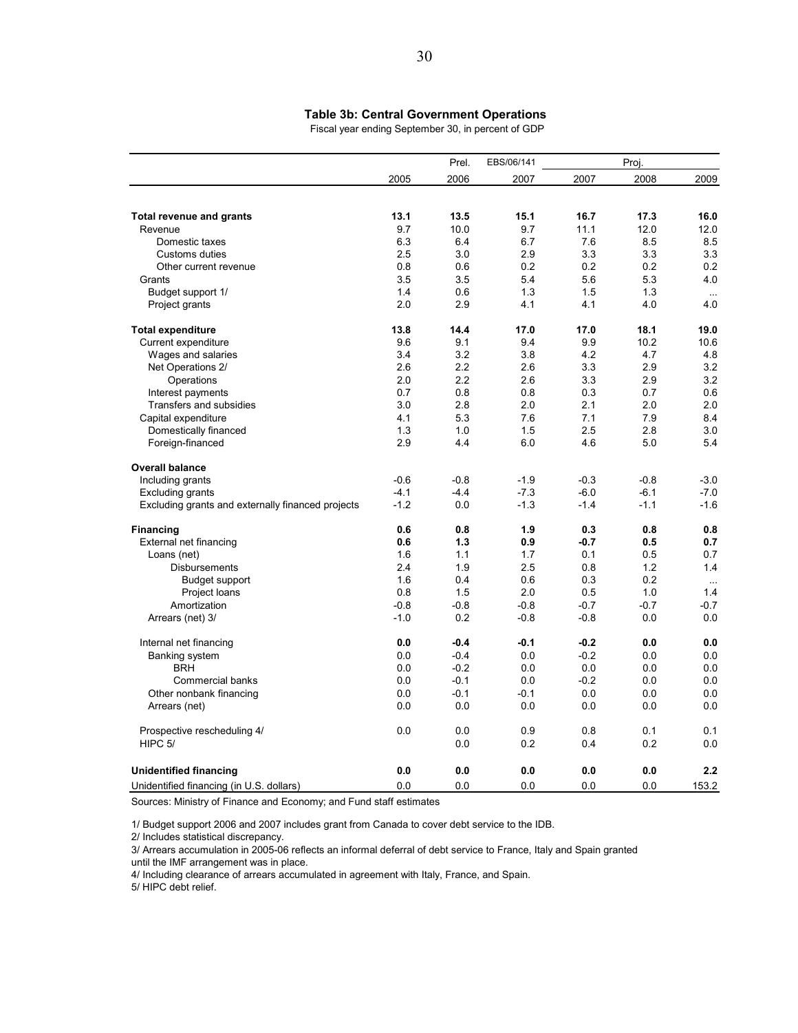**Table 3b: Central Government Operations**

Fiscal year ending September 30, in percent of GDP

| | | Prel. | EBS/06/141 | Proj. | | |
|---|---|---|---|---|---|---|
| | 2005 | 2006 | 2007 | 2007 | 2008 | 2009 |
| **Total revenue and grants** | **13.1** | **13.5** | **15.1** | **16.7** | **17.3** | **16.0** |
| Revenue | 9.7 | 10.0 | 9.7 | 11.1 | 12.0 | 12.0 |
| Domestic taxes | 6.3 | 6.4 | 6.7 | 7.6 | 8.5 | 8.5 |
| Customs duties | 2.5 | 3.0 | 2.9 | 3.3 | 3.3 | 3.3 |
| Other current revenue | 0.8 | 0.6 | 0.2 | 0.2 | 0.2 | 0.2 |
| Grants | 3.5 | 3.5 | 5.4 | 5.6 | 5.3 | 4.0 |
| Budget support 1/ | 1.4 | 0.6 | 1.3 | 1.5 | 1.3 | ... |
| Project grants | 2.0 | 2.9 | 4.1 | 4.1 | 4.0 | 4.0 |
| **Total expenditure** | **13.8** | **14.4** | **17.0** | **17.0** | **18.1** | **19.0** |
| Current expenditure | 9.6 | 9.1 | 9.4 | 9.9 | 10.2 | 10.6 |
| Wages and salaries | 3.4 | 3.2 | 3.8 | 4.2 | 4.7 | 4.8 |
| Net Operations 2/ | 2.6 | 2.2 | 2.6 | 3.3 | 2.9 | 3.2 |
| Operations | 2.0 | 2.2 | 2.6 | 3.3 | 2.9 | 3.2 |
| Interest payments | 0.7 | 0.8 | 0.8 | 0.3 | 0.7 | 0.6 |
| Transfers and subsidies | 3.0 | 2.8 | 2.0 | 2.1 | 2.0 | 2.0 |
| Capital expenditure | 4.1 | 5.3 | 7.6 | 7.1 | 7.9 | 8.4 |
| Domestically financed | 1.3 | 1.0 | 1.5 | 2.5 | 2.8 | 3.0 |
| Foreign-financed | 2.9 | 4.4 | 6.0 | 4.6 | 5.0 | 5.4 |
| **Overall balance** | | | | | | |
| Including grants | -0.6 | -0.8 | -1.9 | -0.3 | -0.8 | -3.0 |
| Excluding grants | -4.1 | -4.4 | -7.3 | -6.0 | -6.1 | -7.0 |
| Excluding grants and externally financed projects | -1.2 | 0.0 | -1.3 | -1.4 | -1.1 | -1.6 |
| **Financing** | **0.6** | **0.8** | **1.9** | **0.3** | **0.8** | **0.8** |
| External net financing | **0.6** | **1.3** | **0.9** | **-0.7** | **0.5** | **0.7** |
| Loans (net) | 1.6 | 1.1 | 1.7 | 0.1 | 0.5 | 0.7 |
| Disbursements | 2.4 | 1.9 | 2.5 | 0.8 | 1.2 | 1.4 |
| Budget support | 1.6 | 0.4 | 0.6 | 0.3 | 0.2 | ... |
| Project loans | 0.8 | 1.5 | 2.0 | 0.5 | 1.0 | 1.4 |
| Amortization | -0.8 | -0.8 | -0.8 | -0.7 | -0.7 | -0.7 |
| Arrears (net) 3/ | -1.0 | 0.2 | -0.8 | -0.8 | 0.0 | 0.0 |
| Internal net financing | **0.0** | **-0.4** | **-0.1** | **-0.2** | **0.0** | **0.0** |
| Banking system | 0.0 | -0.4 | 0.0 | -0.2 | 0.0 | 0.0 |
| BRH | 0.0 | -0.2 | 0.0 | 0.0 | 0.0 | 0.0 |
| Commercial banks | 0.0 | -0.1 | 0.0 | -0.2 | 0.0 | 0.0 |
| Other nonbank financing | 0.0 | -0.1 | -0.1 | 0.0 | 0.0 | 0.0 |
| Arrears (net) | 0.0 | 0.0 | 0.0 | 0.0 | 0.0 | 0.0 |
| Prospective rescheduling 4/ | 0.0 | 0.0 | 0.9 | 0.8 | 0.1 | 0.1 |
| HIPC 5/ | | 0.0 | 0.2 | 0.4 | 0.2 | 0.0 |
| **Unidentified financing** | **0.0** | **0.0** | **0.0** | **0.0** | **0.0** | **2.2** |
| Unidentified financing (in U.S. dollars) | 0.0 | 0.0 | 0.0 | 0.0 | 0.0 | 153.2 |

Sources: Ministry of Finance and Economy; and Fund staff estimates

1/ Budget support 2006 and 2007 includes grant from Canada to cover debt service to the IDB.
2/ Includes statistical discrepancy.
3/ Arrears accumulation in 2005-06 reflects an informal deferral of debt service to France, Italy and Spain granted until the IMF arrangement was in place.
4/ Including clearance of arrears accumulated in agreement with Italy, France, and Spain.
5/ HIPC debt relief.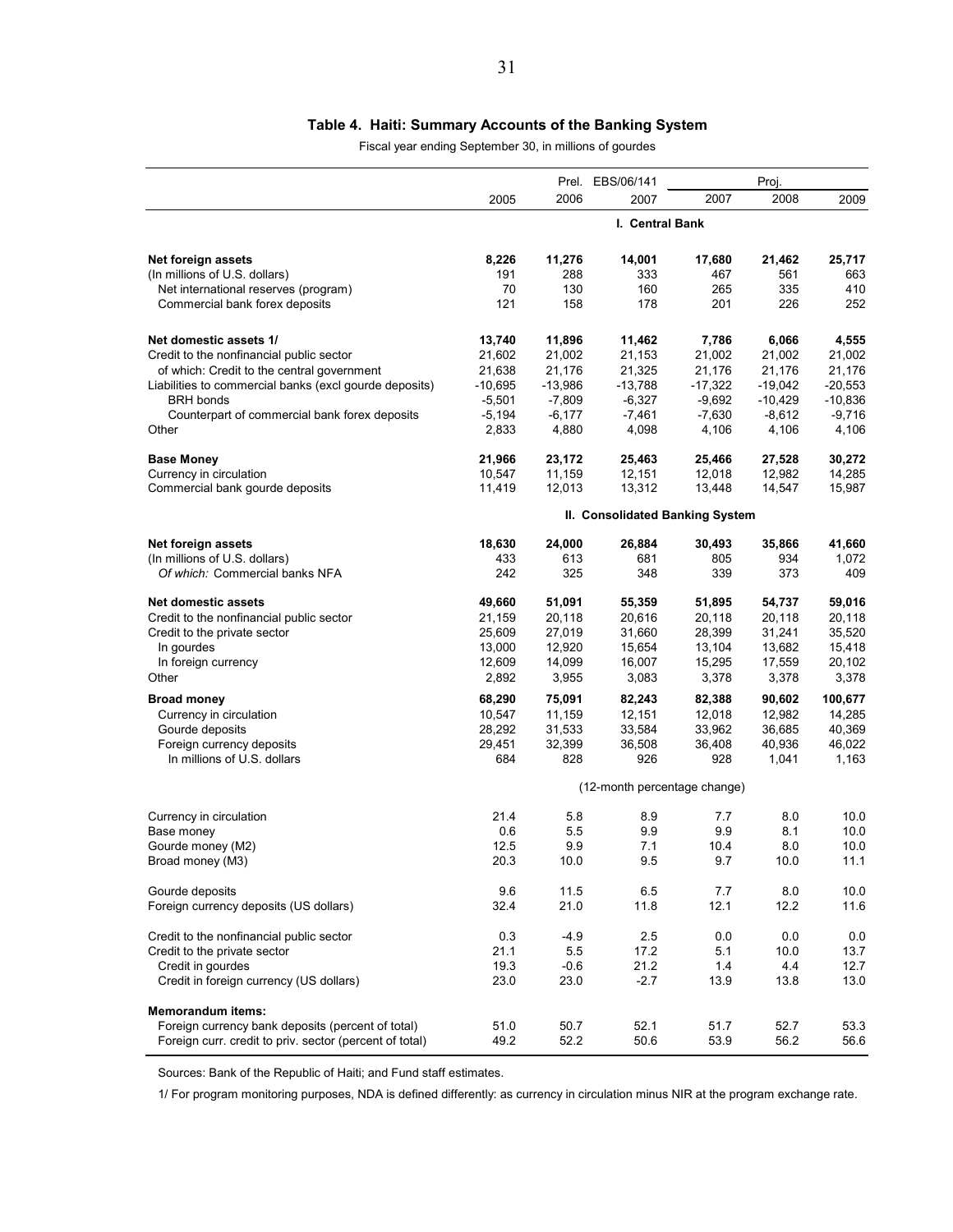## Table 4. Haiti: Summary Accounts of the Banking System

Fiscal year ending September 30, in millions of gourdes

| | 2005 | Prel. 2006 | EBS/06/141 2007 | Proj. 2007 | 2008 | 2009 |
|---|---|---|---|---|---|---|
| | | | **I. Central Bank** | | | |
| **Net foreign assets** | **8,226** | **11,276** | **14,001** | **17,680** | **21,462** | **25,717** |
| (In millions of U.S. dollars) | 191 | 288 | 333 | 467 | 561 | 663 |
| Net international reserves (program) | 70 | 130 | 160 | 265 | 335 | 410 |
| Commercial bank forex deposits | 121 | 158 | 178 | 201 | 226 | 252 |
| **Net domestic assets 1/** | **13,740** | **11,896** | **11,462** | **7,786** | **6,066** | **4,555** |
| Credit to the nonfinancial public sector | 21,602 | 21,002 | 21,153 | 21,002 | 21,002 | 21,002 |
| of which: Credit to the central government | 21,638 | 21,176 | 21,325 | 21,176 | 21,176 | 21,176 |
| Liabilities to commercial banks (excl gourde deposits) | -10,695 | -13,986 | -13,788 | -17,322 | -19,042 | -20,553 |
| BRH bonds | -5,501 | -7,809 | -6,327 | -9,692 | -10,429 | -10,836 |
| Counterpart of commercial bank forex deposits | -5,194 | -6,177 | -7,461 | -7,630 | -8,612 | -9,716 |
| Other | 2,833 | 4,880 | 4,098 | 4,106 | 4,106 | 4,106 |
| **Base Money** | **21,966** | **23,172** | **25,463** | **25,466** | **27,528** | **30,272** |
| Currency in circulation | 10,547 | 11,159 | 12,151 | 12,018 | 12,982 | 14,285 |
| Commercial bank gourde deposits | 11,419 | 12,013 | 13,312 | 13,448 | 14,547 | 15,987 |
| | | | **II. Consolidated Banking System** | | | |
| **Net foreign assets** | **18,630** | **24,000** | **26,884** | **30,493** | **35,866** | **41,660** |
| (In millions of U.S. dollars) | 433 | 613 | 681 | 805 | 934 | 1,072 |
| *Of which:* Commercial banks NFA | 242 | 325 | 348 | 339 | 373 | 409 |
| **Net domestic assets** | **49,660** | **51,091** | **55,359** | **51,895** | **54,737** | **59,016** |
| Credit to the nonfinancial public sector | 21,159 | 20,118 | 20,616 | 20,118 | 20,118 | 20,118 |
| Credit to the private sector | 25,609 | 27,019 | 31,660 | 28,399 | 31,241 | 35,520 |
| In gourdes | 13,000 | 12,920 | 15,654 | 13,104 | 13,682 | 15,418 |
| In foreign currency | 12,609 | 14,099 | 16,007 | 15,295 | 17,559 | 20,102 |
| Other | 2,892 | 3,955 | 3,083 | 3,378 | 3,378 | 3,378 |
| **Broad money** | **68,290** | **75,091** | **82,243** | **82,388** | **90,602** | **100,677** |
| Currency in circulation | 10,547 | 11,159 | 12,151 | 12,018 | 12,982 | 14,285 |
| Gourde deposits | 28,292 | 31,533 | 33,584 | 33,962 | 36,685 | 40,369 |
| Foreign currency deposits | 29,451 | 32,399 | 36,508 | 36,408 | 40,936 | 46,022 |
| In millions of U.S. dollars | 684 | 828 | 926 | 928 | 1,041 | 1,163 |
| | | | (12-month percentage change) | | | |
| Currency in circulation | 21.4 | 5.8 | 8.9 | 7.7 | 8.0 | 10.0 |
| Base money | 0.6 | 5.5 | 9.9 | 9.9 | 8.1 | 10.0 |
| Gourde money (M2) | 12.5 | 9.9 | 7.1 | 10.4 | 8.0 | 10.0 |
| Broad money (M3) | 20.3 | 10.0 | 9.5 | 9.7 | 10.0 | 11.1 |
| Gourde deposits | 9.6 | 11.5 | 6.5 | 7.7 | 8.0 | 10.0 |
| Foreign currency deposits (US dollars) | 32.4 | 21.0 | 11.8 | 12.1 | 12.2 | 11.6 |
| Credit to the nonfinancial public sector | 0.3 | -4.9 | 2.5 | 0.0 | 0.0 | 0.0 |
| Credit to the private sector | 21.1 | 5.5 | 17.2 | 5.1 | 10.0 | 13.7 |
| Credit in gourdes | 19.3 | -0.6 | 21.2 | 1.4 | 4.4 | 12.7 |
| Credit in foreign currency (US dollars) | 23.0 | 23.0 | -2.7 | 13.9 | 13.8 | 13.0 |
| **Memorandum items:** | | | | | | |
| Foreign currency bank deposits (percent of total) | 51.0 | 50.7 | 52.1 | 51.7 | 52.7 | 53.3 |
| Foreign curr. credit to priv. sector (percent of total) | 49.2 | 52.2 | 50.6 | 53.9 | 56.2 | 56.6 |

Sources: Bank of the Republic of Haiti; and Fund staff estimates.

1/ For program monitoring purposes, NDA is defined differently: as currency in circulation minus NIR at the program exchange rate.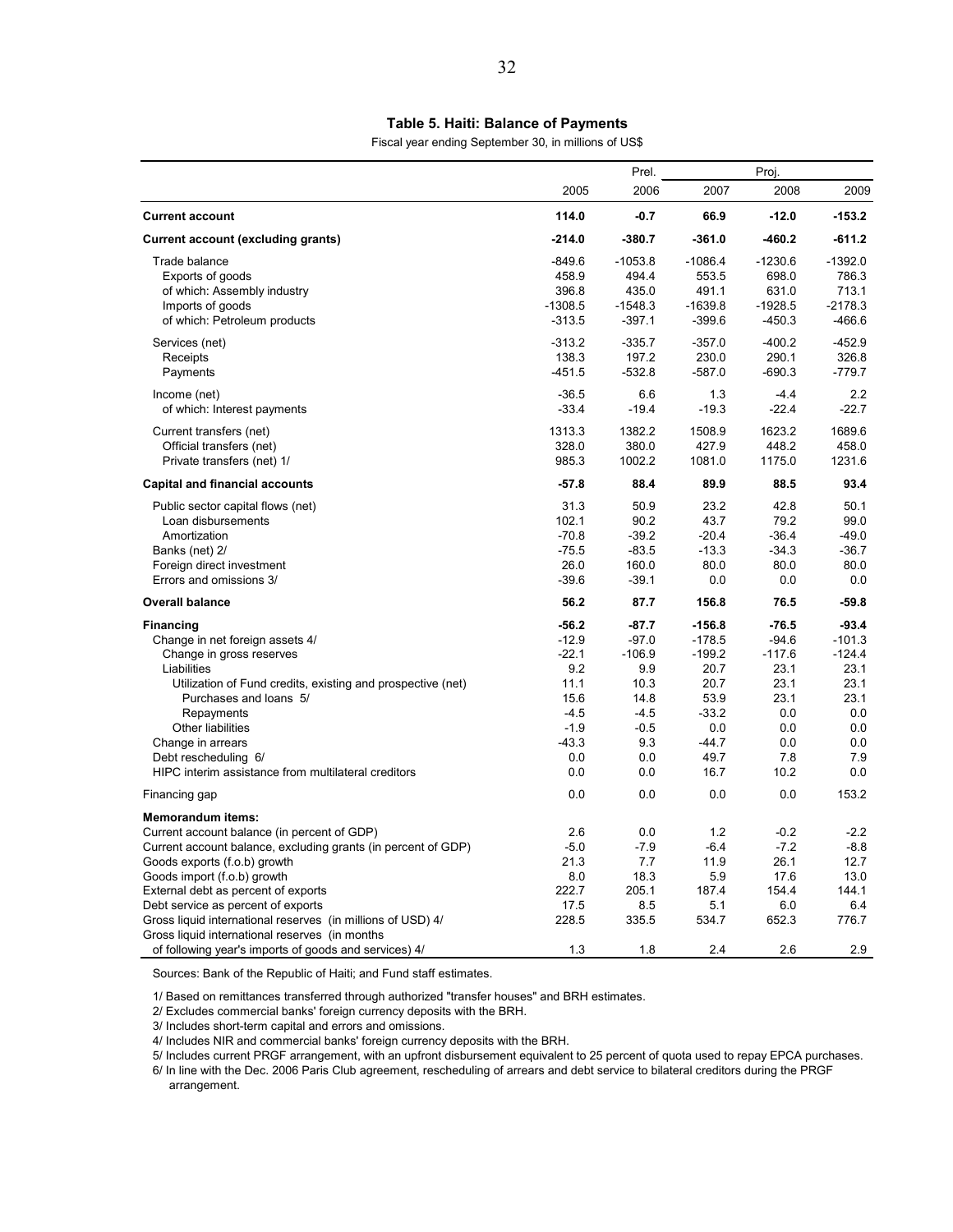**Table 5. Haiti: Balance of Payments**

Fiscal year ending September 30, in millions of US$

| | | Prel. | Proj. | | |
|---|---|---|---|---|---|
| | 2005 | 2006 | 2007 | 2008 | 2009 |
| **Current account** | **114.0** | **-0.7** | **66.9** | **-12.0** | **-153.2** |
| **Current account (excluding grants)** | **-214.0** | **-380.7** | **-361.0** | **-460.2** | **-611.2** |
| Trade balance | -849.6 | -1053.8 | -1086.4 | -1230.6 | -1392.0 |
| Exports of goods | 458.9 | 494.4 | 553.5 | 698.0 | 786.3 |
| of which: Assembly industry | 396.8 | 435.0 | 491.1 | 631.0 | 713.1 |
| Imports of goods | -1308.5 | -1548.3 | -1639.8 | -1928.5 | -2178.3 |
| of which: Petroleum products | -313.5 | -397.1 | -399.6 | -450.3 | -466.6 |
| Services (net) | -313.2 | -335.7 | -357.0 | -400.2 | -452.9 |
| Receipts | 138.3 | 197.2 | 230.0 | 290.1 | 326.8 |
| Payments | -451.5 | -532.8 | -587.0 | -690.3 | -779.7 |
| Income (net) | -36.5 | 6.6 | 1.3 | -4.4 | 2.2 |
| of which: Interest payments | -33.4 | -19.4 | -19.3 | -22.4 | -22.7 |
| Current transfers (net) | 1313.3 | 1382.2 | 1508.9 | 1623.2 | 1689.6 |
| Official transfers (net) | 328.0 | 380.0 | 427.9 | 448.2 | 458.0 |
| Private transfers (net) 1/ | 985.3 | 1002.2 | 1081.0 | 1175.0 | 1231.6 |
| **Capital and financial accounts** | **-57.8** | **88.4** | **89.9** | **88.5** | **93.4** |
| Public sector capital flows (net) | 31.3 | 50.9 | 23.2 | 42.8 | 50.1 |
| Loan disbursements | 102.1 | 90.2 | 43.7 | 79.2 | 99.0 |
| Amortization | -70.8 | -39.2 | -20.4 | -36.4 | -49.0 |
| Banks (net) 2/ | -75.5 | -83.5 | -13.3 | -34.3 | -36.7 |
| Foreign direct investment | 26.0 | 160.0 | 80.0 | 80.0 | 80.0 |
| Errors and omissions 3/ | -39.6 | -39.1 | 0.0 | 0.0 | 0.0 |
| **Overall balance** | **56.2** | **87.7** | **156.8** | **76.5** | **-59.8** |
| **Financing** | **-56.2** | **-87.7** | **-156.8** | **-76.5** | **-93.4** |
| Change in net foreign assets 4/ | -12.9 | -97.0 | -178.5 | -94.6 | -101.3 |
| Change in gross reserves | -22.1 | -106.9 | -199.2 | -117.6 | -124.4 |
| Liabilities | 9.2 | 9.9 | 20.7 | 23.1 | 23.1 |
| Utilization of Fund credits, existing and prospective (net) | 11.1 | 10.3 | 20.7 | 23.1 | 23.1 |
| Purchases and loans 5/ | 15.6 | 14.8 | 53.9 | 23.1 | 23.1 |
| Repayments | -4.5 | -4.5 | -33.2 | 0.0 | 0.0 |
| Other liabilities | -1.9 | -0.5 | 0.0 | 0.0 | 0.0 |
| Change in arrears | -43.3 | 9.3 | -44.7 | 0.0 | 0.0 |
| Debt rescheduling 6/ | 0.0 | 0.0 | 49.7 | 7.8 | 7.9 |
| HIPC interim assistance from multilateral creditors | 0.0 | 0.0 | 16.7 | 10.2 | 0.0 |
| Financing gap | 0.0 | 0.0 | 0.0 | 0.0 | 153.2 |
| **Memorandum items:** | | | | | |
| Current account balance (in percent of GDP) | 2.6 | 0.0 | 1.2 | -0.2 | -2.2 |
| Current account balance, excluding grants (in percent of GDP) | -5.0 | -7.9 | -6.4 | -7.2 | -8.8 |
| Goods exports (f.o.b) growth | 21.3 | 7.7 | 11.9 | 26.1 | 12.7 |
| Goods import (f.o.b) growth | 8.0 | 18.3 | 5.9 | 17.6 | 13.0 |
| External debt as percent of exports | 222.7 | 205.1 | 187.4 | 154.4 | 144.1 |
| Debt service as percent of exports | 17.5 | 8.5 | 5.1 | 6.0 | 6.4 |
| Gross liquid international reserves (in millions of USD) 4/ | 228.5 | 335.5 | 534.7 | 652.3 | 776.7 |
| Gross liquid international reserves (in months of following year's imports of goods and services) 4/ | 1.3 | 1.8 | 2.4 | 2.6 | 2.9 |

Sources: Bank of the Republic of Haiti; and Fund staff estimates.

1/ Based on remittances transferred through authorized "transfer houses" and BRH estimates.

2/ Excludes commercial banks' foreign currency deposits with the BRH.

3/ Includes short-term capital and errors and omissions.

4/ Includes NIR and commercial banks' foreign currency deposits with the BRH.

5/ Includes current PRGF arrangement, with an upfront disbursement equivalent to 25 percent of quota used to repay EPCA purchases.

6/ In line with the Dec. 2006 Paris Club agreement, rescheduling of arrears and debt service to bilateral creditors during the PRGF arrangement.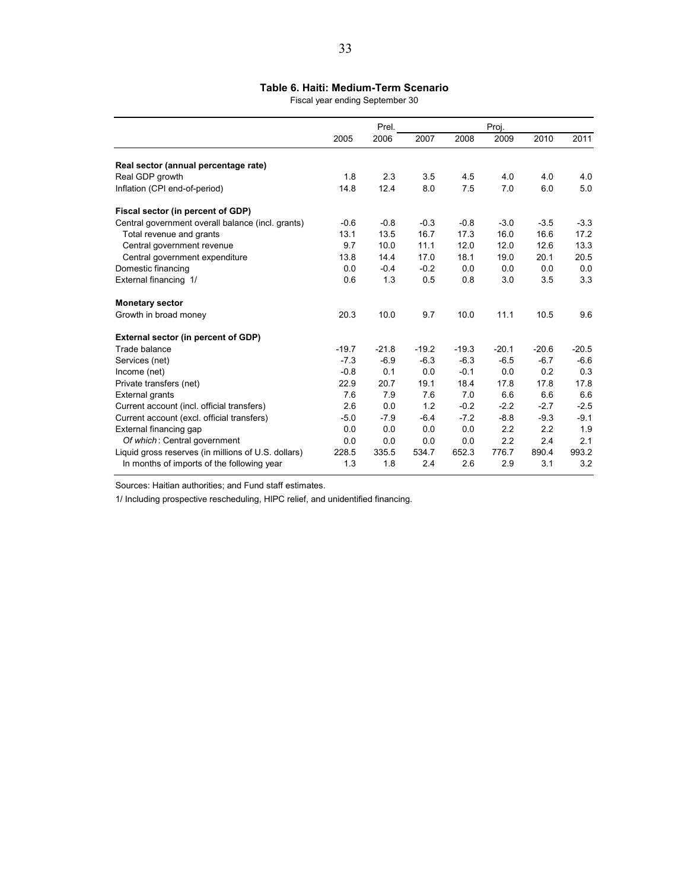### Table 6. Haiti: Medium-Term Scenario

Fiscal year ending September 30

| | 2005 | Prel. 2006 | Proj. 2007 | 2008 | 2009 | 2010 | 2011 |
|---|---|---|---|---|---|---|---|
| **Real sector (annual percentage rate)** | | | | | | | |
| Real GDP growth | 1.8 | 2.3 | 3.5 | 4.5 | 4.0 | 4.0 | 4.0 |
| Inflation (CPI end-of-period) | 14.8 | 12.4 | 8.0 | 7.5 | 7.0 | 6.0 | 5.0 |
| **Fiscal sector (in percent of GDP)** | | | | | | | |
| Central government overall balance (incl. grants) | -0.6 | -0.8 | -0.3 | -0.8 | -3.0 | -3.5 | -3.3 |
| Total revenue and grants | 13.1 | 13.5 | 16.7 | 17.3 | 16.0 | 16.6 | 17.2 |
| Central government revenue | 9.7 | 10.0 | 11.1 | 12.0 | 12.0 | 12.6 | 13.3 |
| Central government expenditure | 13.8 | 14.4 | 17.0 | 18.1 | 19.0 | 20.1 | 20.5 |
| Domestic financing | 0.0 | -0.4 | -0.2 | 0.0 | 0.0 | 0.0 | 0.0 |
| External financing 1/ | 0.6 | 1.3 | 0.5 | 0.8 | 3.0 | 3.5 | 3.3 |
| **Monetary sector** | | | | | | | |
| Growth in broad money | 20.3 | 10.0 | 9.7 | 10.0 | 11.1 | 10.5 | 9.6 |
| **External sector (in percent of GDP)** | | | | | | | |
| Trade balance | -19.7 | -21.8 | -19.2 | -19.3 | -20.1 | -20.6 | -20.5 |
| Services (net) | -7.3 | -6.9 | -6.3 | -6.3 | -6.5 | -6.7 | -6.6 |
| Income (net) | -0.8 | 0.1 | 0.0 | -0.1 | 0.0 | 0.2 | 0.3 |
| Private transfers (net) | 22.9 | 20.7 | 19.1 | 18.4 | 17.8 | 17.8 | 17.8 |
| External grants | 7.6 | 7.9 | 7.6 | 7.0 | 6.6 | 6.6 | 6.6 |
| Current account (incl. official transfers) | 2.6 | 0.0 | 1.2 | -0.2 | -2.2 | -2.7 | -2.5 |
| Current account (excl. official transfers) | -5.0 | -7.9 | -6.4 | -7.2 | -8.8 | -9.3 | -9.1 |
| External financing gap | 0.0 | 0.0 | 0.0 | 0.0 | 2.2 | 2.2 | 1.9 |
| *Of which*: Central government | 0.0 | 0.0 | 0.0 | 0.0 | 2.2 | 2.4 | 2.1 |
| Liquid gross reserves (in millions of U.S. dollars) | 228.5 | 335.5 | 534.7 | 652.3 | 776.7 | 890.4 | 993.2 |
| In months of imports of the following year | 1.3 | 1.8 | 2.4 | 2.6 | 2.9 | 3.1 | 3.2 |

Sources: Haitian authorities; and Fund staff estimates.

1/ Including prospective rescheduling, HIPC relief, and unidentified financing.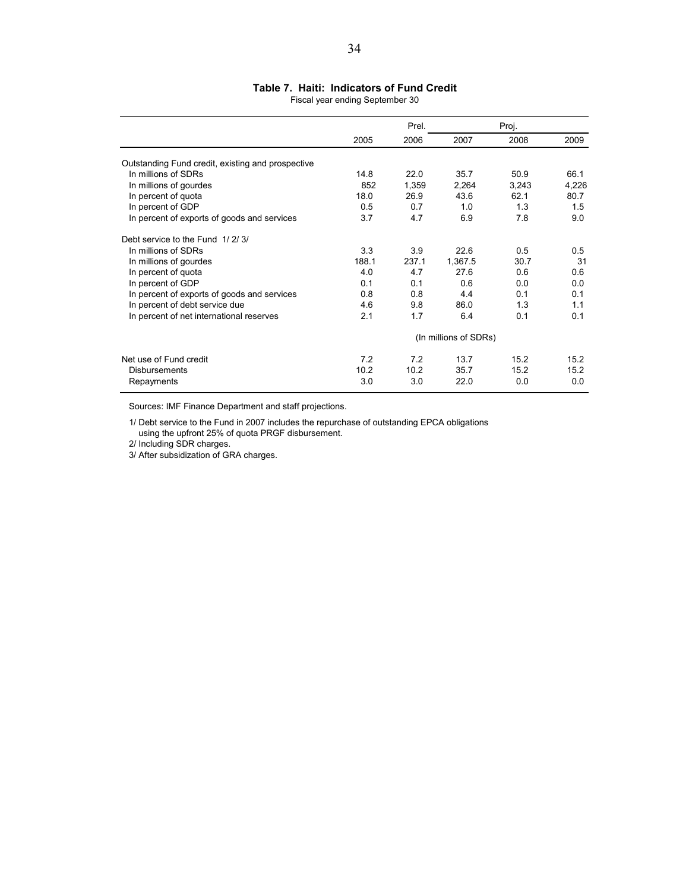**Table 7. Haiti: Indicators of Fund Credit**

Fiscal year ending September 30

| | | Prel. | Proj. | | |
|---|---|---|---|---|---|
| | 2005 | 2006 | 2007 | 2008 | 2009 |
| Outstanding Fund credit, existing and prospective | | | | | |
| In millions of SDRs | 14.8 | 22.0 | 35.7 | 50.9 | 66.1 |
| In millions of gourdes | 852 | 1,359 | 2,264 | 3,243 | 4,226 |
| In percent of quota | 18.0 | 26.9 | 43.6 | 62.1 | 80.7 |
| In percent of GDP | 0.5 | 0.7 | 1.0 | 1.3 | 1.5 |
| In percent of exports of goods and services | 3.7 | 4.7 | 6.9 | 7.8 | 9.0 |
| Debt service to the Fund 1/ 2/ 3/ | | | | | |
| In millions of SDRs | 3.3 | 3.9 | 22.6 | 0.5 | 0.5 |
| In millions of gourdes | 188.1 | 237.1 | 1,367.5 | 30.7 | 31 |
| In percent of quota | 4.0 | 4.7 | 27.6 | 0.6 | 0.6 |
| In percent of GDP | 0.1 | 0.1 | 0.6 | 0.0 | 0.0 |
| In percent of exports of goods and services | 0.8 | 0.8 | 4.4 | 0.1 | 0.1 |
| In percent of debt service due | 4.6 | 9.8 | 86.0 | 1.3 | 1.1 |
| In percent of net international reserves | 2.1 | 1.7 | 6.4 | 0.1 | 0.1 |
| | | | (In millions of SDRs) | | |
| Net use of Fund credit | 7.2 | 7.2 | 13.7 | 15.2 | 15.2 |
| Disbursements | 10.2 | 10.2 | 35.7 | 15.2 | 15.2 |
| Repayments | 3.0 | 3.0 | 22.0 | 0.0 | 0.0 |

Sources: IMF Finance Department and staff projections.

1/ Debt service to the Fund in 2007 includes the repurchase of outstanding EPCA obligations using the upfront 25% of quota PRGF disbursement.

2/ Including SDR charges.

3/ After subsidization of GRA charges.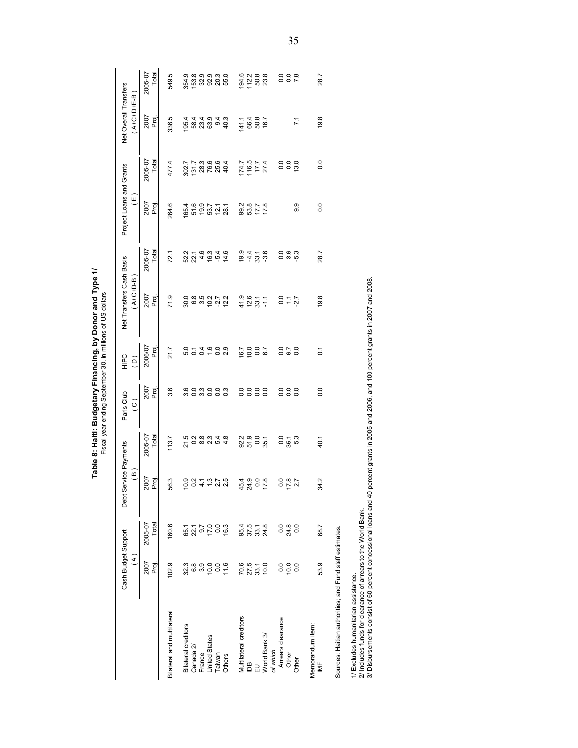**Table 8: Haiti: Budgetary Financing, by Donor and Type 1/**

Fiscal year ending September 30, in millions of US dollars

| | Cash Budget Support (A) | | Debt Service Payments (B) | | Paris Club (C) | HIPC (D) | Net Transfers Cash Basis (A+C+D-B) | | Project Loans and Grants (E) | | Net Overall Transfers (A+C+D+E-B) | |
|---|---|---|---|---|---|---|---|---|---|---|---|---|
| | 2007 Proj. | 2005-07 Total | 2007 Proj. | 2005-07 Total | 2007 Proj. | 2006/07 Proj. | 2007 Proj. | 2005-07 Total | 2007 Proj. | 2005-07 Total | 2007 Proj. | 2005-07 Total |
| Bilateral and multilateral | 102.9 | 160.6 | 56.3 | 113.7 | 3.6 | 21.7 | 71.9 | 72.1 | 264.6 | 477.4 | 336.5 | 549.5 |
| Bilateral creditors | 32.3 | 65.1 | 10.9 | 21.5 | 3.6 | 5.0 | 30.0 | 52.2 | 165.4 | 302.7 | 195.4 | 354.9 |
| Canada 2/ | 6.8 | 22.1 | 0.2 | 0.2 | 0.0 | 0.1 | 6.8 | 22.1 | 51.6 | 131.7 | 58.4 | 153.8 |
| France | 3.9 | 9.7 | 4.1 | 8.8 | 3.3 | 0.4 | 3.5 | 4.6 | 19.9 | 28.3 | 23.4 | 32.9 |
| United States | 10.0 | 17.0 | 1.3 | 2.3 | 0.0 | 1.6 | 10.2 | 16.3 | 53.7 | 76.6 | 63.9 | 92.9 |
| Taiwan | 0.0 | 0.0 | 2.7 | 5.4 | 0.0 | 0.0 | -2.7 | -5.4 | 12.1 | 25.6 | 9.4 | 20.3 |
| Others | 11.6 | 16.3 | 2.5 | 4.8 | 0.3 | 2.9 | 12.2 | 14.6 | 28.1 | 40.4 | 40.3 | 55.0 |
| Multilateral creditors | 70.6 | 95.4 | 45.4 | 92.2 | 0.0 | 16.7 | 41.9 | 19.9 | 99.2 | 174.7 | 141.1 | 194.6 |
| IDB | 27.5 | 37.5 | 24.9 | 51.9 | 0.0 | 10.0 | 12.6 | -4.4 | 53.8 | 116.5 | 66.4 | 112.2 |
| EU | 33.1 | 33.1 | 0.0 | 0.0 | 0.0 | 0.0 | 33.1 | 33.1 | 17.7 | 17.7 | 50.8 | 50.8 |
| World Bank 3/ | 10.0 | 24.8 | 17.8 | 35.1 | 0.0 | 6.7 | -1.1 | -3.6 | 17.8 | 27.4 | 16.7 | 23.8 |
| *of which* | | | | | | | | | | | | |
| Arrears clearance | 0.0 | 0.0 | 0.0 | 0.0 | 0.0 | 0.0 | 0.0 | 0.0 | | 0.0 | | 0.0 |
| Other | 10.0 | 24.8 | 17.8 | 35.1 | 0.0 | 6.7 | -1.1 | -3.6 | | 0.0 | | 0.0 |
| Other | 0.0 | 0.0 | 2.7 | 5.3 | 0.0 | 0.0 | -2.7 | -5.3 | 9.9 | 13.0 | 7.1 | 7.8 |
| Memorandum item: | | | | | | | | | | | | |
| IMF | 53.9 | 68.7 | 34.2 | 40.1 | 0.0 | 0.1 | 19.8 | 28.7 | 0.0 | 0.0 | 19.8 | 28.7 |

Sources: Haitian authorities; and Fund staff estimates.

1/ Excludes humanitarian assistance.
2/ Includes funds for clearance of arrears to the World Bank.
3/ Disbursements consist of 60 percent concessional loans and 40 percent grants in 2005 and 2006, and 100 percent grants in 2007 and 2008.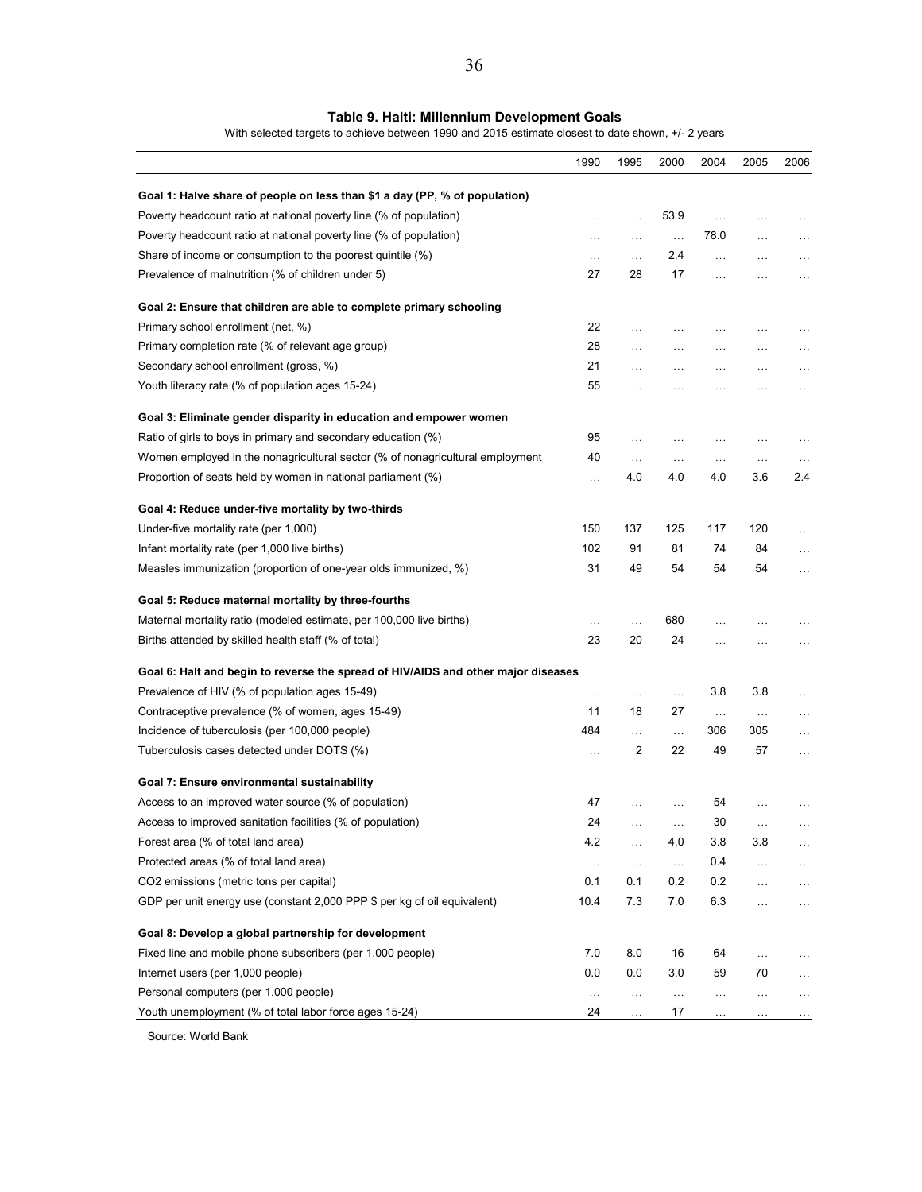**Table 9. Haiti: Millennium Development Goals**

With selected targets to achieve between 1990 and 2015 estimate closest to date shown, +/- 2 years

| | 1990 | 1995 | 2000 | 2004 | 2005 | 2006 |
|---|---|---|---|---|---|---|
| **Goal 1: Halve share of people on less than $1 a day (PP, % of population)** | | | | | | |
| Poverty headcount ratio at national poverty line (% of population) | … | … | 53.9 | … | … | … |
| Poverty headcount ratio at national poverty line (% of population) | … | … | … | 78.0 | … | … |
| Share of income or consumption to the poorest quintile (%) | … | … | 2.4 | … | … | … |
| Prevalence of malnutrition (% of children under 5) | 27 | 28 | 17 | … | … | … |
| **Goal 2: Ensure that children are able to complete primary schooling** | | | | | | |
| Primary school enrollment (net, %) | 22 | … | … | … | … | … |
| Primary completion rate (% of relevant age group) | 28 | … | … | … | … | … |
| Secondary school enrollment (gross, %) | 21 | … | … | … | … | … |
| Youth literacy rate (% of population ages 15-24) | 55 | … | … | … | … | … |
| **Goal 3: Eliminate gender disparity in education and empower women** | | | | | | |
| Ratio of girls to boys in primary and secondary education (%) | 95 | … | … | … | … | … |
| Women employed in the nonagricultural sector (% of nonagricultural employment | 40 | … | … | … | … | … |
| Proportion of seats held by women in national parliament (%) | … | 4.0 | 4.0 | 4.0 | 3.6 | 2.4 |
| **Goal 4: Reduce under-five mortality by two-thirds** | | | | | | |
| Under-five mortality rate (per 1,000) | 150 | 137 | 125 | 117 | 120 | … |
| Infant mortality rate (per 1,000 live births) | 102 | 91 | 81 | 74 | 84 | … |
| Measles immunization (proportion of one-year olds immunized, %) | 31 | 49 | 54 | 54 | 54 | … |
| **Goal 5: Reduce maternal mortality by three-fourths** | | | | | | |
| Maternal mortality ratio (modeled estimate, per 100,000 live births) | … | … | 680 | … | … | … |
| Births attended by skilled health staff (% of total) | 23 | 20 | 24 | … | … | … |
| **Goal 6: Halt and begin to reverse the spread of HIV/AIDS and other major diseases** | | | | | | |
| Prevalence of HIV (% of population ages 15-49) | … | … | … | 3.8 | 3.8 | … |
| Contraceptive prevalence (% of women, ages 15-49) | 11 | 18 | 27 | … | … | … |
| Incidence of tuberculosis (per 100,000 people) | 484 | … | … | 306 | 305 | … |
| Tuberculosis cases detected under DOTS (%) | … | 2 | 22 | 49 | 57 | … |
| **Goal 7: Ensure environmental sustainability** | | | | | | |
| Access to an improved water source (% of population) | 47 | … | … | 54 | … | … |
| Access to improved sanitation facilities (% of population) | 24 | … | … | 30 | … | … |
| Forest area (% of total land area) | 4.2 | … | 4.0 | 3.8 | 3.8 | … |
| Protected areas (% of total land area) | … | … | … | 0.4 | … | … |
| CO2 emissions (metric tons per capital) | 0.1 | 0.1 | 0.2 | 0.2 | … | … |
| GDP per unit energy use (constant 2,000 PPP $ per kg of oil equivalent) | 10.4 | 7.3 | 7.0 | 6.3 | … | … |
| **Goal 8: Develop a global partnership for development** | | | | | | |
| Fixed line and mobile phone subscribers (per 1,000 people) | 7.0 | 8.0 | 16 | 64 | … | … |
| Internet users (per 1,000 people) | 0.0 | 0.0 | 3.0 | 59 | 70 | … |
| Personal computers (per 1,000 people) | … | … | … | … | … | … |
| Youth unemployment (% of total labor force ages 15-24) | 24 | … | 17 | … | … | … |

Source: World Bank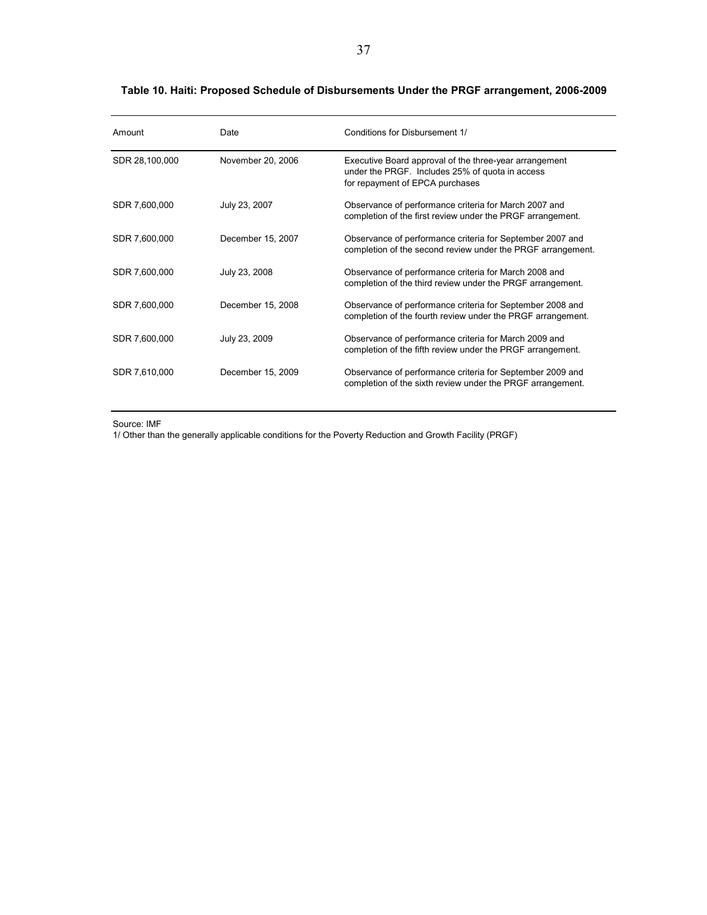**Table 10. Haiti: Proposed Schedule of Disbursements Under the PRGF arrangement, 2006-2009**

| Amount | Date | Conditions for Disbursement 1/ |
| --- | --- | --- |
| SDR 28,100,000 | November 20, 2006 | Executive Board approval of the three-year arrangement under the PRGF. Includes 25% of quota in access for repayment of EPCA purchases |
| SDR 7,600,000 | July 23, 2007 | Observance of performance criteria for March 2007 and completion of the first review under the PRGF arrangement. |
| SDR 7,600,000 | December 15, 2007 | Observance of performance criteria for September 2007 and completion of the second review under the PRGF arrangement. |
| SDR 7,600,000 | July 23, 2008 | Observance of performance criteria for March 2008 and completion of the third review under the PRGF arrangement. |
| SDR 7,600,000 | December 15, 2008 | Observance of performance criteria for September 2008 and completion of the fourth review under the PRGF arrangement. |
| SDR 7,600,000 | July 23, 2009 | Observance of performance criteria for March 2009 and completion of the fifth review under the PRGF arrangement. |
| SDR 7,610,000 | December 15, 2009 | Observance of performance criteria for September 2009 and completion of the sixth review under the PRGF arrangement. |

Source: IMF

1/ Other than the generally applicable conditions for the Poverty Reduction and Growth Facility (PRGF)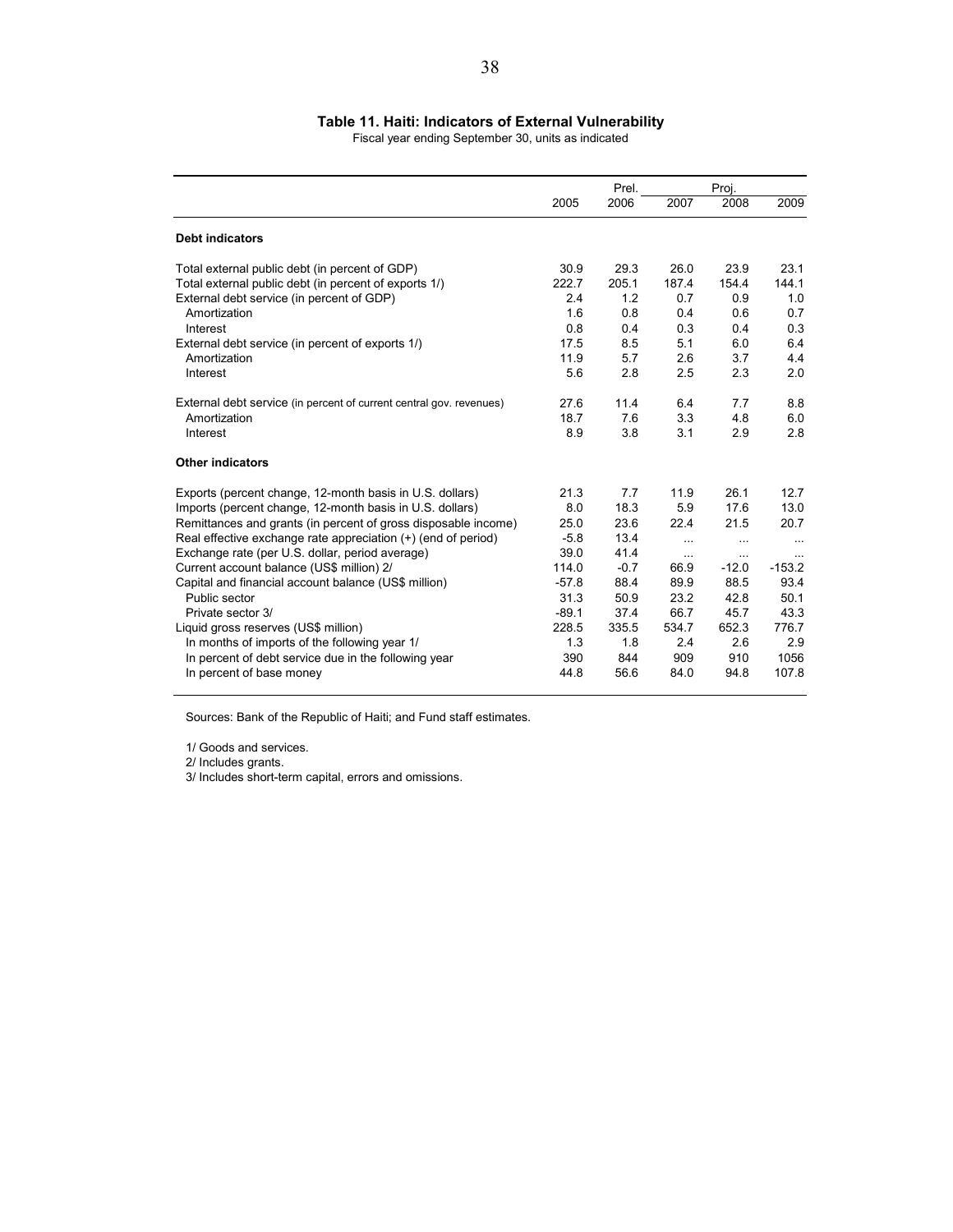### Table 11. Haiti: Indicators of External Vulnerability

Fiscal year ending September 30, units as indicated

| | 2005 | Prel. 2006 | Proj. 2007 | 2008 | 2009 |
|---|---|---|---|---|---|
| **Debt indicators** | | | | | |
| Total external public debt (in percent of GDP) | 30.9 | 29.3 | 26.0 | 23.9 | 23.1 |
| Total external public debt (in percent of exports 1/) | 222.7 | 205.1 | 187.4 | 154.4 | 144.1 |
| External debt service (in percent of GDP) | 2.4 | 1.2 | 0.7 | 0.9 | 1.0 |
| Amortization | 1.6 | 0.8 | 0.4 | 0.6 | 0.7 |
| Interest | 0.8 | 0.4 | 0.3 | 0.4 | 0.3 |
| External debt service (in percent of exports 1/) | 17.5 | 8.5 | 5.1 | 6.0 | 6.4 |
| Amortization | 11.9 | 5.7 | 2.6 | 3.7 | 4.4 |
| Interest | 5.6 | 2.8 | 2.5 | 2.3 | 2.0 |
| External debt service (in percent of current central gov. revenues) | 27.6 | 11.4 | 6.4 | 7.7 | 8.8 |
| Amortization | 18.7 | 7.6 | 3.3 | 4.8 | 6.0 |
| Interest | 8.9 | 3.8 | 3.1 | 2.9 | 2.8 |
| **Other indicators** | | | | | |
| Exports (percent change, 12-month basis in U.S. dollars) | 21.3 | 7.7 | 11.9 | 26.1 | 12.7 |
| Imports (percent change, 12-month basis in U.S. dollars) | 8.0 | 18.3 | 5.9 | 17.6 | 13.0 |
| Remittances and grants (in percent of gross disposable income) | 25.0 | 23.6 | 22.4 | 21.5 | 20.7 |
| Real effective exchange rate appreciation (+) (end of period) | -5.8 | 13.4 | ... | ... | ... |
| Exchange rate (per U.S. dollar, period average) | 39.0 | 41.4 | ... | ... | ... |
| Current account balance (US$ million) 2/ | 114.0 | -0.7 | 66.9 | -12.0 | -153.2 |
| Capital and financial account balance (US$ million) | -57.8 | 88.4 | 89.9 | 88.5 | 93.4 |
| Public sector | 31.3 | 50.9 | 23.2 | 42.8 | 50.1 |
| Private sector 3/ | -89.1 | 37.4 | 66.7 | 45.7 | 43.3 |
| Liquid gross reserves (US$ million) | 228.5 | 335.5 | 534.7 | 652.3 | 776.7 |
| In months of imports of the following year 1/ | 1.3 | 1.8 | 2.4 | 2.6 | 2.9 |
| In percent of debt service due in the following year | 390 | 844 | 909 | 910 | 1056 |
| In percent of base money | 44.8 | 56.6 | 84.0 | 94.8 | 107.8 |

Sources: Bank of the Republic of Haiti; and Fund staff estimates.

1/ Goods and services.
2/ Includes grants.
3/ Includes short-term capital, errors and omissions.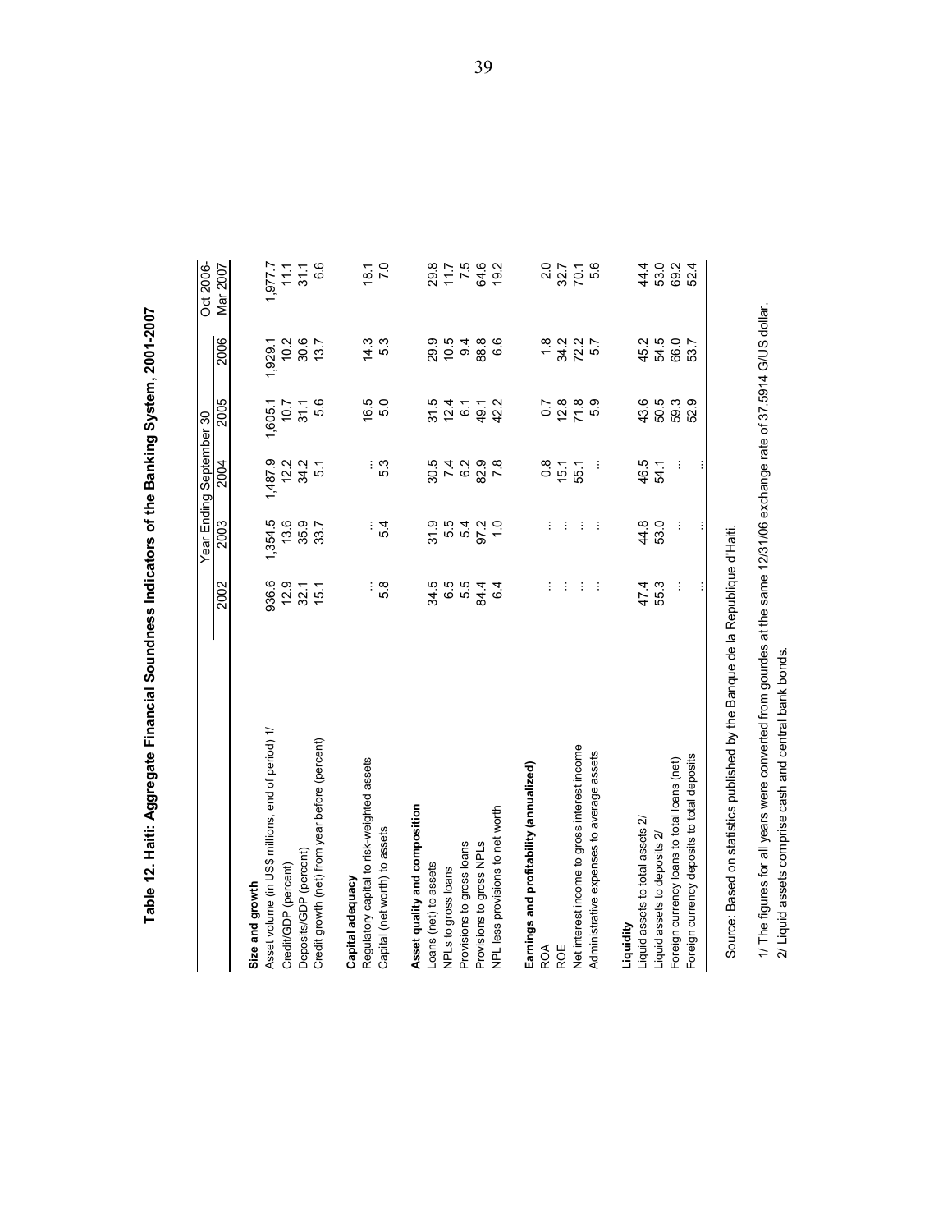**Table 12. Haiti: Aggregate Financial Soundness Indicators of the Banking System, 2001-2007**

| | Year Ending September 30 | | | | | Oct 2006- |
|---|---|---|---|---|---|---|
| | 2002 | 2003 | 2004 | 2005 | 2006 | Mar 2007 |
| **Size and growth** | | | | | | |
| Asset volume (in US$ millions, end of period) 1/ | 936.6 | 1,354.5 | 1,487.9 | 1,605.1 | 1,929.1 | 1,977.7 |
| Credit/GDP (percent) | 12.9 | 13.6 | 12.2 | 10.7 | 10.2 | 11.1 |
| Deposits/GDP (percent) | 32.1 | 35.9 | 34.2 | 31.1 | 30.6 | 31.1 |
| Credit growth (net) from year before (percent) | 15.1 | 33.7 | 5.1 | 5.6 | 13.7 | 6.6 |
| **Capital adequacy** | | | | | | |
| Regulatory capital to risk-weighted assets | ... | ... | ... | 16.5 | 14.3 | 18.1 |
| Capital (net worth) to assets | 5.8 | 5.4 | 5.3 | 5.0 | 5.3 | 7.0 |
| **Asset quality and composition** | | | | | | |
| Loans (net) to assets | 34.5 | 31.9 | 30.5 | 31.5 | 29.9 | 29.8 |
| NPLs to gross loans | 6.5 | 5.5 | 7.4 | 12.4 | 10.5 | 11.7 |
| Provisions to gross loans | 5.5 | 5.4 | 6.2 | 6.1 | 9.4 | 7.5 |
| Provisions to gross NPLs | 84.4 | 97.2 | 82.9 | 49.1 | 88.8 | 64.6 |
| NPL less provisions to net worth | 6.4 | 1.0 | 7.8 | 42.2 | 6.6 | 19.2 |
| **Earnings and profitability (annualized)** | | | | | | |
| ROA | ... | ... | 0.8 | 0.7 | 1.8 | 2.0 |
| ROE | ... | ... | 15.1 | 12.8 | 34.2 | 32.7 |
| Net interest income to gross interest income | ... | ... | 55.1 | 71.8 | 72.2 | 70.1 |
| Administrative expenses to average assets | ... | ... | ... | 5.9 | 5.7 | 5.6 |
| **Liquidity** | | | | | | |
| Liquid assets to total assets 2/ | 47.4 | 44.8 | 46.5 | 43.6 | 45.2 | 44.4 |
| Liquid assets to deposits 2/ | 55.3 | 53.0 | 54.1 | 50.5 | 54.5 | 53.0 |
| Foreign currency loans to total loans (net) | ... | ... | ... | 59.3 | 66.0 | 69.2 |
| Foreign currency deposits to total deposits | ... | ... | ... | 52.9 | 53.7 | 52.4 |

Source: Based on statistics published by the Banque de la Republique d'Haiti.

1/ The figures for all years were converted from gourdes at the same 12/31/06 exchange rate of 37.5914 G/US dollar.
2/ Liquid assets comprise cash and central bank bonds.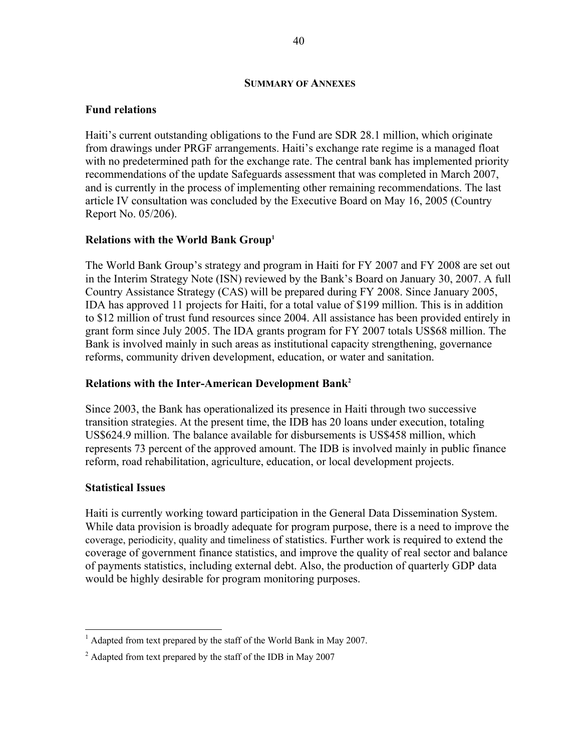## SUMMARY OF ANNEXES

### Fund relations

Haiti's current outstanding obligations to the Fund are SDR 28.1 million, which originate from drawings under PRGF arrangements. Haiti's exchange rate regime is a managed float with no predetermined path for the exchange rate. The central bank has implemented priority recommendations of the update Safeguards assessment that was completed in March 2007, and is currently in the process of implementing other remaining recommendations. The last article IV consultation was concluded by the Executive Board on May 16, 2005 (Country Report No. 05/206).

### Relations with the World Bank Group[1]

The World Bank Group's strategy and program in Haiti for FY 2007 and FY 2008 are set out in the Interim Strategy Note (ISN) reviewed by the Bank's Board on January 30, 2007. A full Country Assistance Strategy (CAS) will be prepared during FY 2008. Since January 2005, IDA has approved 11 projects for Haiti, for a total value of $199 million. This is in addition to $12 million of trust fund resources since 2004. All assistance has been provided entirely in grant form since July 2005. The IDA grants program for FY 2007 totals US$68 million. The Bank is involved mainly in such areas as institutional capacity strengthening, governance reforms, community driven development, education, or water and sanitation.

### Relations with the Inter-American Development Bank[2]

Since 2003, the Bank has operationalized its presence in Haiti through two successive transition strategies. At the present time, the IDB has 20 loans under execution, totaling US$624.9 million. The balance available for disbursements is US$458 million, which represents 73 percent of the approved amount. The IDB is involved mainly in public finance reform, road rehabilitation, agriculture, education, or local development projects.

### Statistical Issues

Haiti is currently working toward participation in the General Data Dissemination System. While data provision is broadly adequate for program purpose, there is a need to improve the coverage, periodicity, quality and timeliness of statistics. Further work is required to extend the coverage of government finance statistics, and improve the quality of real sector and balance of payments statistics, including external debt. Also, the production of quarterly GDP data would be highly desirable for program monitoring purposes.

---

[1] Adapted from text prepared by the staff of the World Bank in May 2007.

[2] Adapted from text prepared by the staff of the IDB in May 2007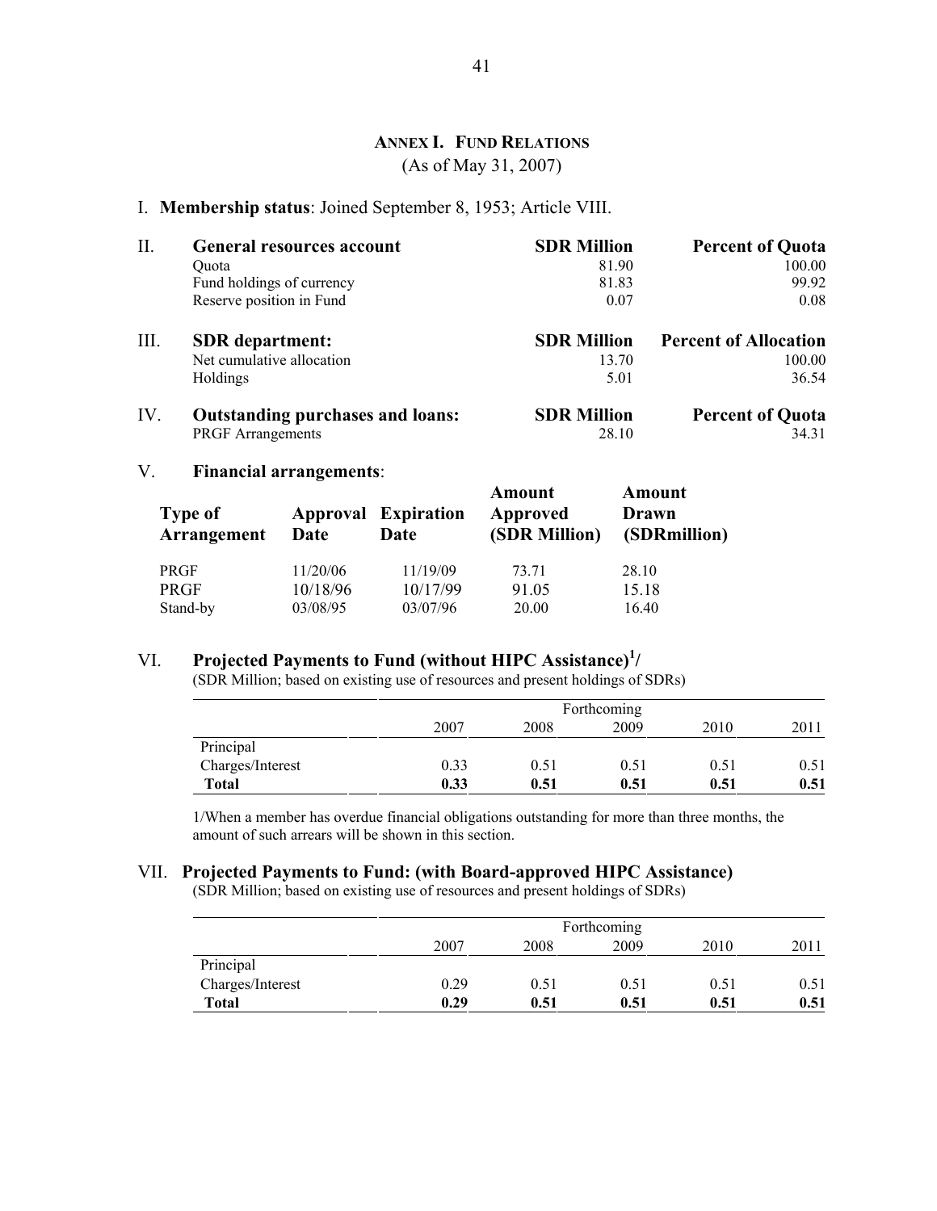# ANNEX I. FUND RELATIONS

(As of May 31, 2007)

I. **Membership status**: Joined September 8, 1953; Article VIII.

| II. **General resources account** | **SDR Million** | **Percent of Quota** |
|---|---|---|
| Quota | 81.90 | 100.00 |
| Fund holdings of currency | 81.83 | 99.92 |
| Reserve position in Fund | 0.07 | 0.08 |

| III. **SDR department:** | **SDR Million** | **Percent of Allocation** |
|---|---|---|
| Net cumulative allocation | 13.70 | 100.00 |
| Holdings | 5.01 | 36.54 |

| IV. **Outstanding purchases and loans:** | **SDR Million** | **Percent of Quota** |
|---|---|---|
| PRGF Arrangements | 28.10 | 34.31 |

V. **Financial arrangements**:

| **Type of Arrangement** | **Approval Date** | **Expiration Date** | **Amount Approved (SDR Million)** | **Amount Drawn (SDRmillion)** |
|---|---|---|---|---|
| PRGF | 11/20/06 | 11/19/09 | 73.71 | 28.10 |
| PRGF | 10/18/96 | 10/17/99 | 91.05 | 15.18 |
| Stand-by | 03/08/95 | 03/07/96 | 20.00 | 16.40 |

VI. **Projected Payments to Fund (without HIPC Assistance)[1]/**

(SDR Million; based on existing use of resources and present holdings of SDRs)

| | Forthcoming | | | | |
|---|---|---|---|---|---|
| | 2007 | 2008 | 2009 | 2010 | 2011 |
| Principal | | | | | |
| Charges/Interest | 0.33 | 0.51 | 0.51 | 0.51 | 0.51 |
| **Total** | **0.33** | **0.51** | **0.51** | **0.51** | **0.51** |

1/When a member has overdue financial obligations outstanding for more than three months, the amount of such arrears will be shown in this section.

VII. **Projected Payments to Fund: (with Board-approved HIPC Assistance)**

(SDR Million; based on existing use of resources and present holdings of SDRs)

| | Forthcoming | | | | |
|---|---|---|---|---|---|
| | 2007 | 2008 | 2009 | 2010 | 2011 |
| Principal | | | | | |
| Charges/Interest | 0.29 | 0.51 | 0.51 | 0.51 | 0.51 |
| **Total** | **0.29** | **0.51** | **0.51** | **0.51** | **0.51** |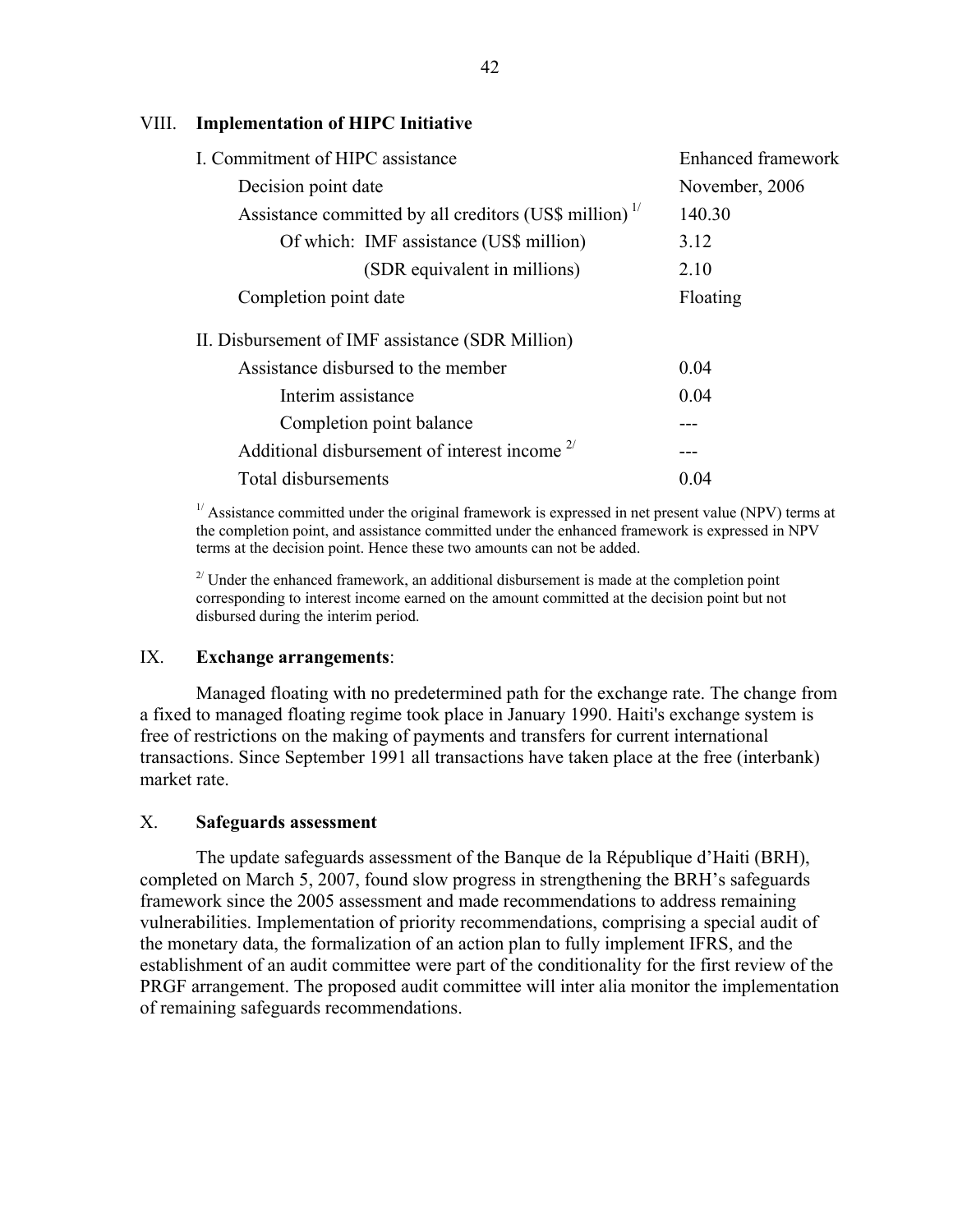## VIII. Implementation of HIPC Initiative

| | |
|---|---|
| I. Commitment of HIPC assistance | Enhanced framework |
| Decision point date | November, 2006 |
| Assistance committed by all creditors (US$ million) [1/] | 140.30 |
| Of which: IMF assistance (US$ million) | 3.12 |
| (SDR equivalent in millions) | 2.10 |
| Completion point date | Floating |
| II. Disbursement of IMF assistance (SDR Million) | |
| Assistance disbursed to the member | 0.04 |
| Interim assistance | 0.04 |
| Completion point balance | --- |
| Additional disbursement of interest income [2/] | --- |
| Total disbursements | 0.04 |

[1/] Assistance committed under the original framework is expressed in net present value (NPV) terms at the completion point, and assistance committed under the enhanced framework is expressed in NPV terms at the decision point. Hence these two amounts can not be added.

[2/] Under the enhanced framework, an additional disbursement is made at the completion point corresponding to interest income earned on the amount committed at the decision point but not disbursed during the interim period.

## IX. Exchange arrangements:

Managed floating with no predetermined path for the exchange rate. The change from a fixed to managed floating regime took place in January 1990. Haiti's exchange system is free of restrictions on the making of payments and transfers for current international transactions. Since September 1991 all transactions have taken place at the free (interbank) market rate.

## X. Safeguards assessment

The update safeguards assessment of the Banque de la République d'Haiti (BRH), completed on March 5, 2007, found slow progress in strengthening the BRH's safeguards framework since the 2005 assessment and made recommendations to address remaining vulnerabilities. Implementation of priority recommendations, comprising a special audit of the monetary data, the formalization of an action plan to fully implement IFRS, and the establishment of an audit committee were part of the conditionality for the first review of the PRGF arrangement. The proposed audit committee will inter alia monitor the implementation of remaining safeguards recommendations.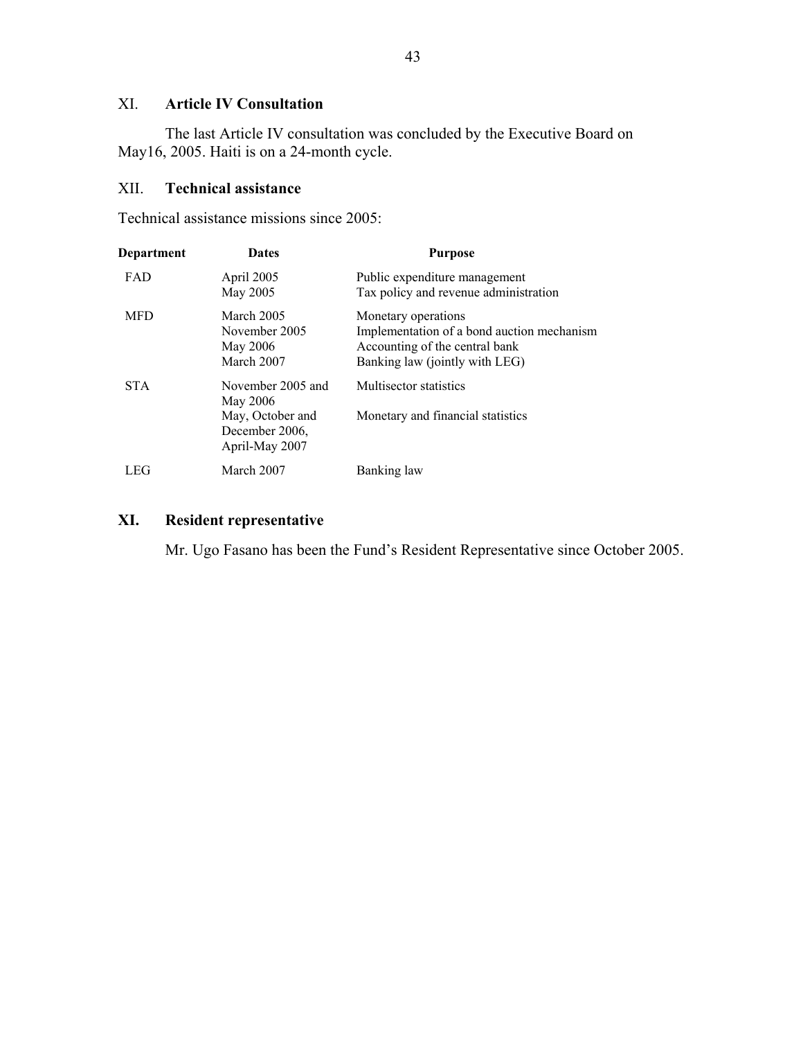## XI. Article IV Consultation

The last Article IV consultation was concluded by the Executive Board on May16, 2005. Haiti is on a 24-month cycle.

## XII. Technical assistance

Technical assistance missions since 2005:

| Department | Dates | Purpose |
|---|---|---|
| FAD | April 2005 | Public expenditure management |
| | May 2005 | Tax policy and revenue administration |
| MFD | March 2005 | Monetary operations |
| | November 2005 | Implementation of a bond auction mechanism |
| | May 2006 | Accounting of the central bank |
| | March 2007 | Banking law (jointly with LEG) |
| STA | November 2005 and May 2006 | Multisector statistics |
| | May, October and December 2006, April-May 2007 | Monetary and financial statistics |
| LEG | March 2007 | Banking law |

## XI. Resident representative

Mr. Ugo Fasano has been the Fund's Resident Representative since October 2005.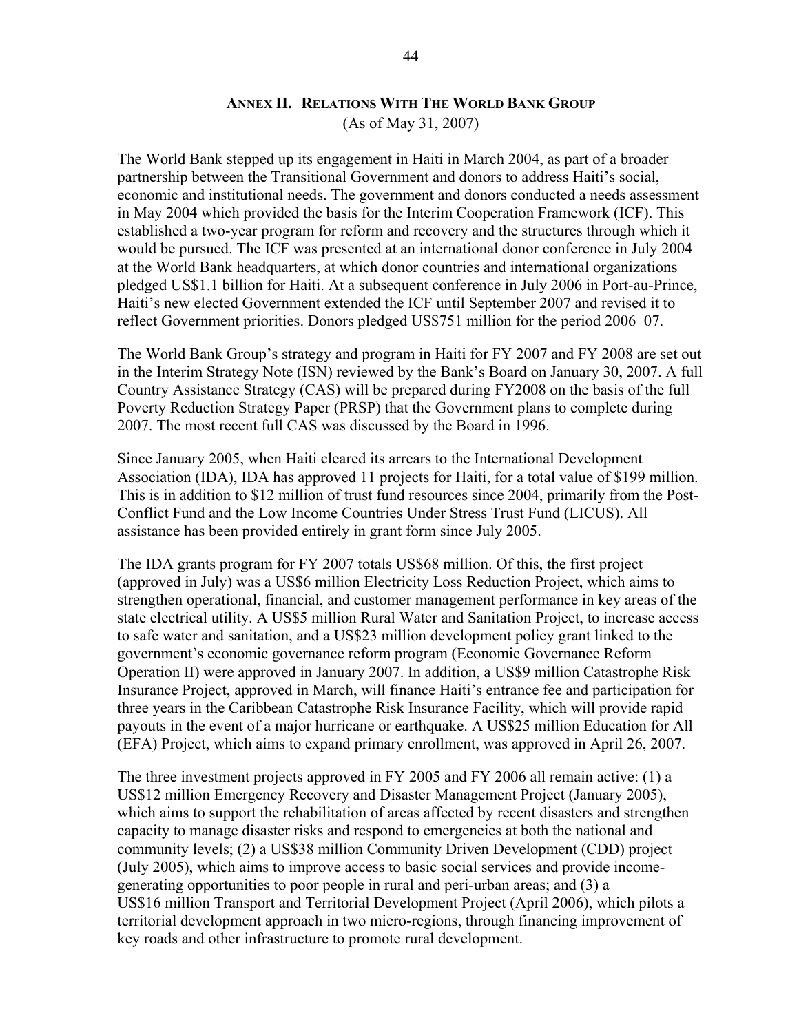## Annex II. Relations With The World Bank Group

(As of May 31, 2007)

The World Bank stepped up its engagement in Haiti in March 2004, as part of a broader partnership between the Transitional Government and donors to address Haiti's social, economic and institutional needs. The government and donors conducted a needs assessment in May 2004 which provided the basis for the Interim Cooperation Framework (ICF). This established a two-year program for reform and recovery and the structures through which it would be pursued. The ICF was presented at an international donor conference in July 2004 at the World Bank headquarters, at which donor countries and international organizations pledged US$1.1 billion for Haiti. At a subsequent conference in July 2006 in Port-au-Prince, Haiti's new elected Government extended the ICF until September 2007 and revised it to reflect Government priorities. Donors pledged US$751 million for the period 2006–07.

The World Bank Group's strategy and program in Haiti for FY 2007 and FY 2008 are set out in the Interim Strategy Note (ISN) reviewed by the Bank's Board on January 30, 2007. A full Country Assistance Strategy (CAS) will be prepared during FY2008 on the basis of the full Poverty Reduction Strategy Paper (PRSP) that the Government plans to complete during 2007. The most recent full CAS was discussed by the Board in 1996.

Since January 2005, when Haiti cleared its arrears to the International Development Association (IDA), IDA has approved 11 projects for Haiti, for a total value of $199 million. This is in addition to $12 million of trust fund resources since 2004, primarily from the Post-Conflict Fund and the Low Income Countries Under Stress Trust Fund (LICUS). All assistance has been provided entirely in grant form since July 2005.

The IDA grants program for FY 2007 totals US$68 million. Of this, the first project (approved in July) was a US$6 million Electricity Loss Reduction Project, which aims to strengthen operational, financial, and customer management performance in key areas of the state electrical utility. A US$5 million Rural Water and Sanitation Project, to increase access to safe water and sanitation, and a US$23 million development policy grant linked to the government's economic governance reform program (Economic Governance Reform Operation II) were approved in January 2007. In addition, a US$9 million Catastrophe Risk Insurance Project, approved in March, will finance Haiti's entrance fee and participation for three years in the Caribbean Catastrophe Risk Insurance Facility, which will provide rapid payouts in the event of a major hurricane or earthquake. A US$25 million Education for All (EFA) Project, which aims to expand primary enrollment, was approved in April 26, 2007.

The three investment projects approved in FY 2005 and FY 2006 all remain active: (1) a US$12 million Emergency Recovery and Disaster Management Project (January 2005), which aims to support the rehabilitation of areas affected by recent disasters and strengthen capacity to manage disaster risks and respond to emergencies at both the national and community levels; (2) a US$38 million Community Driven Development (CDD) project (July 2005), which aims to improve access to basic social services and provide income-generating opportunities to poor people in rural and peri-urban areas; and (3) a US$16 million Transport and Territorial Development Project (April 2006), which pilots a territorial development approach in two micro-regions, through financing improvement of key roads and other infrastructure to promote rural development.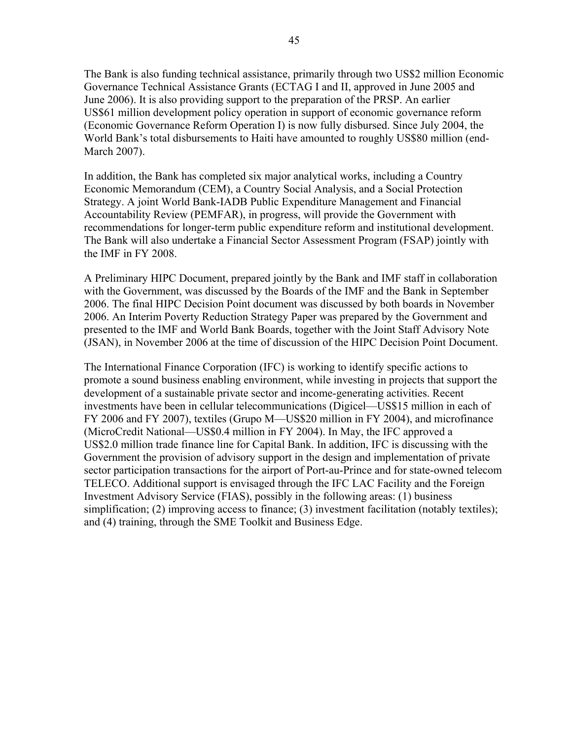The Bank is also funding technical assistance, primarily through two US$2 million Economic Governance Technical Assistance Grants (ECTAG I and II, approved in June 2005 and June 2006). It is also providing support to the preparation of the PRSP. An earlier US$61 million development policy operation in support of economic governance reform (Economic Governance Reform Operation I) is now fully disbursed. Since July 2004, the World Bank's total disbursements to Haiti have amounted to roughly US$80 million (end-March 2007).

In addition, the Bank has completed six major analytical works, including a Country Economic Memorandum (CEM), a Country Social Analysis, and a Social Protection Strategy. A joint World Bank-IADB Public Expenditure Management and Financial Accountability Review (PEMFAR), in progress, will provide the Government with recommendations for longer-term public expenditure reform and institutional development. The Bank will also undertake a Financial Sector Assessment Program (FSAP) jointly with the IMF in FY 2008.

A Preliminary HIPC Document, prepared jointly by the Bank and IMF staff in collaboration with the Government, was discussed by the Boards of the IMF and the Bank in September 2006. The final HIPC Decision Point document was discussed by both boards in November 2006. An Interim Poverty Reduction Strategy Paper was prepared by the Government and presented to the IMF and World Bank Boards, together with the Joint Staff Advisory Note (JSAN), in November 2006 at the time of discussion of the HIPC Decision Point Document.

The International Finance Corporation (IFC) is working to identify specific actions to promote a sound business enabling environment, while investing in projects that support the development of a sustainable private sector and income-generating activities. Recent investments have been in cellular telecommunications (Digicel—US$15 million in each of FY 2006 and FY 2007), textiles (Grupo M—US$20 million in FY 2004), and microfinance (MicroCredit National—US$0.4 million in FY 2004). In May, the IFC approved a US$2.0 million trade finance line for Capital Bank. In addition, IFC is discussing with the Government the provision of advisory support in the design and implementation of private sector participation transactions for the airport of Port-au-Prince and for state-owned telecom TELECO. Additional support is envisaged through the IFC LAC Facility and the Foreign Investment Advisory Service (FIAS), possibly in the following areas: (1) business simplification; (2) improving access to finance; (3) investment facilitation (notably textiles); and (4) training, through the SME Toolkit and Business Edge.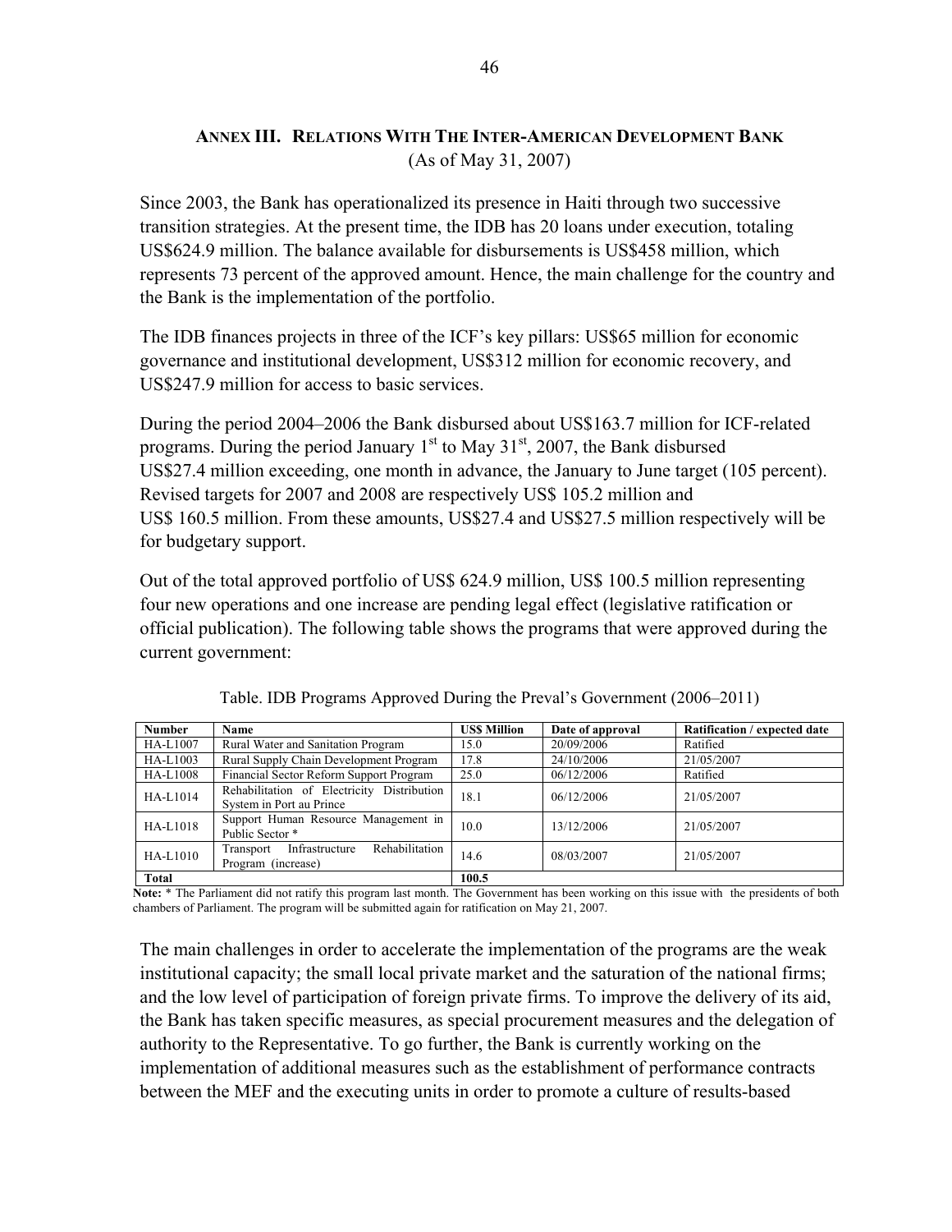## ANNEX III. RELATIONS WITH THE INTER-AMERICAN DEVELOPMENT BANK
(As of May 31, 2007)

Since 2003, the Bank has operationalized its presence in Haiti through two successive transition strategies. At the present time, the IDB has 20 loans under execution, totaling US$624.9 million. The balance available for disbursements is US$458 million, which represents 73 percent of the approved amount. Hence, the main challenge for the country and the Bank is the implementation of the portfolio.

The IDB finances projects in three of the ICF's key pillars: US$65 million for economic governance and institutional development, US$312 million for economic recovery, and US$247.9 million for access to basic services.

During the period 2004–2006 the Bank disbursed about US$163.7 million for ICF-related programs. During the period January 1st to May 31st, 2007, the Bank disbursed US$27.4 million exceeding, one month in advance, the January to June target (105 percent). Revised targets for 2007 and 2008 are respectively US$ 105.2 million and US$ 160.5 million. From these amounts, US$27.4 and US$27.5 million respectively will be for budgetary support.

Out of the total approved portfolio of US$ 624.9 million, US$ 100.5 million representing four new operations and one increase are pending legal effect (legislative ratification or official publication). The following table shows the programs that were approved during the current government:

Table. IDB Programs Approved During the Preval's Government (2006–2011)

| Number | Name | US$ Million | Date of approval | Ratification / expected date |
|---|---|---|---|---|
| HA-L1007 | Rural Water and Sanitation Program | 15.0 | 20/09/2006 | Ratified |
| HA-L1003 | Rural Supply Chain Development Program | 17.8 | 24/10/2006 | 21/05/2007 |
| HA-L1008 | Financial Sector Reform Support Program | 25.0 | 06/12/2006 | Ratified |
| HA-L1014 | Rehabilitation of Electricity Distribution System in Port au Prince | 18.1 | 06/12/2006 | 21/05/2007 |
| HA-L1018 | Support Human Resource Management in Public Sector * | 10.0 | 13/12/2006 | 21/05/2007 |
| HA-L1010 | Transport Infrastructure Rehabilitation Program (increase) | 14.6 | 08/03/2007 | 21/05/2007 |
| **Total** | | **100.5** | | |

**Note:** * The Parliament did not ratify this program last month. The Government has been working on this issue with the presidents of both chambers of Parliament. The program will be submitted again for ratification on May 21, 2007.

The main challenges in order to accelerate the implementation of the programs are the weak institutional capacity; the small local private market and the saturation of the national firms; and the low level of participation of foreign private firms. To improve the delivery of its aid, the Bank has taken specific measures, as special procurement measures and the delegation of authority to the Representative. To go further, the Bank is currently working on the implementation of additional measures such as the establishment of performance contracts between the MEF and the executing units in order to promote a culture of results-based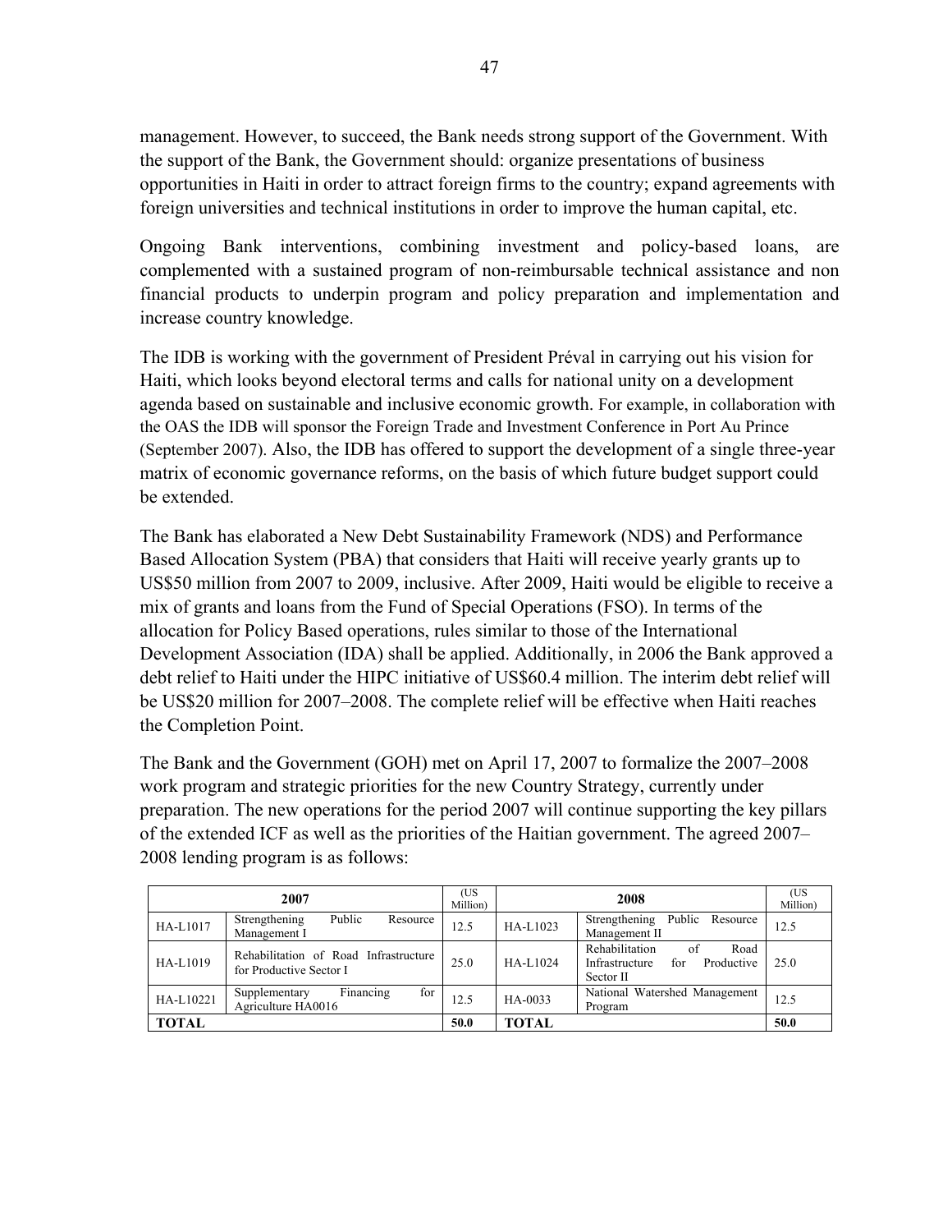management. However, to succeed, the Bank needs strong support of the Government. With the support of the Bank, the Government should: organize presentations of business opportunities in Haiti in order to attract foreign firms to the country; expand agreements with foreign universities and technical institutions in order to improve the human capital, etc.

Ongoing Bank interventions, combining investment and policy-based loans, are complemented with a sustained program of non-reimbursable technical assistance and non financial products to underpin program and policy preparation and implementation and increase country knowledge.

The IDB is working with the government of President Préval in carrying out his vision for Haiti, which looks beyond electoral terms and calls for national unity on a development agenda based on sustainable and inclusive economic growth. For example, in collaboration with the OAS the IDB will sponsor the Foreign Trade and Investment Conference in Port Au Prince (September 2007). Also, the IDB has offered to support the development of a single three-year matrix of economic governance reforms, on the basis of which future budget support could be extended.

The Bank has elaborated a New Debt Sustainability Framework (NDS) and Performance Based Allocation System (PBA) that considers that Haiti will receive yearly grants up to US$50 million from 2007 to 2009, inclusive. After 2009, Haiti would be eligible to receive a mix of grants and loans from the Fund of Special Operations (FSO). In terms of the allocation for Policy Based operations, rules similar to those of the International Development Association (IDA) shall be applied. Additionally, in 2006 the Bank approved a debt relief to Haiti under the HIPC initiative of US$60.4 million. The interim debt relief will be US$20 million for 2007–2008. The complete relief will be effective when Haiti reaches the Completion Point.

The Bank and the Government (GOH) met on April 17, 2007 to formalize the 2007–2008 work program and strategic priorities for the new Country Strategy, currently under preparation. The new operations for the period 2007 will continue supporting the key pillars of the extended ICF as well as the priorities of the Haitian government. The agreed 2007–2008 lending program is as follows:

| 2007 | | (US Million) | 2008 | | (US Million) |
|---|---|---|---|---|---|
| HA-L1017 | Strengthening Public Resource Management I | 12.5 | HA-L1023 | Strengthening Public Resource Management II | 12.5 |
| HA-L1019 | Rehabilitation of Road Infrastructure for Productive Sector I | 25.0 | HA-L1024 | Rehabilitation of Road Infrastructure for Productive Sector II | 25.0 |
| HA-L10221 | Supplementary Financing for Agriculture HA0016 | 12.5 | HA-0033 | National Watershed Management Program | 12.5 |
| **TOTAL** | | **50.0** | **TOTAL** | | **50.0** |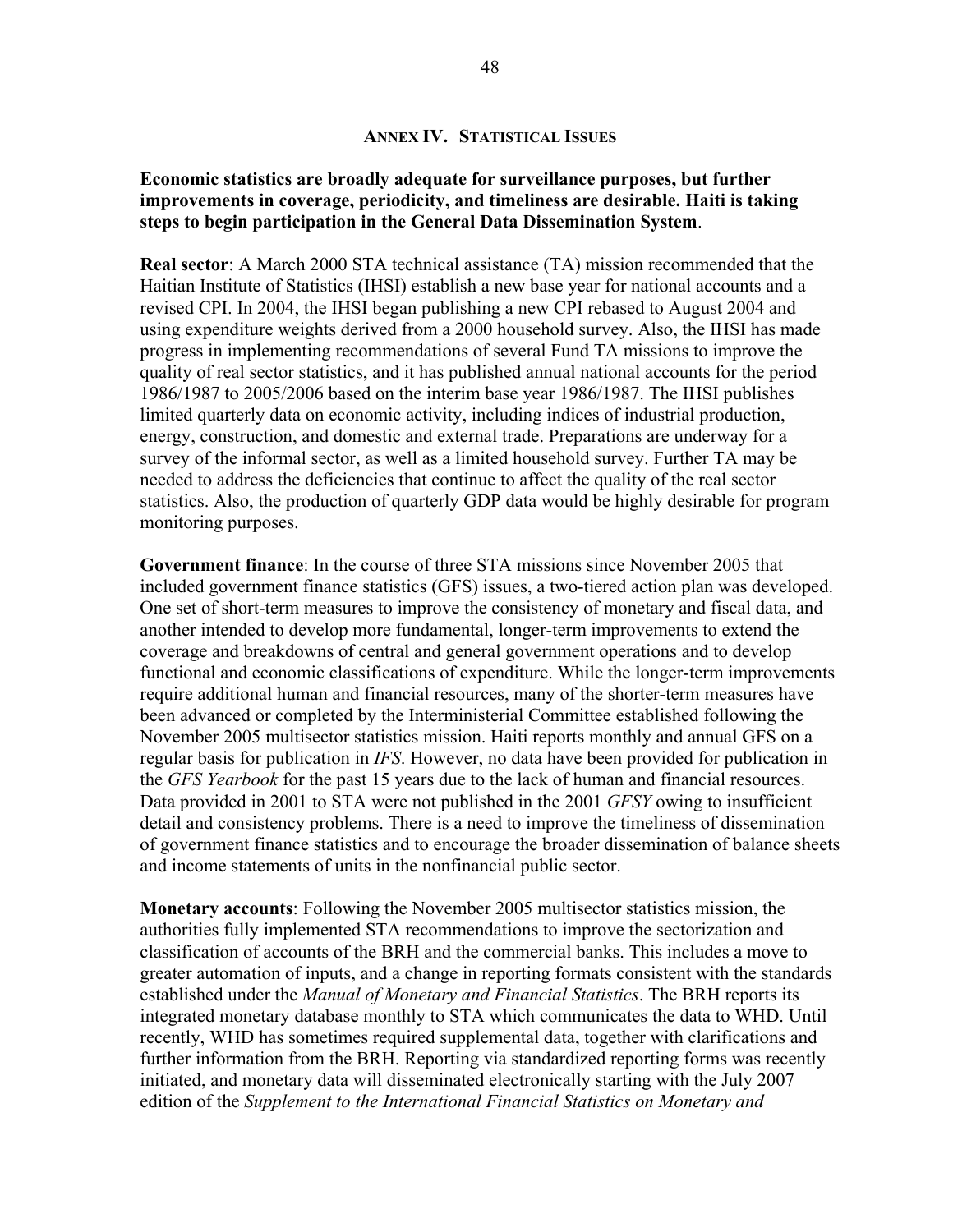## Annex IV. Statistical Issues

**Economic statistics are broadly adequate for surveillance purposes, but further improvements in coverage, periodicity, and timeliness are desirable. Haiti is taking steps to begin participation in the General Data Dissemination System**.

**Real sector**: A March 2000 STA technical assistance (TA) mission recommended that the Haitian Institute of Statistics (IHSI) establish a new base year for national accounts and a revised CPI. In 2004, the IHSI began publishing a new CPI rebased to August 2004 and using expenditure weights derived from a 2000 household survey. Also, the IHSI has made progress in implementing recommendations of several Fund TA missions to improve the quality of real sector statistics, and it has published annual national accounts for the period 1986/1987 to 2005/2006 based on the interim base year 1986/1987. The IHSI publishes limited quarterly data on economic activity, including indices of industrial production, energy, construction, and domestic and external trade. Preparations are underway for a survey of the informal sector, as well as a limited household survey. Further TA may be needed to address the deficiencies that continue to affect the quality of the real sector statistics. Also, the production of quarterly GDP data would be highly desirable for program monitoring purposes.

**Government finance**: In the course of three STA missions since November 2005 that included government finance statistics (GFS) issues, a two-tiered action plan was developed. One set of short-term measures to improve the consistency of monetary and fiscal data, and another intended to develop more fundamental, longer-term improvements to extend the coverage and breakdowns of central and general government operations and to develop functional and economic classifications of expenditure. While the longer-term improvements require additional human and financial resources, many of the shorter-term measures have been advanced or completed by the Interministerial Committee established following the November 2005 multisector statistics mission. Haiti reports monthly and annual GFS on a regular basis for publication in *IFS*. However, no data have been provided for publication in the *GFS Yearbook* for the past 15 years due to the lack of human and financial resources. Data provided in 2001 to STA were not published in the 2001 *GFSY* owing to insufficient detail and consistency problems. There is a need to improve the timeliness of dissemination of government finance statistics and to encourage the broader dissemination of balance sheets and income statements of units in the nonfinancial public sector.

**Monetary accounts**: Following the November 2005 multisector statistics mission, the authorities fully implemented STA recommendations to improve the sectorization and classification of accounts of the BRH and the commercial banks. This includes a move to greater automation of inputs, and a change in reporting formats consistent with the standards established under the *Manual of Monetary and Financial Statistics*. The BRH reports its integrated monetary database monthly to STA which communicates the data to WHD. Until recently, WHD has sometimes required supplemental data, together with clarifications and further information from the BRH. Reporting via standardized reporting forms was recently initiated, and monetary data will disseminated electronically starting with the July 2007 edition of the *Supplement to the International Financial Statistics on Monetary and*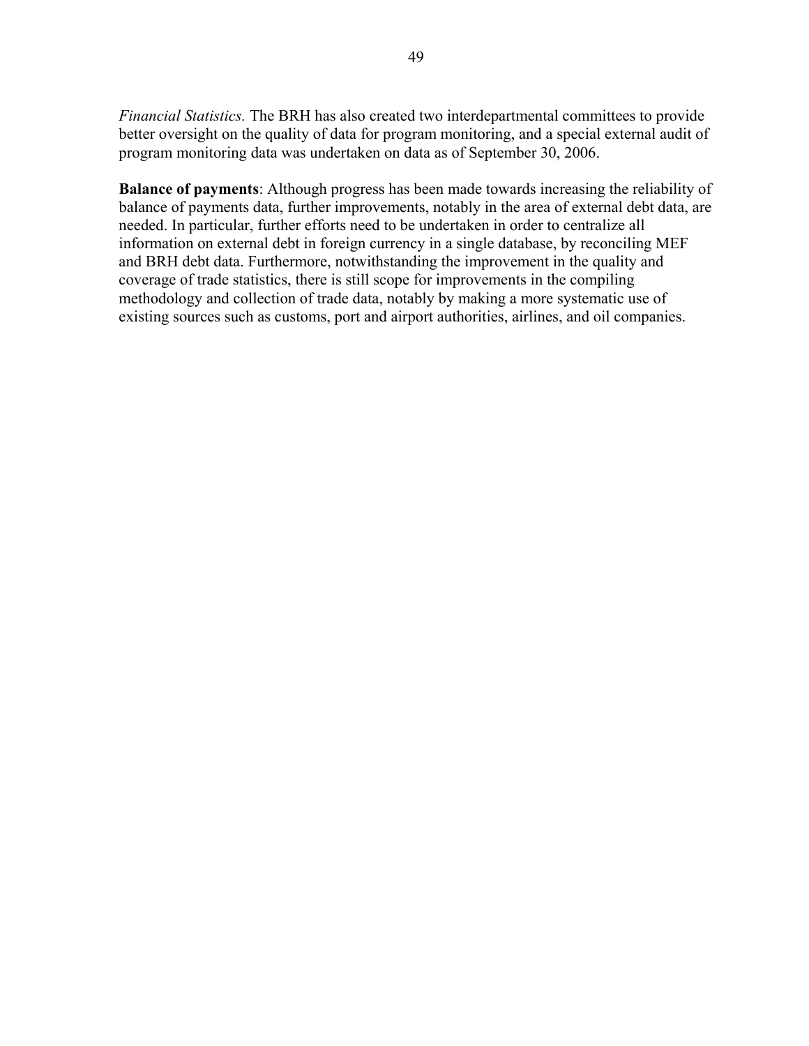*Financial Statistics.* The BRH has also created two interdepartmental committees to provide better oversight on the quality of data for program monitoring, and a special external audit of program monitoring data was undertaken on data as of September 30, 2006.

**Balance of payments**: Although progress has been made towards increasing the reliability of balance of payments data, further improvements, notably in the area of external debt data, are needed. In particular, further efforts need to be undertaken in order to centralize all information on external debt in foreign currency in a single database, by reconciling MEF and BRH debt data. Furthermore, notwithstanding the improvement in the quality and coverage of trade statistics, there is still scope for improvements in the compiling methodology and collection of trade data, notably by making a more systematic use of existing sources such as customs, port and airport authorities, airlines, and oil companies.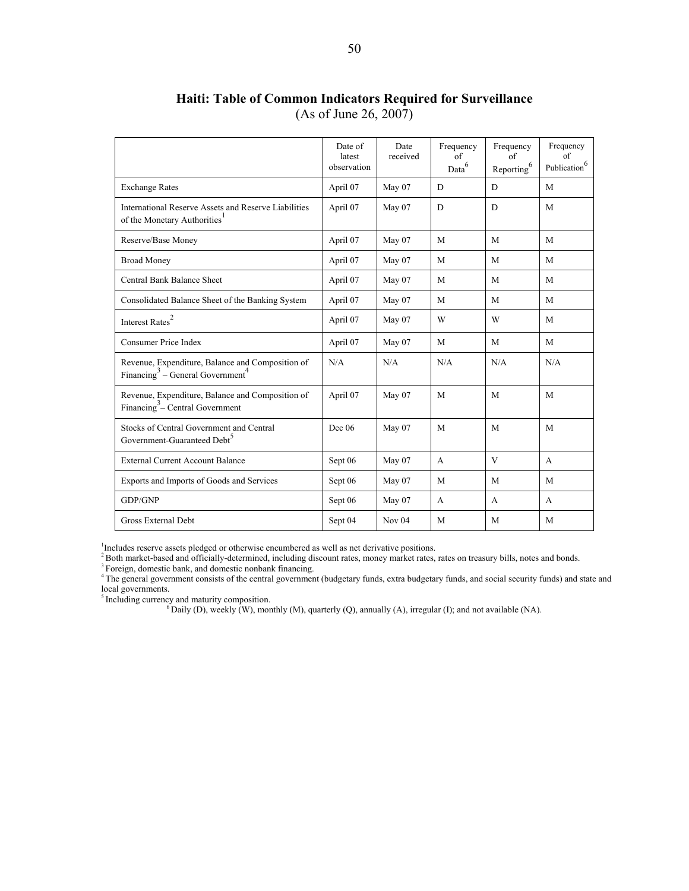## Haiti: Table of Common Indicators Required for Surveillance
(As of June 26, 2007)

| | Date of latest observation | Date received | Frequency of Data[6] | Frequency of Reporting[6] | Frequency of Publication[6] |
|---|---|---|---|---|---|
| Exchange Rates | April 07 | May 07 | D | D | M |
| International Reserve Assets and Reserve Liabilities of the Monetary Authorities[1] | April 07 | May 07 | D | D | M |
| Reserve/Base Money | April 07 | May 07 | M | M | M |
| Broad Money | April 07 | May 07 | M | M | M |
| Central Bank Balance Sheet | April 07 | May 07 | M | M | M |
| Consolidated Balance Sheet of the Banking System | April 07 | May 07 | M | M | M |
| Interest Rates[2] | April 07 | May 07 | W | W | M |
| Consumer Price Index | April 07 | May 07 | M | M | M |
| Revenue, Expenditure, Balance and Composition of Financing[3] – General Government[4] | N/A | N/A | N/A | N/A | N/A |
| Revenue, Expenditure, Balance and Composition of Financing[3] – Central Government | April 07 | May 07 | M | M | M |
| Stocks of Central Government and Central Government-Guaranteed Debt[5] | Dec 06 | May 07 | M | M | M |
| External Current Account Balance | Sept 06 | May 07 | A | V | A |
| Exports and Imports of Goods and Services | Sept 06 | May 07 | M | M | M |
| GDP/GNP | Sept 06 | May 07 | A | A | A |
| Gross External Debt | Sept 04 | Nov 04 | M | M | M |

[1] Includes reserve assets pledged or otherwise encumbered as well as net derivative positions.
[2] Both market-based and officially-determined, including discount rates, money market rates, rates on treasury bills, notes and bonds.
[3] Foreign, domestic bank, and domestic nonbank financing.
[4] The general government consists of the central government (budgetary funds, extra budgetary funds, and social security funds) and state and local governments.
[5] Including currency and maturity composition.
[6] Daily (D), weekly (W), monthly (M), quarterly (Q), annually (A), irregular (I); and not available (NA).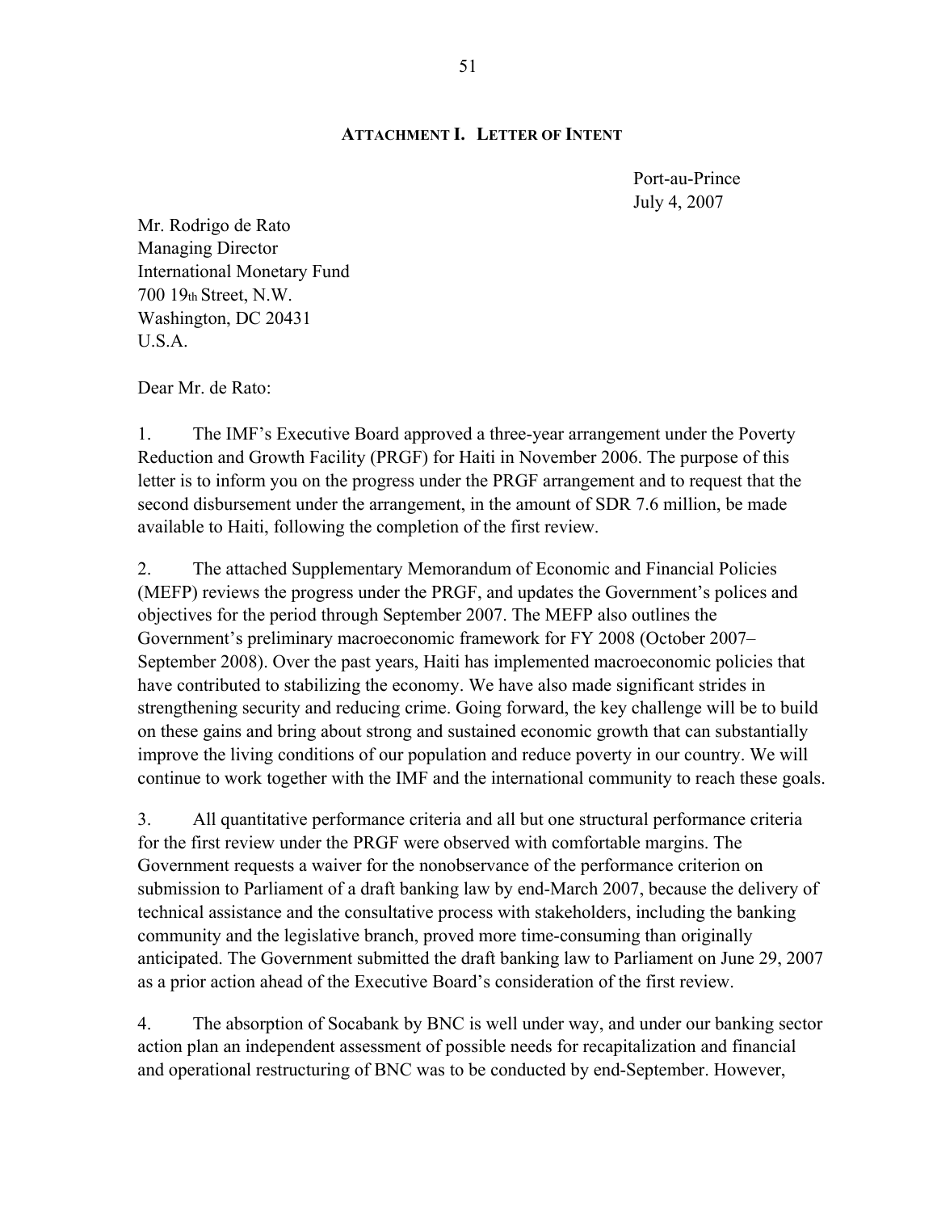## ATTACHMENT I. LETTER OF INTENT

Port-au-Prince
July 4, 2007

Mr. Rodrigo de Rato
Managing Director
International Monetary Fund
700 19th Street, N.W.
Washington, DC 20431
U.S.A.

Dear Mr. de Rato:

1. The IMF's Executive Board approved a three-year arrangement under the Poverty Reduction and Growth Facility (PRGF) for Haiti in November 2006. The purpose of this letter is to inform you on the progress under the PRGF arrangement and to request that the second disbursement under the arrangement, in the amount of SDR 7.6 million, be made available to Haiti, following the completion of the first review.

2. The attached Supplementary Memorandum of Economic and Financial Policies (MEFP) reviews the progress under the PRGF, and updates the Government's polices and objectives for the period through September 2007. The MEFP also outlines the Government's preliminary macroeconomic framework for FY 2008 (October 2007–September 2008). Over the past years, Haiti has implemented macroeconomic policies that have contributed to stabilizing the economy. We have also made significant strides in strengthening security and reducing crime. Going forward, the key challenge will be to build on these gains and bring about strong and sustained economic growth that can substantially improve the living conditions of our population and reduce poverty in our country. We will continue to work together with the IMF and the international community to reach these goals.

3. All quantitative performance criteria and all but one structural performance criteria for the first review under the PRGF were observed with comfortable margins. The Government requests a waiver for the nonobservance of the performance criterion on submission to Parliament of a draft banking law by end-March 2007, because the delivery of technical assistance and the consultative process with stakeholders, including the banking community and the legislative branch, proved more time-consuming than originally anticipated. The Government submitted the draft banking law to Parliament on June 29, 2007 as a prior action ahead of the Executive Board's consideration of the first review.

4. The absorption of Socabank by BNC is well under way, and under our banking sector action plan an independent assessment of possible needs for recapitalization and financial and operational restructuring of BNC was to be conducted by end-September. However,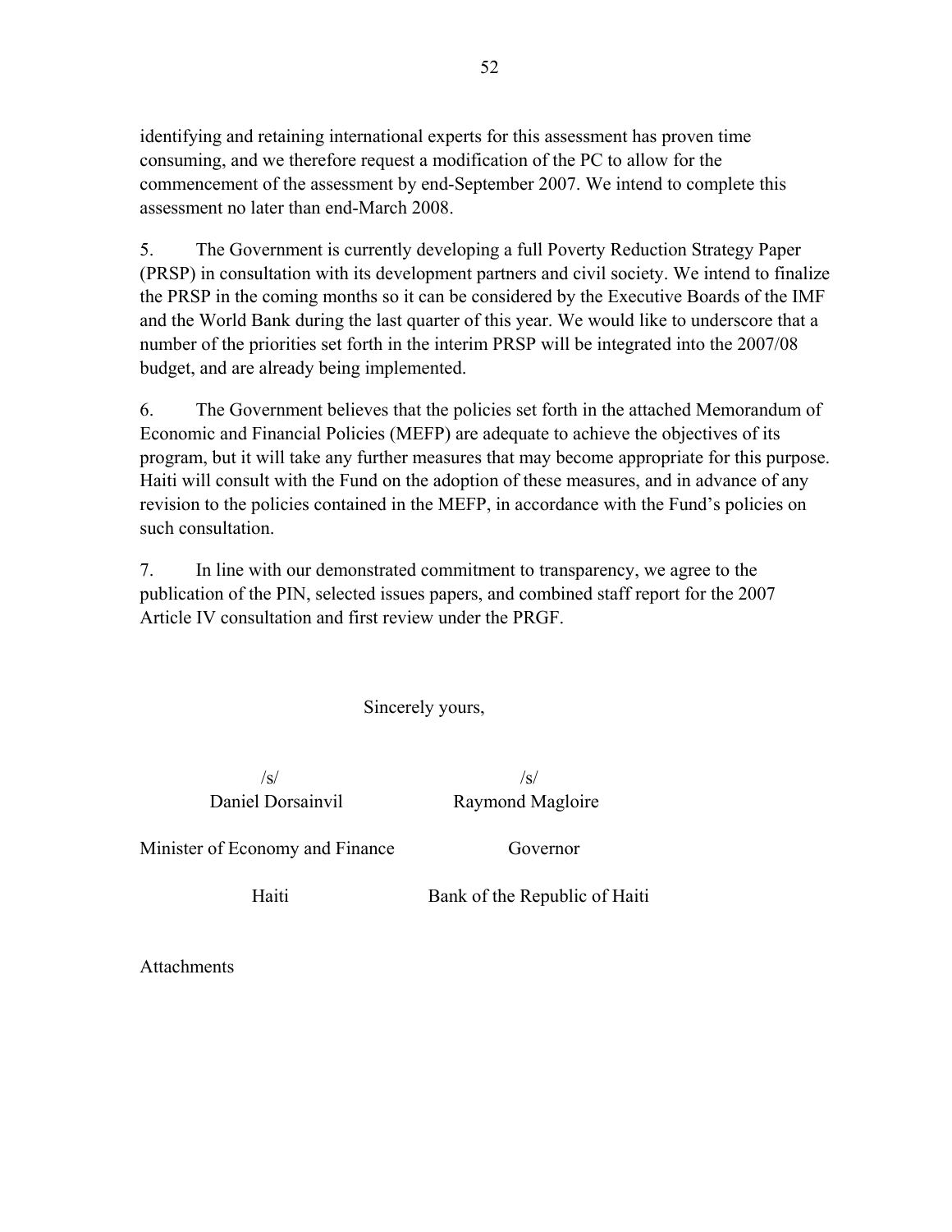identifying and retaining international experts for this assessment has proven time consuming, and we therefore request a modification of the PC to allow for the commencement of the assessment by end-September 2007. We intend to complete this assessment no later than end-March 2008.

5. The Government is currently developing a full Poverty Reduction Strategy Paper (PRSP) in consultation with its development partners and civil society. We intend to finalize the PRSP in the coming months so it can be considered by the Executive Boards of the IMF and the World Bank during the last quarter of this year. We would like to underscore that a number of the priorities set forth in the interim PRSP will be integrated into the 2007/08 budget, and are already being implemented.

6. The Government believes that the policies set forth in the attached Memorandum of Economic and Financial Policies (MEFP) are adequate to achieve the objectives of its program, but it will take any further measures that may become appropriate for this purpose. Haiti will consult with the Fund on the adoption of these measures, and in advance of any revision to the policies contained in the MEFP, in accordance with the Fund's policies on such consultation.

7. In line with our demonstrated commitment to transparency, we agree to the publication of the PIN, selected issues papers, and combined staff report for the 2007 Article IV consultation and first review under the PRGF.

Sincerely yours,

| /s/ | /s/ |
|---|---|
| Daniel Dorsainvil | Raymond Magloire |
| Minister of Economy and Finance | Governor |
| Haiti | Bank of the Republic of Haiti |

Attachments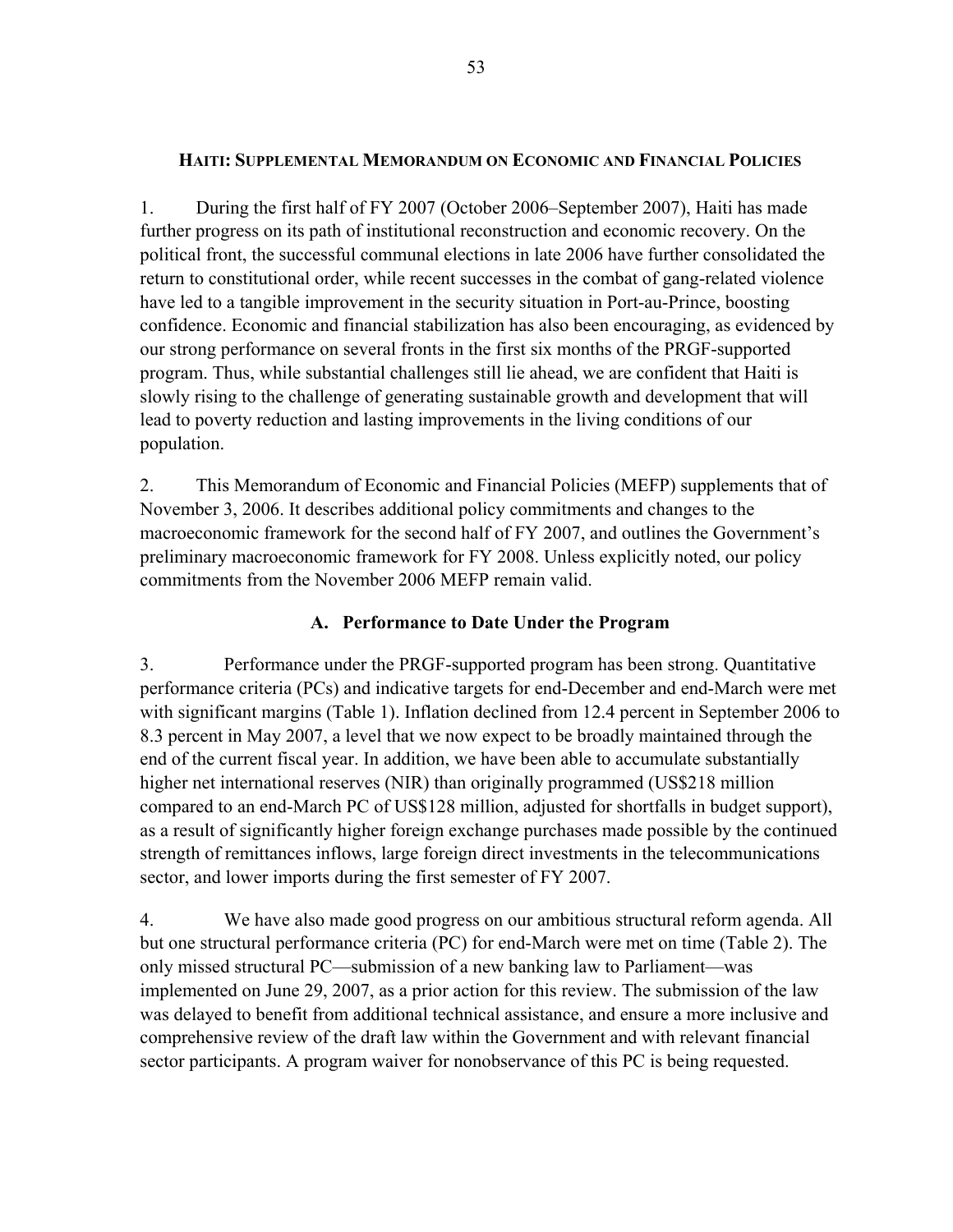## HAITI: SUPPLEMENTAL MEMORANDUM ON ECONOMIC AND FINANCIAL POLICIES

1. During the first half of FY 2007 (October 2006–September 2007), Haiti has made further progress on its path of institutional reconstruction and economic recovery. On the political front, the successful communal elections in late 2006 have further consolidated the return to constitutional order, while recent successes in the combat of gang-related violence have led to a tangible improvement in the security situation in Port-au-Prince, boosting confidence. Economic and financial stabilization has also been encouraging, as evidenced by our strong performance on several fronts in the first six months of the PRGF-supported program. Thus, while substantial challenges still lie ahead, we are confident that Haiti is slowly rising to the challenge of generating sustainable growth and development that will lead to poverty reduction and lasting improvements in the living conditions of our population.

2. This Memorandum of Economic and Financial Policies (MEFP) supplements that of November 3, 2006. It describes additional policy commitments and changes to the macroeconomic framework for the second half of FY 2007, and outlines the Government's preliminary macroeconomic framework for FY 2008. Unless explicitly noted, our policy commitments from the November 2006 MEFP remain valid.

### A. Performance to Date Under the Program

3. Performance under the PRGF-supported program has been strong. Quantitative performance criteria (PCs) and indicative targets for end-December and end-March were met with significant margins (Table 1). Inflation declined from 12.4 percent in September 2006 to 8.3 percent in May 2007, a level that we now expect to be broadly maintained through the end of the current fiscal year. In addition, we have been able to accumulate substantially higher net international reserves (NIR) than originally programmed (US$218 million compared to an end-March PC of US$128 million, adjusted for shortfalls in budget support), as a result of significantly higher foreign exchange purchases made possible by the continued strength of remittances inflows, large foreign direct investments in the telecommunications sector, and lower imports during the first semester of FY 2007.

4. We have also made good progress on our ambitious structural reform agenda. All but one structural performance criteria (PC) for end-March were met on time (Table 2). The only missed structural PC—submission of a new banking law to Parliament—was implemented on June 29, 2007, as a prior action for this review. The submission of the law was delayed to benefit from additional technical assistance, and ensure a more inclusive and comprehensive review of the draft law within the Government and with relevant financial sector participants. A program waiver for nonobservance of this PC is being requested.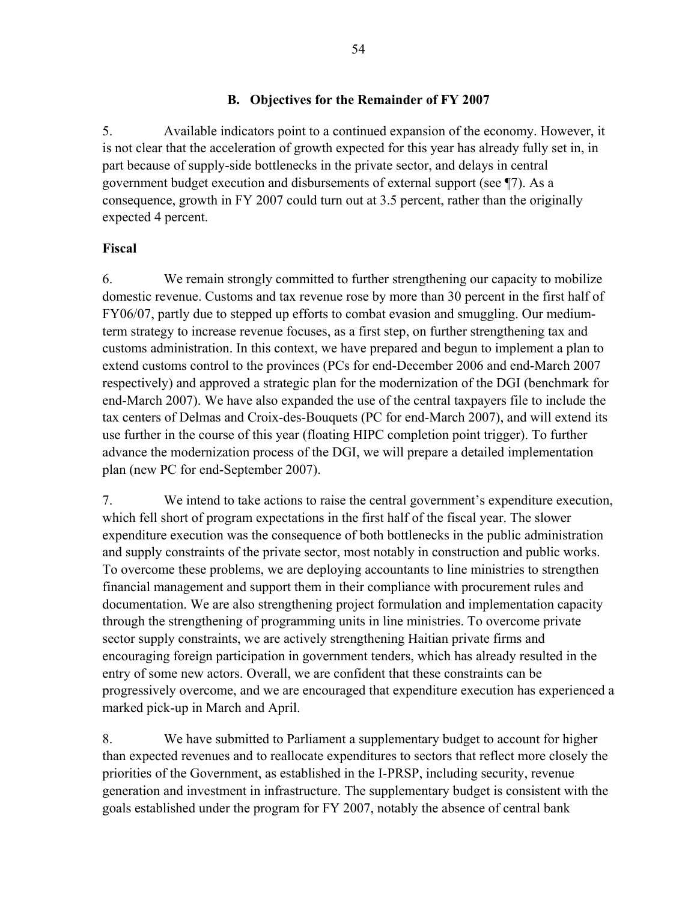### B. Objectives for the Remainder of FY 2007

5. Available indicators point to a continued expansion of the economy. However, it is not clear that the acceleration of growth expected for this year has already fully set in, in part because of supply-side bottlenecks in the private sector, and delays in central government budget execution and disbursements of external support (see ¶7). As a consequence, growth in FY 2007 could turn out at 3.5 percent, rather than the originally expected 4 percent.

**Fiscal**

6. We remain strongly committed to further strengthening our capacity to mobilize domestic revenue. Customs and tax revenue rose by more than 30 percent in the first half of FY06/07, partly due to stepped up efforts to combat evasion and smuggling. Our medium-term strategy to increase revenue focuses, as a first step, on further strengthening tax and customs administration. In this context, we have prepared and begun to implement a plan to extend customs control to the provinces (PCs for end-December 2006 and end-March 2007 respectively) and approved a strategic plan for the modernization of the DGI (benchmark for end-March 2007). We have also expanded the use of the central taxpayers file to include the tax centers of Delmas and Croix-des-Bouquets (PC for end-March 2007), and will extend its use further in the course of this year (floating HIPC completion point trigger). To further advance the modernization process of the DGI, we will prepare a detailed implementation plan (new PC for end-September 2007).

7. We intend to take actions to raise the central government's expenditure execution, which fell short of program expectations in the first half of the fiscal year. The slower expenditure execution was the consequence of both bottlenecks in the public administration and supply constraints of the private sector, most notably in construction and public works. To overcome these problems, we are deploying accountants to line ministries to strengthen financial management and support them in their compliance with procurement rules and documentation. We are also strengthening project formulation and implementation capacity through the strengthening of programming units in line ministries. To overcome private sector supply constraints, we are actively strengthening Haitian private firms and encouraging foreign participation in government tenders, which has already resulted in the entry of some new actors. Overall, we are confident that these constraints can be progressively overcome, and we are encouraged that expenditure execution has experienced a marked pick-up in March and April.

8. We have submitted to Parliament a supplementary budget to account for higher than expected revenues and to reallocate expenditures to sectors that reflect more closely the priorities of the Government, as established in the I-PRSP, including security, revenue generation and investment in infrastructure. The supplementary budget is consistent with the goals established under the program for FY 2007, notably the absence of central bank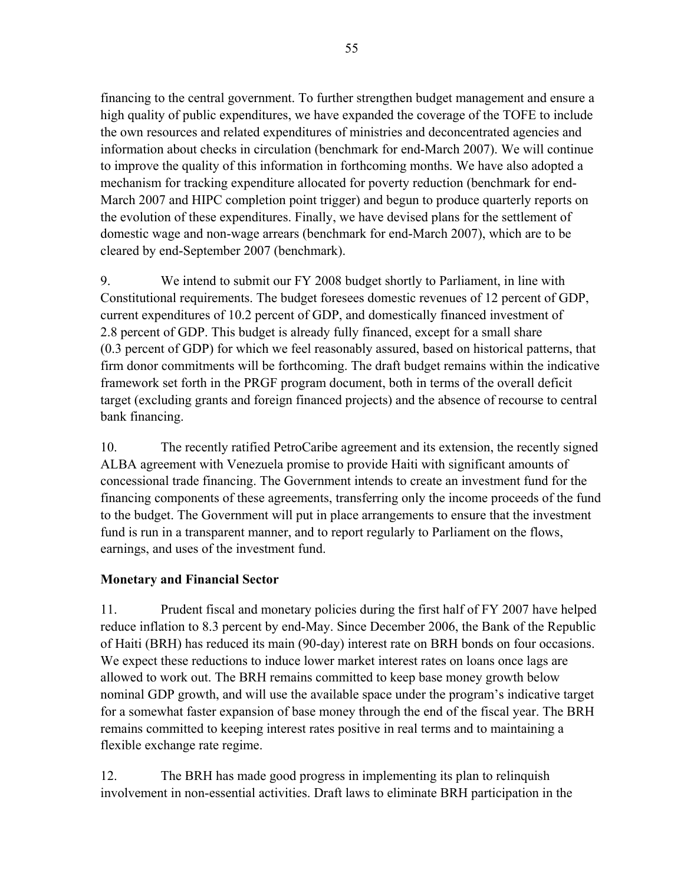financing to the central government. To further strengthen budget management and ensure a high quality of public expenditures, we have expanded the coverage of the TOFE to include the own resources and related expenditures of ministries and deconcentrated agencies and information about checks in circulation (benchmark for end-March 2007). We will continue to improve the quality of this information in forthcoming months. We have also adopted a mechanism for tracking expenditure allocated for poverty reduction (benchmark for end-March 2007 and HIPC completion point trigger) and begun to produce quarterly reports on the evolution of these expenditures. Finally, we have devised plans for the settlement of domestic wage and non-wage arrears (benchmark for end-March 2007), which are to be cleared by end-September 2007 (benchmark).

9. We intend to submit our FY 2008 budget shortly to Parliament, in line with Constitutional requirements. The budget foresees domestic revenues of 12 percent of GDP, current expenditures of 10.2 percent of GDP, and domestically financed investment of 2.8 percent of GDP. This budget is already fully financed, except for a small share (0.3 percent of GDP) for which we feel reasonably assured, based on historical patterns, that firm donor commitments will be forthcoming. The draft budget remains within the indicative framework set forth in the PRGF program document, both in terms of the overall deficit target (excluding grants and foreign financed projects) and the absence of recourse to central bank financing.

10. The recently ratified PetroCaribe agreement and its extension, the recently signed ALBA agreement with Venezuela promise to provide Haiti with significant amounts of concessional trade financing. The Government intends to create an investment fund for the financing components of these agreements, transferring only the income proceeds of the fund to the budget. The Government will put in place arrangements to ensure that the investment fund is run in a transparent manner, and to report regularly to Parliament on the flows, earnings, and uses of the investment fund.

**Monetary and Financial Sector**

11. Prudent fiscal and monetary policies during the first half of FY 2007 have helped reduce inflation to 8.3 percent by end-May. Since December 2006, the Bank of the Republic of Haiti (BRH) has reduced its main (90-day) interest rate on BRH bonds on four occasions. We expect these reductions to induce lower market interest rates on loans once lags are allowed to work out. The BRH remains committed to keep base money growth below nominal GDP growth, and will use the available space under the program's indicative target for a somewhat faster expansion of base money through the end of the fiscal year. The BRH remains committed to keeping interest rates positive in real terms and to maintaining a flexible exchange rate regime.

12. The BRH has made good progress in implementing its plan to relinquish involvement in non-essential activities. Draft laws to eliminate BRH participation in the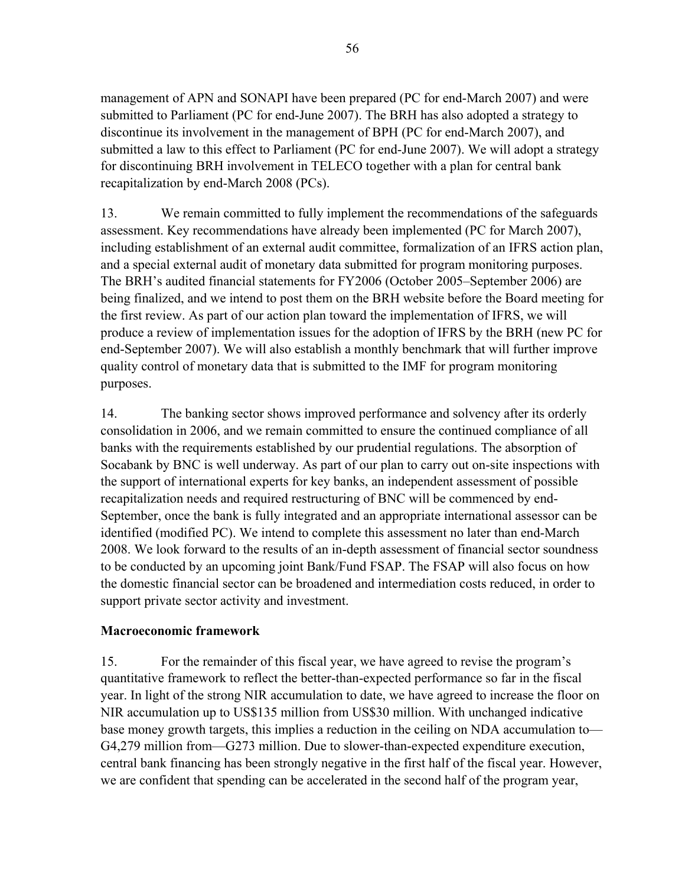management of APN and SONAPI have been prepared (PC for end-March 2007) and were submitted to Parliament (PC for end-June 2007). The BRH has also adopted a strategy to discontinue its involvement in the management of BPH (PC for end-March 2007), and submitted a law to this effect to Parliament (PC for end-June 2007). We will adopt a strategy for discontinuing BRH involvement in TELECO together with a plan for central bank recapitalization by end-March 2008 (PCs).

13. We remain committed to fully implement the recommendations of the safeguards assessment. Key recommendations have already been implemented (PC for March 2007), including establishment of an external audit committee, formalization of an IFRS action plan, and a special external audit of monetary data submitted for program monitoring purposes. The BRH's audited financial statements for FY2006 (October 2005–September 2006) are being finalized, and we intend to post them on the BRH website before the Board meeting for the first review. As part of our action plan toward the implementation of IFRS, we will produce a review of implementation issues for the adoption of IFRS by the BRH (new PC for end-September 2007). We will also establish a monthly benchmark that will further improve quality control of monetary data that is submitted to the IMF for program monitoring purposes.

14. The banking sector shows improved performance and solvency after its orderly consolidation in 2006, and we remain committed to ensure the continued compliance of all banks with the requirements established by our prudential regulations. The absorption of Socabank by BNC is well underway. As part of our plan to carry out on-site inspections with the support of international experts for key banks, an independent assessment of possible recapitalization needs and required restructuring of BNC will be commenced by end-September, once the bank is fully integrated and an appropriate international assessor can be identified (modified PC). We intend to complete this assessment no later than end-March 2008. We look forward to the results of an in-depth assessment of financial sector soundness to be conducted by an upcoming joint Bank/Fund FSAP. The FSAP will also focus on how the domestic financial sector can be broadened and intermediation costs reduced, in order to support private sector activity and investment.

**Macroeconomic framework**

15. For the remainder of this fiscal year, we have agreed to revise the program's quantitative framework to reflect the better-than-expected performance so far in the fiscal year. In light of the strong NIR accumulation to date, we have agreed to increase the floor on NIR accumulation up to US$135 million from US$30 million. With unchanged indicative base money growth targets, this implies a reduction in the ceiling on NDA accumulation to—G4,279 million from—G273 million. Due to slower-than-expected expenditure execution, central bank financing has been strongly negative in the first half of the fiscal year. However, we are confident that spending can be accelerated in the second half of the program year,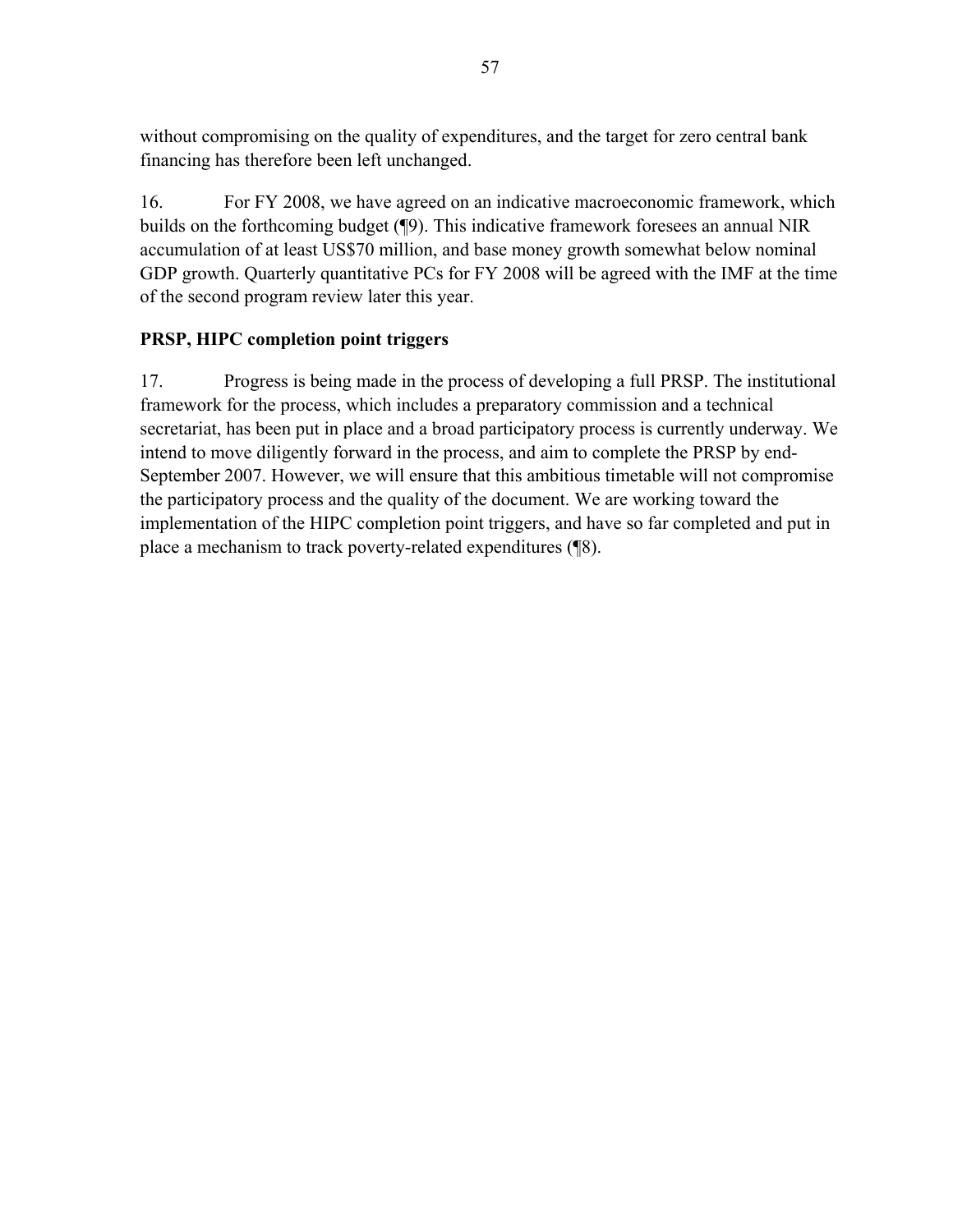without compromising on the quality of expenditures, and the target for zero central bank financing has therefore been left unchanged.

16. For FY 2008, we have agreed on an indicative macroeconomic framework, which builds on the forthcoming budget (¶9). This indicative framework foresees an annual NIR accumulation of at least US$70 million, and base money growth somewhat below nominal GDP growth. Quarterly quantitative PCs for FY 2008 will be agreed with the IMF at the time of the second program review later this year.

**PRSP, HIPC completion point triggers**

17. Progress is being made in the process of developing a full PRSP. The institutional framework for the process, which includes a preparatory commission and a technical secretariat, has been put in place and a broad participatory process is currently underway. We intend to move diligently forward in the process, and aim to complete the PRSP by end-September 2007. However, we will ensure that this ambitious timetable will not compromise the participatory process and the quality of the document. We are working toward the implementation of the HIPC completion point triggers, and have so far completed and put in place a mechanism to track poverty-related expenditures (¶8).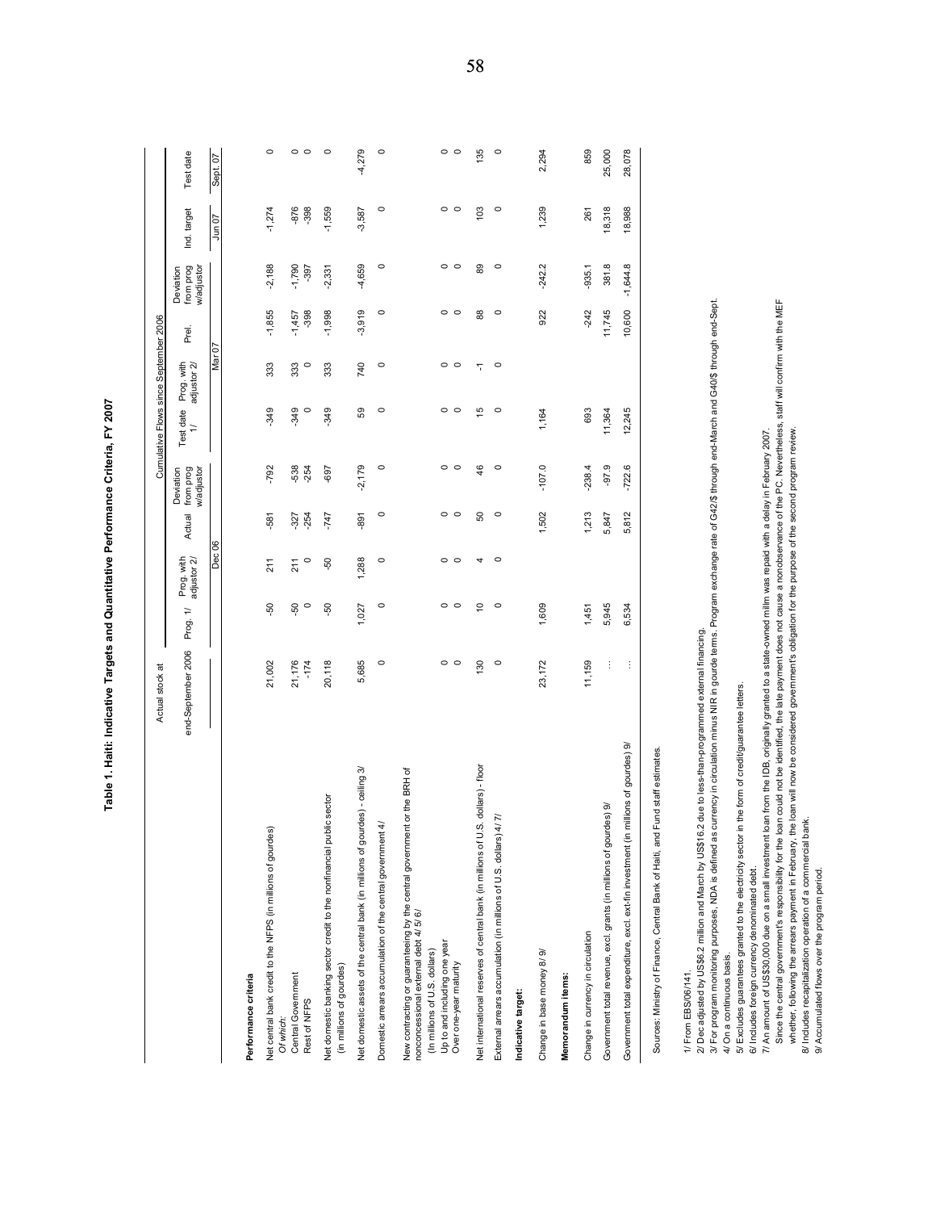**Table 1. Haiti: Indicative Targets and Quantitative Performance Criteria, FY 2007**

| | Actual stock at end-September 2006 | Cumulative Flows since September 2006 | | | | | | | | | Ind. target | Test date |
|---|---|---|---|---|---|---|---|---|---|---|---|---|
| | | Prog. 1/ | Prog. with adjustor 2/ | Actual | Deviation from prog w/adjustor | Test date 1/ | Prog. with adjustor 2/ | Prel. | Deviation from prog w/adjustor | | | |
| | | Dec 06 | | | | Mar 07 | | | | | Jun 07 | Sept. 07 |
| **Performance criteria** | | | | | | | | | | | | |
| Net central bank credit to the NFPS (in millions of gourdes) | 21,002 | -50 | 211 | -581 | -792 | -349 | 333 | -1,855 | -2,188 | | -1,274 | 0 |
| *Of which:* | | | | | | | | | | | | |
| Central Government | 21,176 | -50 | 211 | -327 | -538 | -349 | 333 | -1,457 | -1,790 | | -876 | 0 |
| Rest of NFPS | -174 | 0 | 0 | -254 | -254 | 0 | 0 | -398 | -397 | | -398 | 0 |
| Net domestic banking sector credit to the nonfinancial public sector (in millions of gourdes) | 20,118 | -50 | -50 | -747 | -697 | -349 | 333 | -1,998 | -2,331 | | -1,559 | 0 |
| Net domestic assets of the central bank (in millions of gourdes) - ceiling 3/ | 5,685 | 1,027 | 1,288 | -891 | -2,179 | 59 | 740 | -3,919 | -4,659 | | -3,587 | -4,279 |
| Domestic arrears accumulation of the central government 4/ | 0 | 0 | 0 | 0 | 0 | 0 | 0 | 0 | 0 | | 0 | 0 |
| New contracting or guaranteeing by the central government or the BRH of nonconcessional external debt 4/ 5/ 6/ (In millions of U.S. dollars) | | | | | | | | | | | | |
| Up to and including one year | 0 | 0 | 0 | 0 | 0 | 0 | 0 | 0 | 0 | | 0 | 0 |
| Over one-year maturity | 0 | 0 | 0 | 0 | 0 | 0 | 0 | 0 | 0 | | 0 | 0 |
| Net international reserves of central bank (in millions of U.S. dollars) - floor | 130 | 10 | 4 | 50 | 46 | 15 | -1 | 88 | 89 | | 103 | 135 |
| External arrears accumulation (in millions of U.S. dollars) 4/ 7/ | 0 | 0 | 0 | 0 | 0 | 0 | 0 | 0 | 0 | | 0 | 0 |
| **Indicative target:** | | | | | | | | | | | | |
| Change in base money 8/ 9/ | 23,172 | 1,609 | | 1,502 | -107.0 | 1,164 | | 922 | -242.2 | | 1,239 | 2,294 |
| **Memorandum items:** | | | | | | | | | | | | |
| Change in currency in circulation | 11,159 | 1,451 | | 1,213 | -238.4 | 693 | | -242 | -935.1 | | 261 | 859 |
| Government total revenue, excl. grants (in millions of gourdes) 9/ | ... | 5,945 | | 5,847 | -97.9 | 11,364 | | 11,745 | 381.8 | | 18,318 | 25,000 |
| Government total expenditure, excl. ext-fin investment (in millions of gourdes) 9/ | ... | 6,534 | | 5,812 | -722.6 | 12,245 | | 10,600 | -1,644.8 | | 18,988 | 28,078 |

Sources: Ministry of Finance, Central Bank of Haiti, and Fund staff estimates.

1/ From EBS/06/141.
2/ Dec adjusted by US$6.2 million and March by US$16.2 due to less-than-programmed external financing.
3/ For program monitoring purposes, NDA is defined as currency in circulation minus NIR in gourde terms. Program exchange rate of G42/$ through end-March and G40/$ through end-Sept.
4/ On a continuous basis.
5/ Excludes guarantees granted to the electricity sector in the form of credit/guarantee letters.
6/ Includes foreign currency denominated debt.
7/ An amount of US$30,000 due on a small investment loan from the IDB, originally granted to a state-owned millm was repaid with a delay in February 2007.
Since the central government's responsibility for the loan could not be identified, the late payment does not cause a nonobservance of the PC. Nevertheless, staff will confirm with the MEF whether, following the arrears payment in February, the loan will now be considered government's obligation for the purpose of the second program review.
8/ Includes recapitalization operation of a commercial bank.
9/ Accumulated flows over the program period.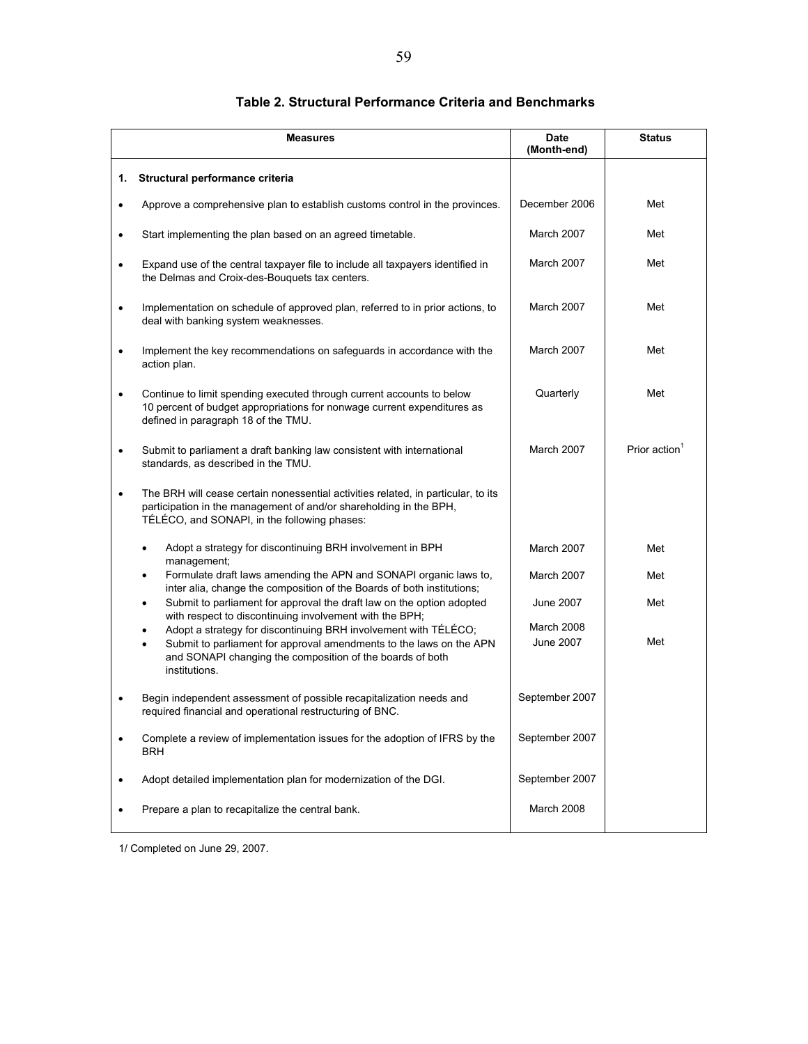## Table 2. Structural Performance Criteria and Benchmarks

| Measures | Date (Month-end) | Status |
|---|---|---|
| **1. Structural performance criteria** | | |
| • Approve a comprehensive plan to establish customs control in the provinces. | December 2006 | Met |
| • Start implementing the plan based on an agreed timetable. | March 2007 | Met |
| • Expand use of the central taxpayer file to include all taxpayers identified in the Delmas and Croix-des-Bouquets tax centers. | March 2007 | Met |
| • Implementation on schedule of approved plan, referred to in prior actions, to deal with banking system weaknesses. | March 2007 | Met |
| • Implement the key recommendations on safeguards in accordance with the action plan. | March 2007 | Met |
| • Continue to limit spending executed through current accounts to below 10 percent of budget appropriations for nonwage current expenditures as defined in paragraph 18 of the TMU. | Quarterly | Met |
| • Submit to parliament a draft banking law consistent with international standards, as described in the TMU. | March 2007 | Prior action[1] |
| • The BRH will cease certain nonessential activities related, in particular, to its participation in the management of and/or shareholding in the BPH, TÉLÉCO, and SONAPI, in the following phases: | | |
| ◦ Adopt a strategy for discontinuing BRH involvement in BPH management; | March 2007 | Met |
| ◦ Formulate draft laws amending the APN and SONAPI organic laws to, inter alia, change the composition of the Boards of both institutions; | March 2007 | Met |
| ◦ Submit to parliament for approval the draft law on the option adopted with respect to discontinuing involvement with the BPH; | June 2007 | Met |
| ◦ Adopt a strategy for discontinuing BRH involvement with TÉLÉCO; | March 2008 | |
| ◦ Submit to parliament for approval amendments to the laws on the APN and SONAPI changing the composition of the boards of both institutions. | June 2007 | Met |
| • Begin independent assessment of possible recapitalization needs and required financial and operational restructuring of BNC. | September 2007 | |
| • Complete a review of implementation issues for the adoption of IFRS by the BRH | September 2007 | |
| • Adopt detailed implementation plan for modernization of the DGI. | September 2007 | |
| • Prepare a plan to recapitalize the central bank. | March 2008 | |

1/ Completed on June 29, 2007.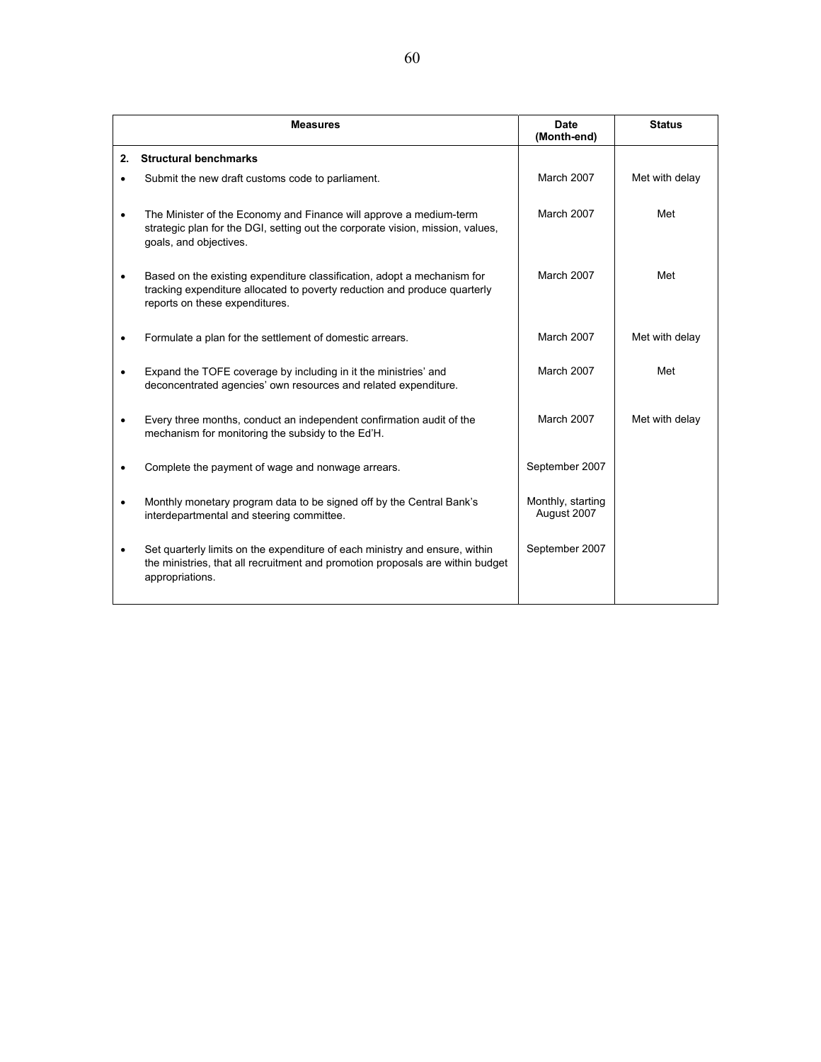| Measures | Date (Month-end) | Status |
|---|---|---|
| **2. Structural benchmarks** | | |
| • Submit the new draft customs code to parliament. | March 2007 | Met with delay |
| • The Minister of the Economy and Finance will approve a medium-term strategic plan for the DGI, setting out the corporate vision, mission, values, goals, and objectives. | March 2007 | Met |
| • Based on the existing expenditure classification, adopt a mechanism for tracking expenditure allocated to poverty reduction and produce quarterly reports on these expenditures. | March 2007 | Met |
| • Formulate a plan for the settlement of domestic arrears. | March 2007 | Met with delay |
| • Expand the TOFE coverage by including in it the ministries' and deconcentrated agencies' own resources and related expenditure. | March 2007 | Met |
| • Every three months, conduct an independent confirmation audit of the mechanism for monitoring the subsidy to the Ed'H. | March 2007 | Met with delay |
| • Complete the payment of wage and nonwage arrears. | September 2007 | |
| • Monthly monetary program data to be signed off by the Central Bank's interdepartmental and steering committee. | Monthly, starting August 2007 | |
| • Set quarterly limits on the expenditure of each ministry and ensure, within the ministries, that all recruitment and promotion proposals are within budget appropriations. | September 2007 | |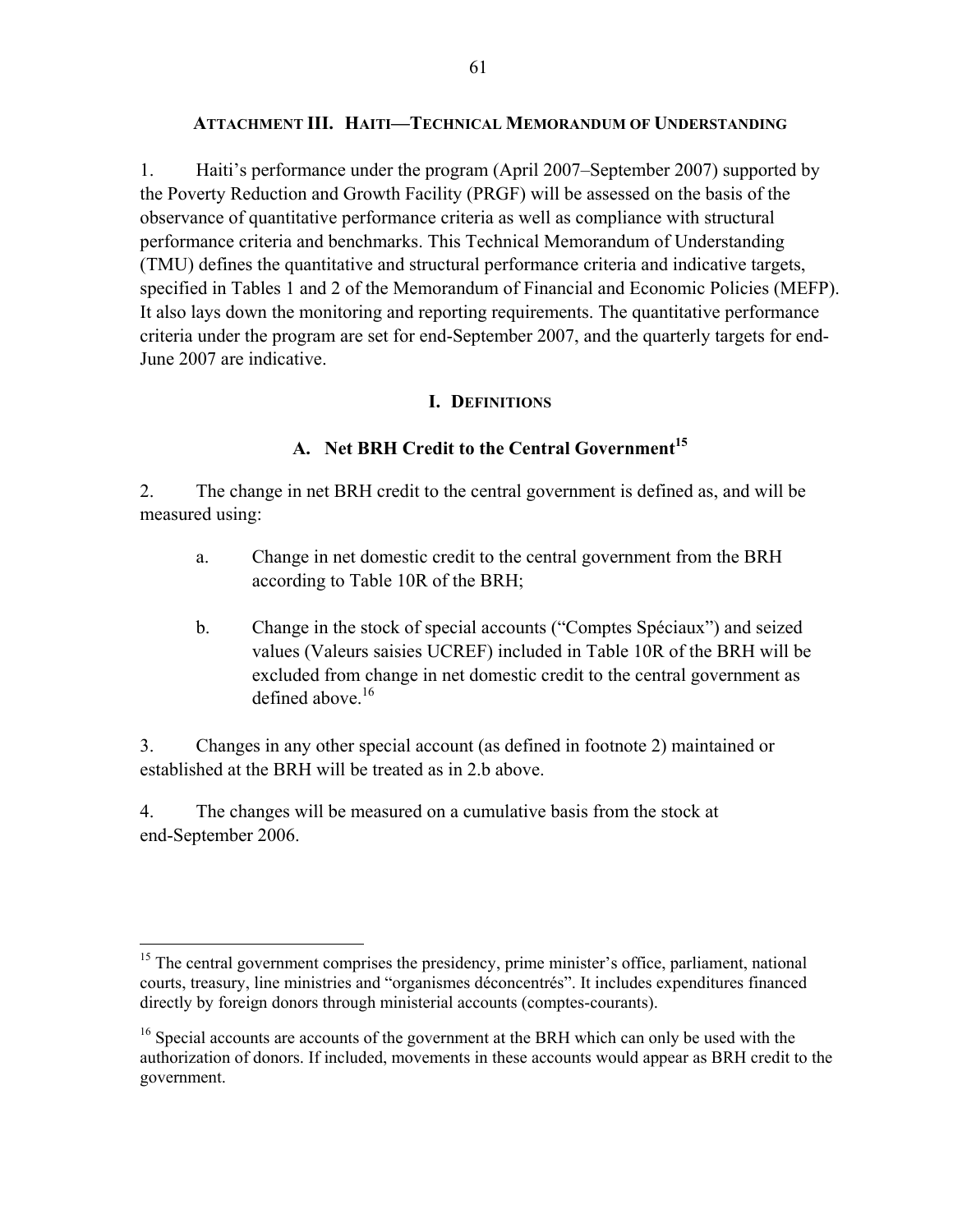## ATTACHMENT III. HAITI—TECHNICAL MEMORANDUM OF UNDERSTANDING

1. Haiti's performance under the program (April 2007–September 2007) supported by the Poverty Reduction and Growth Facility (PRGF) will be assessed on the basis of the observance of quantitative performance criteria as well as compliance with structural performance criteria and benchmarks. This Technical Memorandum of Understanding (TMU) defines the quantitative and structural performance criteria and indicative targets, specified in Tables 1 and 2 of the Memorandum of Financial and Economic Policies (MEFP). It also lays down the monitoring and reporting requirements. The quantitative performance criteria under the program are set for end-September 2007, and the quarterly targets for end-June 2007 are indicative.

### I. DEFINITIONS

### A. Net BRH Credit to the Central Government[15]

2. The change in net BRH credit to the central government is defined as, and will be measured using:

   a. Change in net domestic credit to the central government from the BRH according to Table 10R of the BRH;

   b. Change in the stock of special accounts ("Comptes Spéciaux") and seized values (Valeurs saisies UCREF) included in Table 10R of the BRH will be excluded from change in net domestic credit to the central government as defined above.[16]

3. Changes in any other special account (as defined in footnote 2) maintained or established at the BRH will be treated as in 2.b above.

4. The changes will be measured on a cumulative basis from the stock at end-September 2006.

---

[15] The central government comprises the presidency, prime minister's office, parliament, national courts, treasury, line ministries and "organismes déconcentrés". It includes expenditures financed directly by foreign donors through ministerial accounts (comptes-courants).

[16] Special accounts are accounts of the government at the BRH which can only be used with the authorization of donors. If included, movements in these accounts would appear as BRH credit to the government.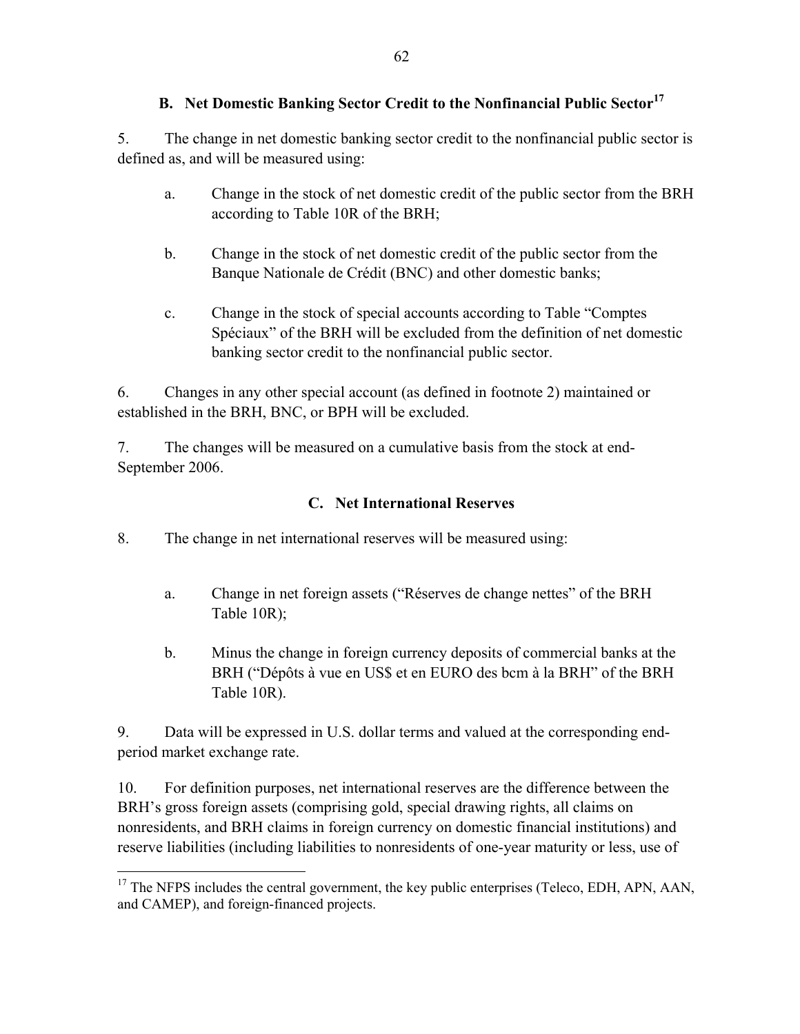### B. Net Domestic Banking Sector Credit to the Nonfinancial Public Sector[17]

5. The change in net domestic banking sector credit to the nonfinancial public sector is defined as, and will be measured using:

   a. Change in the stock of net domestic credit of the public sector from the BRH according to Table 10R of the BRH;

   b. Change in the stock of net domestic credit of the public sector from the Banque Nationale de Crédit (BNC) and other domestic banks;

   c. Change in the stock of special accounts according to Table "Comptes Spéciaux" of the BRH will be excluded from the definition of net domestic banking sector credit to the nonfinancial public sector.

6. Changes in any other special account (as defined in footnote 2) maintained or established in the BRH, BNC, or BPH will be excluded.

7. The changes will be measured on a cumulative basis from the stock at end-September 2006.

### C. Net International Reserves

8. The change in net international reserves will be measured using:

   a. Change in net foreign assets ("Réserves de change nettes" of the BRH Table 10R);

   b. Minus the change in foreign currency deposits of commercial banks at the BRH ("Dépôts à vue en US$ et en EURO des bcm à la BRH" of the BRH Table 10R).

9. Data will be expressed in U.S. dollar terms and valued at the corresponding end-period market exchange rate.

10. For definition purposes, net international reserves are the difference between the BRH's gross foreign assets (comprising gold, special drawing rights, all claims on nonresidents, and BRH claims in foreign currency on domestic financial institutions) and reserve liabilities (including liabilities to nonresidents of one-year maturity or less, use of

---

[17] The NFPS includes the central government, the key public enterprises (Teleco, EDH, APN, AAN, and CAMEP), and foreign-financed projects.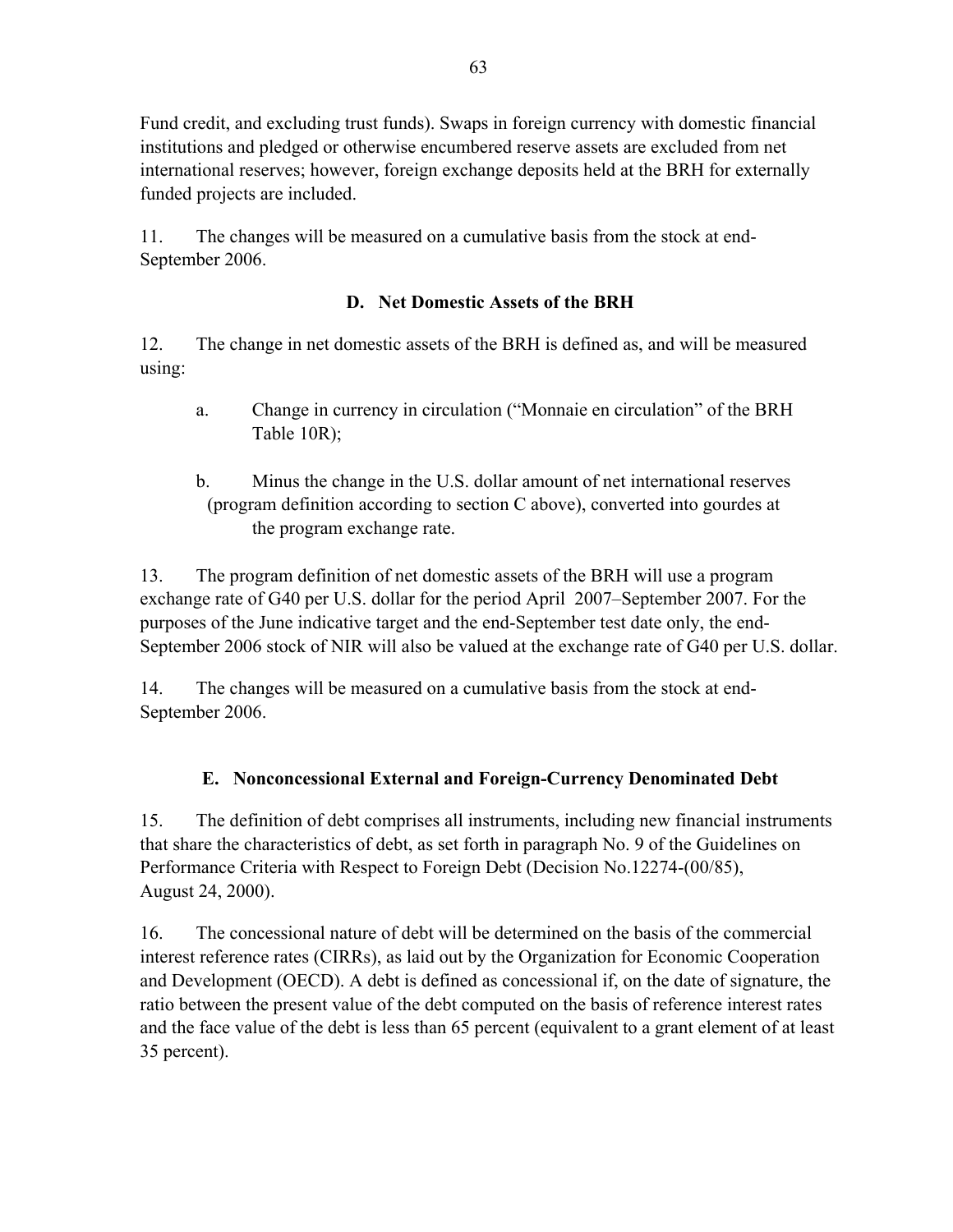Fund credit, and excluding trust funds). Swaps in foreign currency with domestic financial institutions and pledged or otherwise encumbered reserve assets are excluded from net international reserves; however, foreign exchange deposits held at the BRH for externally funded projects are included.

11. The changes will be measured on a cumulative basis from the stock at end-September 2006.

### D. Net Domestic Assets of the BRH

12. The change in net domestic assets of the BRH is defined as, and will be measured using:

a. Change in currency in circulation ("Monnaie en circulation" of the BRH Table 10R);

b. Minus the change in the U.S. dollar amount of net international reserves (program definition according to section C above), converted into gourdes at the program exchange rate.

13. The program definition of net domestic assets of the BRH will use a program exchange rate of G40 per U.S. dollar for the period April 2007–September 2007. For the purposes of the June indicative target and the end-September test date only, the end-September 2006 stock of NIR will also be valued at the exchange rate of G40 per U.S. dollar.

14. The changes will be measured on a cumulative basis from the stock at end-September 2006.

### E. Nonconcessional External and Foreign-Currency Denominated Debt

15. The definition of debt comprises all instruments, including new financial instruments that share the characteristics of debt, as set forth in paragraph No. 9 of the Guidelines on Performance Criteria with Respect to Foreign Debt (Decision No.12274-(00/85), August 24, 2000).

16. The concessional nature of debt will be determined on the basis of the commercial interest reference rates (CIRRs), as laid out by the Organization for Economic Cooperation and Development (OECD). A debt is defined as concessional if, on the date of signature, the ratio between the present value of the debt computed on the basis of reference interest rates and the face value of the debt is less than 65 percent (equivalent to a grant element of at least 35 percent).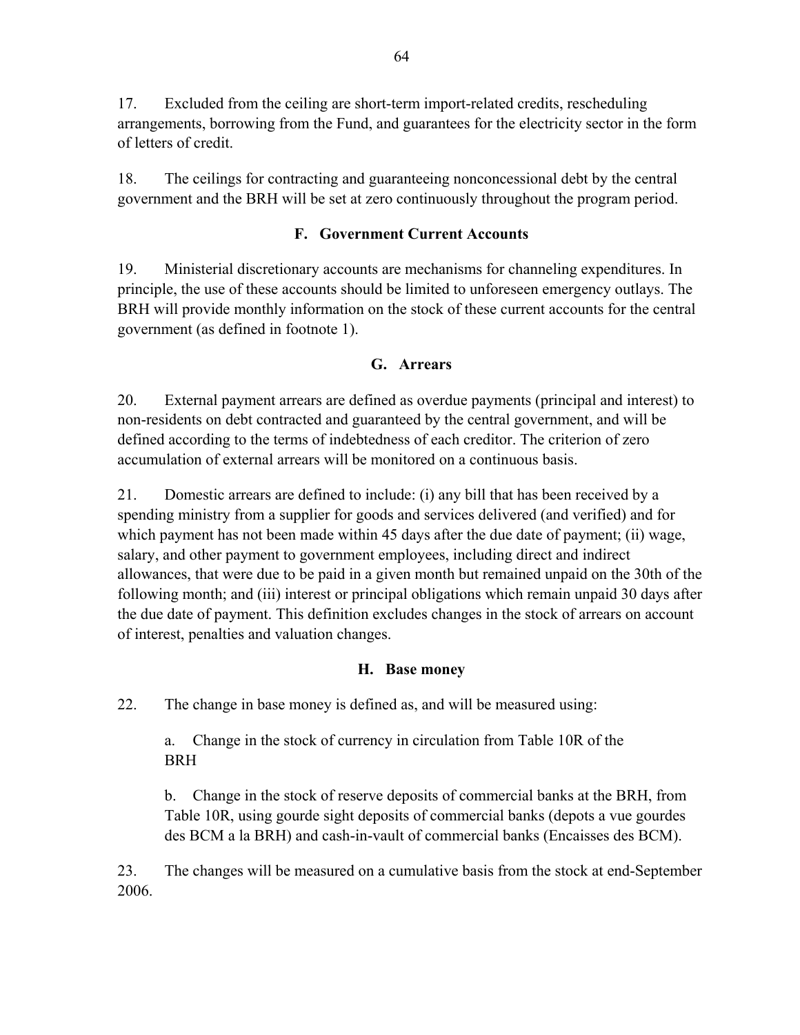17. Excluded from the ceiling are short-term import-related credits, rescheduling arrangements, borrowing from the Fund, and guarantees for the electricity sector in the form of letters of credit.

18. The ceilings for contracting and guaranteeing nonconcessional debt by the central government and the BRH will be set at zero continuously throughout the program period.

### F. Government Current Accounts

19. Ministerial discretionary accounts are mechanisms for channeling expenditures. In principle, the use of these accounts should be limited to unforeseen emergency outlays. The BRH will provide monthly information on the stock of these current accounts for the central government (as defined in footnote 1).

### G. Arrears

20. External payment arrears are defined as overdue payments (principal and interest) to non-residents on debt contracted and guaranteed by the central government, and will be defined according to the terms of indebtedness of each creditor. The criterion of zero accumulation of external arrears will be monitored on a continuous basis.

21. Domestic arrears are defined to include: (i) any bill that has been received by a spending ministry from a supplier for goods and services delivered (and verified) and for which payment has not been made within 45 days after the due date of payment; (ii) wage, salary, and other payment to government employees, including direct and indirect allowances, that were due to be paid in a given month but remained unpaid on the 30th of the following month; and (iii) interest or principal obligations which remain unpaid 30 days after the due date of payment. This definition excludes changes in the stock of arrears on account of interest, penalties and valuation changes.

### H. Base money

22. The change in base money is defined as, and will be measured using:

a. Change in the stock of currency in circulation from Table 10R of the BRH

b. Change in the stock of reserve deposits of commercial banks at the BRH, from Table 10R, using gourde sight deposits of commercial banks (depots a vue gourdes des BCM a la BRH) and cash-in-vault of commercial banks (Encaisses des BCM).

23. The changes will be measured on a cumulative basis from the stock at end-September 2006.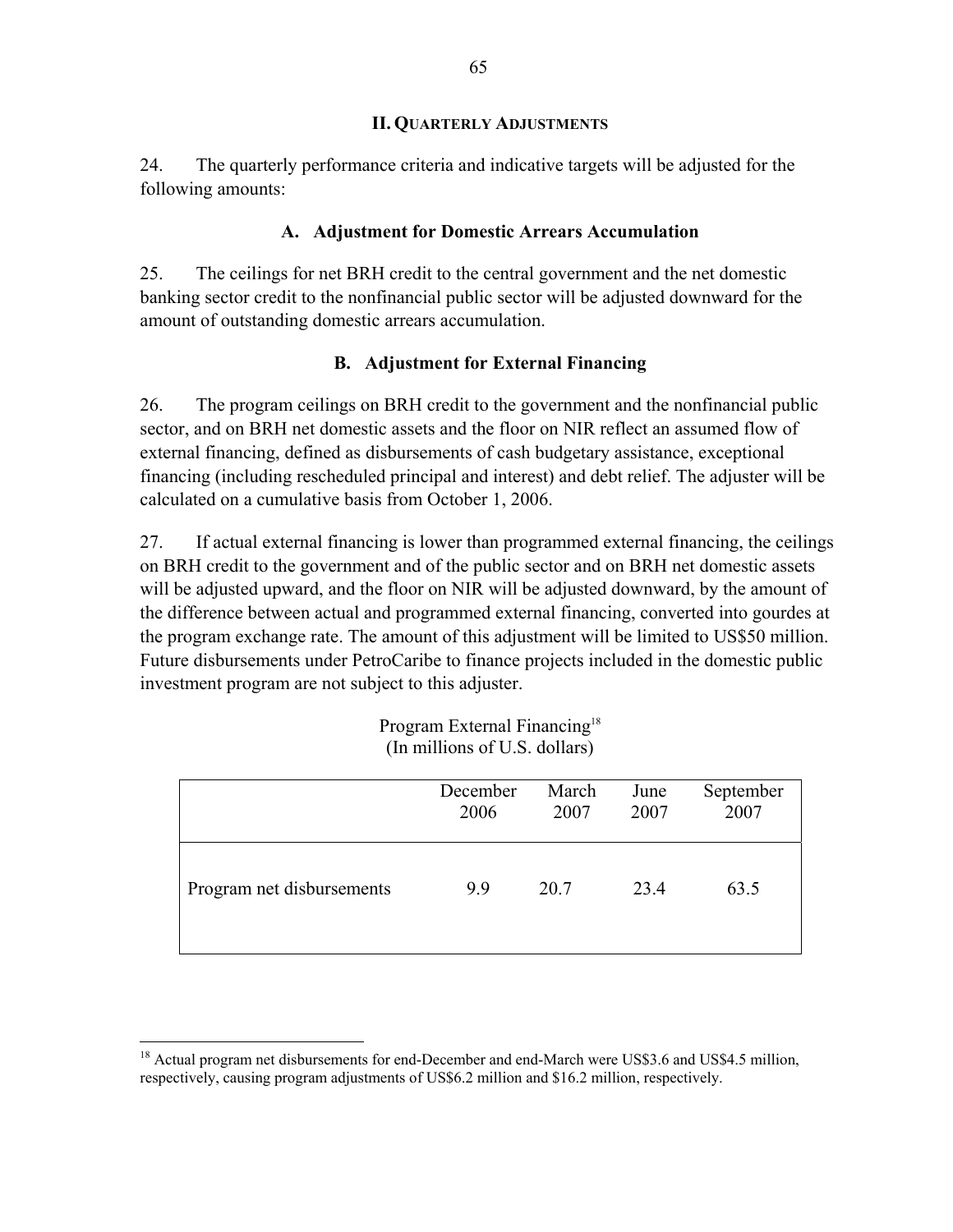## II. Quarterly Adjustments

24. The quarterly performance criteria and indicative targets will be adjusted for the following amounts:

### A. Adjustment for Domestic Arrears Accumulation

25. The ceilings for net BRH credit to the central government and the net domestic banking sector credit to the nonfinancial public sector will be adjusted downward for the amount of outstanding domestic arrears accumulation.

### B. Adjustment for External Financing

26. The program ceilings on BRH credit to the government and the nonfinancial public sector, and on BRH net domestic assets and the floor on NIR reflect an assumed flow of external financing, defined as disbursements of cash budgetary assistance, exceptional financing (including rescheduled principal and interest) and debt relief. The adjuster will be calculated on a cumulative basis from October 1, 2006.

27. If actual external financing is lower than programmed external financing, the ceilings on BRH credit to the government and of the public sector and on BRH net domestic assets will be adjusted upward, and the floor on NIR will be adjusted downward, by the amount of the difference between actual and programmed external financing, converted into gourdes at the program exchange rate. The amount of this adjustment will be limited to US$50 million. Future disbursements under PetroCaribe to finance projects included in the domestic public investment program are not subject to this adjuster.

Program External Financing[18]
(In millions of U.S. dollars)

| | December 2006 | March 2007 | June 2007 | September 2007 |
|---|---|---|---|---|
| Program net disbursements | 9.9 | 20.7 | 23.4 | 63.5 |

[18] Actual program net disbursements for end-December and end-March were US$3.6 and US$4.5 million, respectively, causing program adjustments of US$6.2 million and $16.2 million, respectively.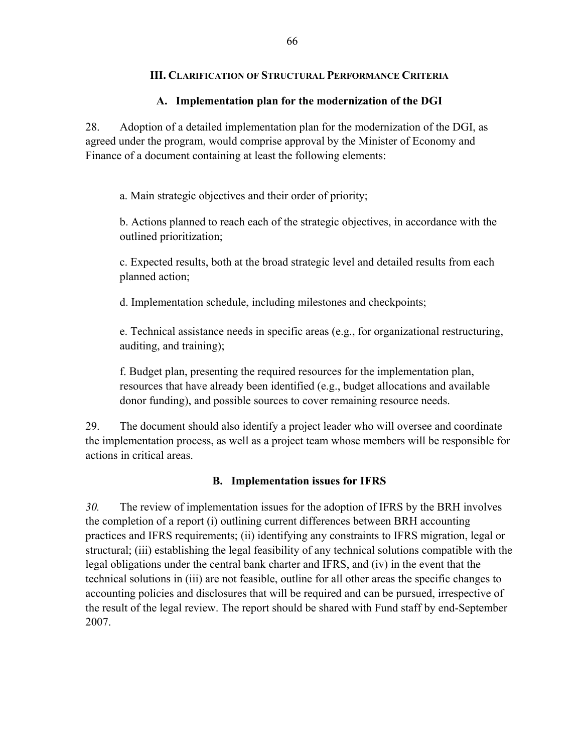## III. Clarification of Structural Performance Criteria

### A. Implementation plan for the modernization of the DGI

28. Adoption of a detailed implementation plan for the modernization of the DGI, as agreed under the program, would comprise approval by the Minister of Economy and Finance of a document containing at least the following elements:

a. Main strategic objectives and their order of priority;

b. Actions planned to reach each of the strategic objectives, in accordance with the outlined prioritization;

c. Expected results, both at the broad strategic level and detailed results from each planned action;

d. Implementation schedule, including milestones and checkpoints;

e. Technical assistance needs in specific areas (e.g., for organizational restructuring, auditing, and training);

f. Budget plan, presenting the required resources for the implementation plan, resources that have already been identified (e.g., budget allocations and available donor funding), and possible sources to cover remaining resource needs.

29. The document should also identify a project leader who will oversee and coordinate the implementation process, as well as a project team whose members will be responsible for actions in critical areas.

### B. Implementation issues for IFRS

*30.* The review of implementation issues for the adoption of IFRS by the BRH involves the completion of a report (i) outlining current differences between BRH accounting practices and IFRS requirements; (ii) identifying any constraints to IFRS migration, legal or structural; (iii) establishing the legal feasibility of any technical solutions compatible with the legal obligations under the central bank charter and IFRS, and (iv) in the event that the technical solutions in (iii) are not feasible, outline for all other areas the specific changes to accounting policies and disclosures that will be required and can be pursued, irrespective of the result of the legal review. The report should be shared with Fund staff by end-September 2007.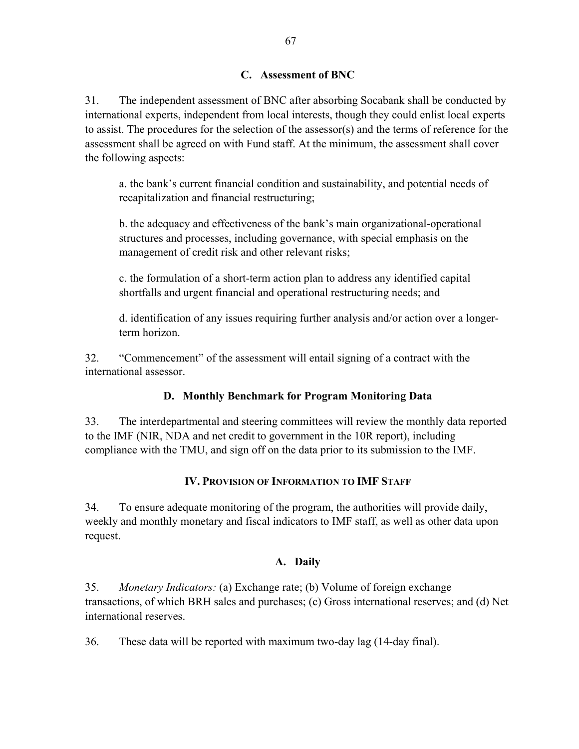### C. Assessment of BNC

31. The independent assessment of BNC after absorbing Socabank shall be conducted by international experts, independent from local interests, though they could enlist local experts to assist. The procedures for the selection of the assessor(s) and the terms of reference for the assessment shall be agreed on with Fund staff. At the minimum, the assessment shall cover the following aspects:

a. the bank's current financial condition and sustainability, and potential needs of recapitalization and financial restructuring;

b. the adequacy and effectiveness of the bank's main organizational-operational structures and processes, including governance, with special emphasis on the management of credit risk and other relevant risks;

c. the formulation of a short-term action plan to address any identified capital shortfalls and urgent financial and operational restructuring needs; and

d. identification of any issues requiring further analysis and/or action over a longer-term horizon.

32. "Commencement" of the assessment will entail signing of a contract with the international assessor.

### D. Monthly Benchmark for Program Monitoring Data

33. The interdepartmental and steering committees will review the monthly data reported to the IMF (NIR, NDA and net credit to government in the 10R report), including compliance with the TMU, and sign off on the data prior to its submission to the IMF.

## IV. Provision of Information to IMF Staff

34. To ensure adequate monitoring of the program, the authorities will provide daily, weekly and monthly monetary and fiscal indicators to IMF staff, as well as other data upon request.

### A. Daily

35. *Monetary Indicators:* (a) Exchange rate; (b) Volume of foreign exchange transactions, of which BRH sales and purchases; (c) Gross international reserves; and (d) Net international reserves.

36. These data will be reported with maximum two-day lag (14-day final).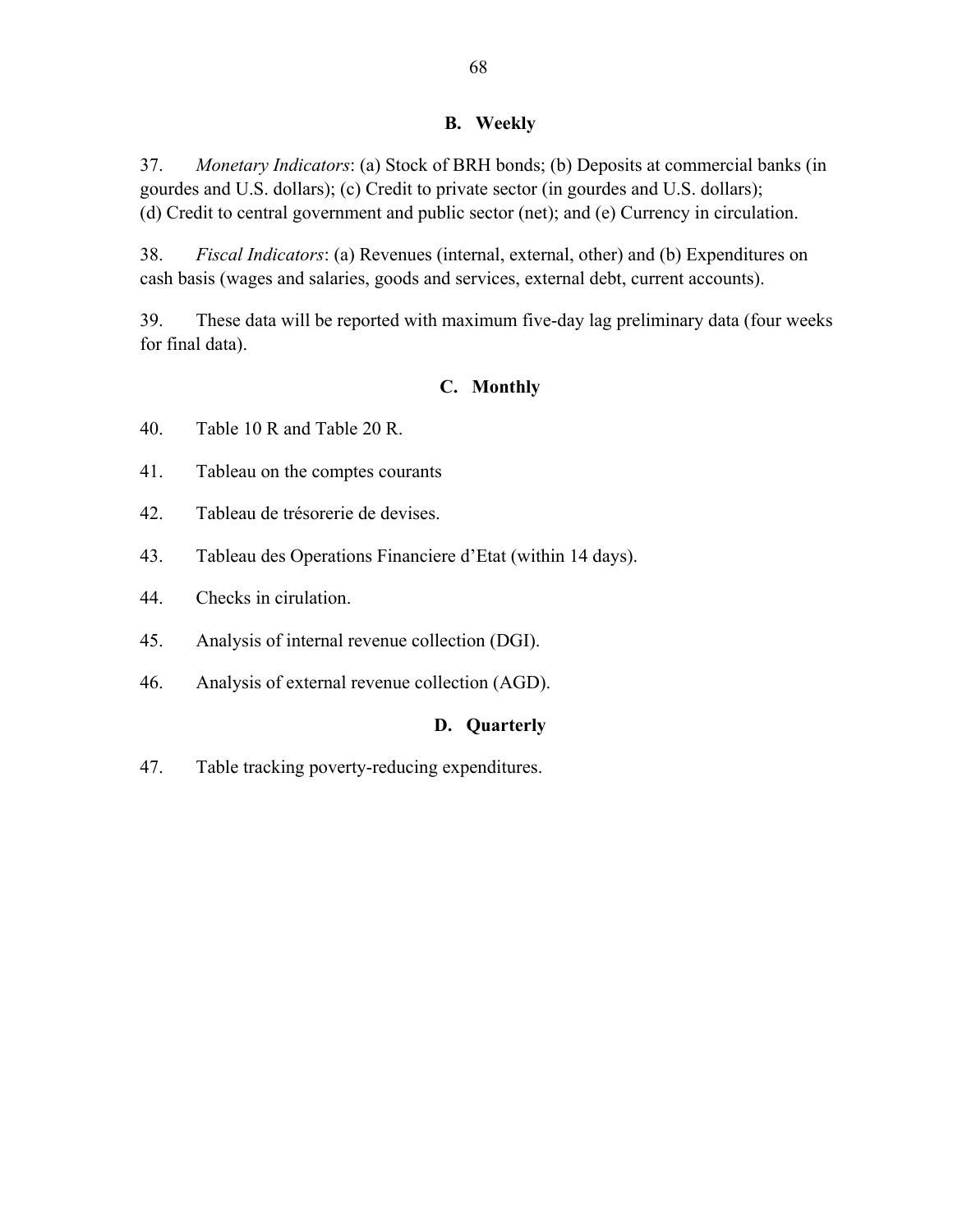## B. Weekly

37. *Monetary Indicators*: (a) Stock of BRH bonds; (b) Deposits at commercial banks (in gourdes and U.S. dollars); (c) Credit to private sector (in gourdes and U.S. dollars); (d) Credit to central government and public sector (net); and (e) Currency in circulation.

38. *Fiscal Indicators*: (a) Revenues (internal, external, other) and (b) Expenditures on cash basis (wages and salaries, goods and services, external debt, current accounts).

39. These data will be reported with maximum five-day lag preliminary data (four weeks for final data).

## C. Monthly

40. Table 10 R and Table 20 R.

41. Tableau on the comptes courants

42. Tableau de trésorerie de devises.

43. Tableau des Operations Financiere d'Etat (within 14 days).

44. Checks in cirulation.

45. Analysis of internal revenue collection (DGI).

46. Analysis of external revenue collection (AGD).

## D. Quarterly

47. Table tracking poverty-reducing expenditures.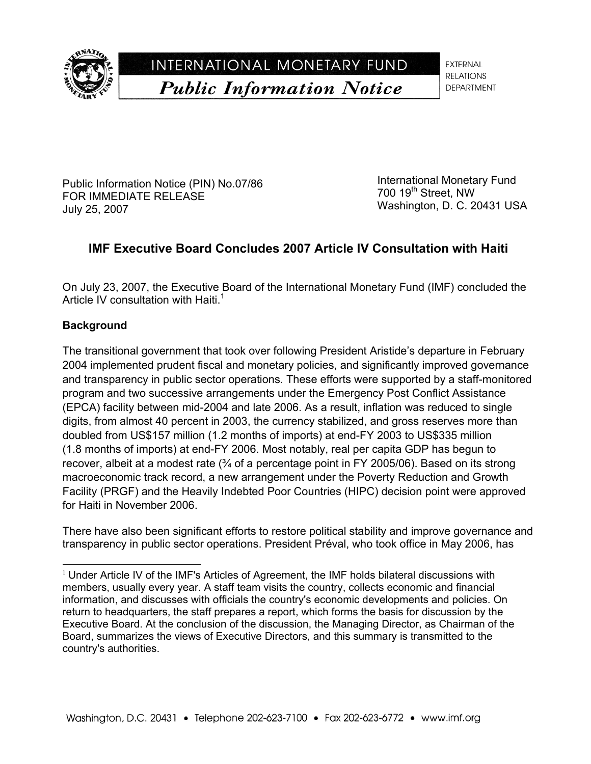INTERNATIONAL MONETARY FUND

*Public Information Notice*

EXTERNAL RELATIONS DEPARTMENT

Public Information Notice (PIN) No.07/86
FOR IMMEDIATE RELEASE
July 25, 2007

International Monetary Fund
700 19th Street, NW
Washington, D. C. 20431 USA

## IMF Executive Board Concludes 2007 Article IV Consultation with Haiti

On July 23, 2007, the Executive Board of the International Monetary Fund (IMF) concluded the Article IV consultation with Haiti.[1]

### Background

The transitional government that took over following President Aristide's departure in February 2004 implemented prudent fiscal and monetary policies, and significantly improved governance and transparency in public sector operations. These efforts were supported by a staff-monitored program and two successive arrangements under the Emergency Post Conflict Assistance (EPCA) facility between mid-2004 and late 2006. As a result, inflation was reduced to single digits, from almost 40 percent in 2003, the currency stabilized, and gross reserves more than doubled from US$157 million (1.2 months of imports) at end-FY 2003 to US$335 million (1.8 months of imports) at end-FY 2006. Most notably, real per capita GDP has begun to recover, albeit at a modest rate (¾ of a percentage point in FY 2005/06). Based on its strong macroeconomic track record, a new arrangement under the Poverty Reduction and Growth Facility (PRGF) and the Heavily Indebted Poor Countries (HIPC) decision point were approved for Haiti in November 2006.

There have also been significant efforts to restore political stability and improve governance and transparency in public sector operations. President Préval, who took office in May 2006, has

---

[1] Under Article IV of the IMF's Articles of Agreement, the IMF holds bilateral discussions with members, usually every year. A staff team visits the country, collects economic and financial information, and discusses with officials the country's economic developments and policies. On return to headquarters, the staff prepares a report, which forms the basis for discussion by the Executive Board. At the conclusion of the discussion, the Managing Director, as Chairman of the Board, summarizes the views of Executive Directors, and this summary is transmitted to the country's authorities.

Washington, D.C. 20431 • Telephone 202-623-7100 • Fax 202-623-6772 • www.imf.org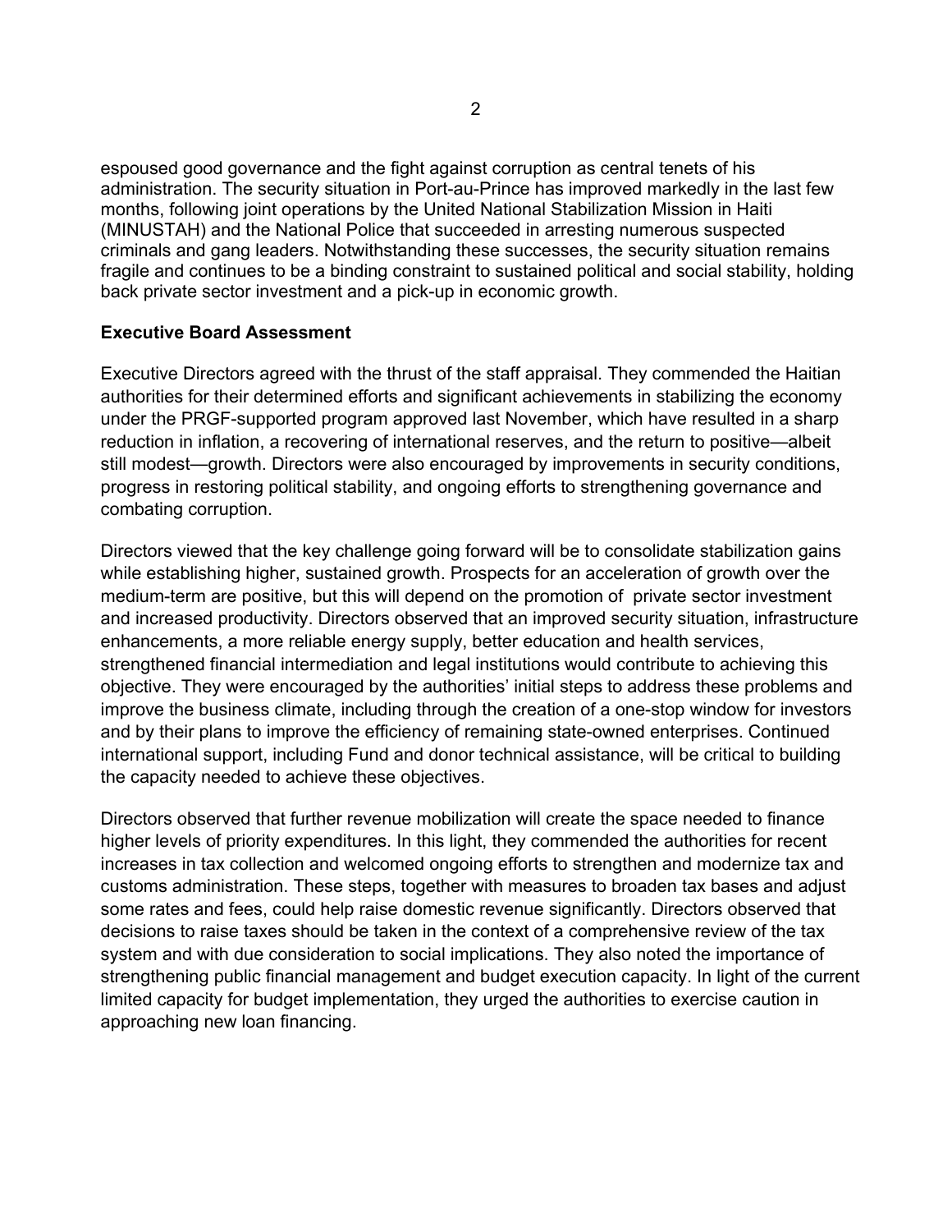espoused good governance and the fight against corruption as central tenets of his administration. The security situation in Port-au-Prince has improved markedly in the last few months, following joint operations by the United National Stabilization Mission in Haiti (MINUSTAH) and the National Police that succeeded in arresting numerous suspected criminals and gang leaders. Notwithstanding these successes, the security situation remains fragile and continues to be a binding constraint to sustained political and social stability, holding back private sector investment and a pick-up in economic growth.

**Executive Board Assessment**

Executive Directors agreed with the thrust of the staff appraisal. They commended the Haitian authorities for their determined efforts and significant achievements in stabilizing the economy under the PRGF-supported program approved last November, which have resulted in a sharp reduction in inflation, a recovering of international reserves, and the return to positive—albeit still modest—growth. Directors were also encouraged by improvements in security conditions, progress in restoring political stability, and ongoing efforts to strengthening governance and combating corruption.

Directors viewed that the key challenge going forward will be to consolidate stabilization gains while establishing higher, sustained growth. Prospects for an acceleration of growth over the medium-term are positive, but this will depend on the promotion of private sector investment and increased productivity. Directors observed that an improved security situation, infrastructure enhancements, a more reliable energy supply, better education and health services, strengthened financial intermediation and legal institutions would contribute to achieving this objective. They were encouraged by the authorities' initial steps to address these problems and improve the business climate, including through the creation of a one-stop window for investors and by their plans to improve the efficiency of remaining state-owned enterprises. Continued international support, including Fund and donor technical assistance, will be critical to building the capacity needed to achieve these objectives.

Directors observed that further revenue mobilization will create the space needed to finance higher levels of priority expenditures. In this light, they commended the authorities for recent increases in tax collection and welcomed ongoing efforts to strengthen and modernize tax and customs administration. These steps, together with measures to broaden tax bases and adjust some rates and fees, could help raise domestic revenue significantly. Directors observed that decisions to raise taxes should be taken in the context of a comprehensive review of the tax system and with due consideration to social implications. They also noted the importance of strengthening public financial management and budget execution capacity. In light of the current limited capacity for budget implementation, they urged the authorities to exercise caution in approaching new loan financing.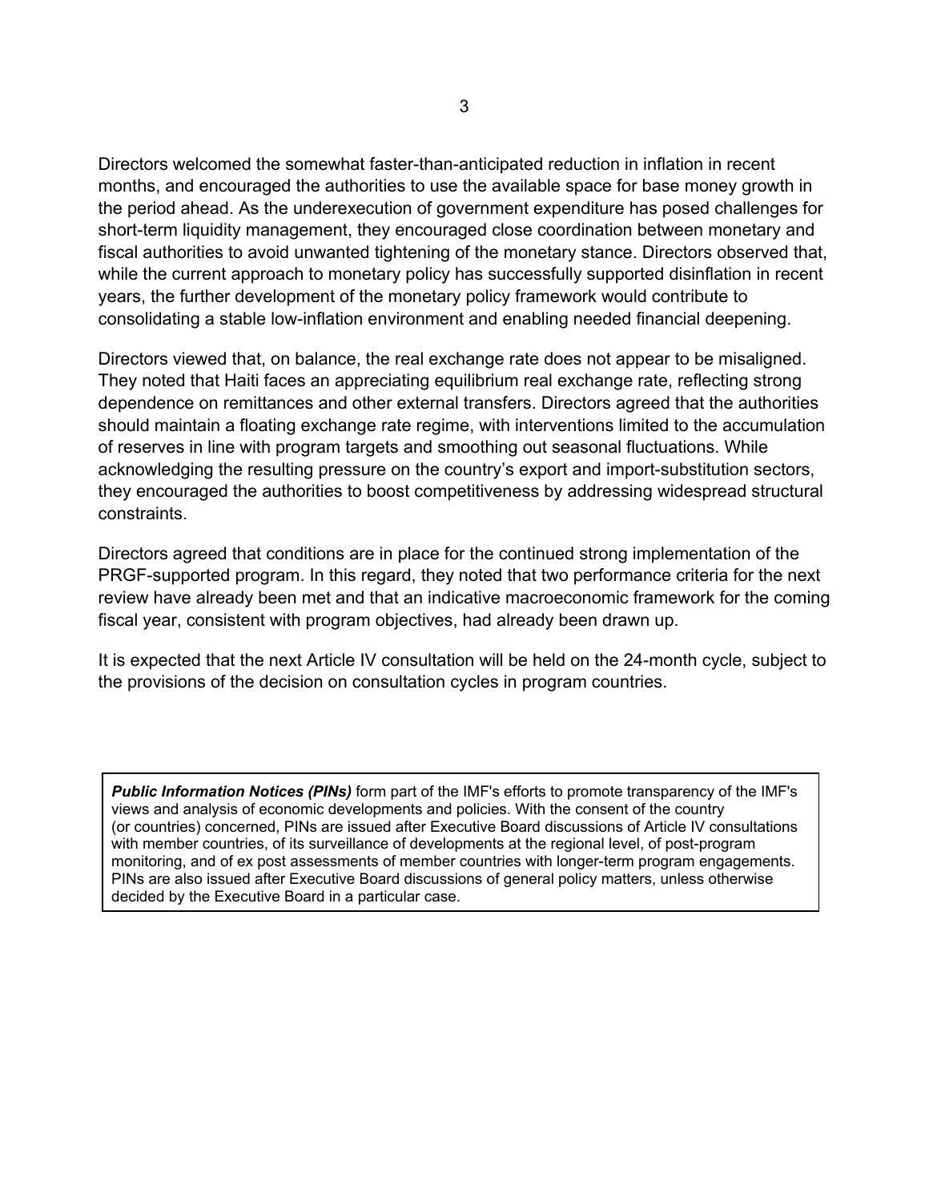Directors welcomed the somewhat faster-than-anticipated reduction in inflation in recent months, and encouraged the authorities to use the available space for base money growth in the period ahead. As the underexecution of government expenditure has posed challenges for short-term liquidity management, they encouraged close coordination between monetary and fiscal authorities to avoid unwanted tightening of the monetary stance. Directors observed that, while the current approach to monetary policy has successfully supported disinflation in recent years, the further development of the monetary policy framework would contribute to consolidating a stable low-inflation environment and enabling needed financial deepening.

Directors viewed that, on balance, the real exchange rate does not appear to be misaligned. They noted that Haiti faces an appreciating equilibrium real exchange rate, reflecting strong dependence on remittances and other external transfers. Directors agreed that the authorities should maintain a floating exchange rate regime, with interventions limited to the accumulation of reserves in line with program targets and smoothing out seasonal fluctuations. While acknowledging the resulting pressure on the country's export and import-substitution sectors, they encouraged the authorities to boost competitiveness by addressing widespread structural constraints.

Directors agreed that conditions are in place for the continued strong implementation of the PRGF-supported program. In this regard, they noted that two performance criteria for the next review have already been met and that an indicative macroeconomic framework for the coming fiscal year, consistent with program objectives, had already been drawn up.

It is expected that the next Article IV consultation will be held on the 24-month cycle, subject to the provisions of the decision on consultation cycles in program countries.

***Public Information Notices (PINs)*** form part of the IMF's efforts to promote transparency of the IMF's views and analysis of economic developments and policies. With the consent of the country (or countries) concerned, PINs are issued after Executive Board discussions of Article IV consultations with member countries, of its surveillance of developments at the regional level, of post-program monitoring, and of ex post assessments of member countries with longer-term program engagements. PINs are also issued after Executive Board discussions of general policy matters, unless otherwise decided by the Executive Board in a particular case.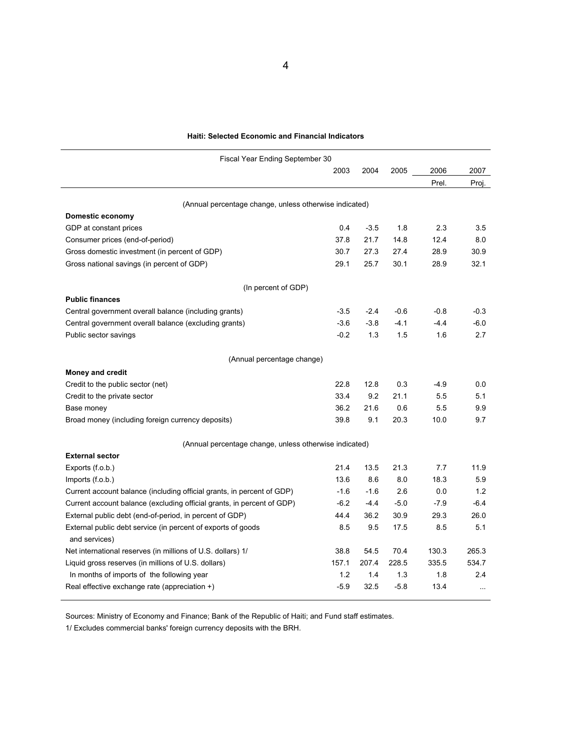**Haiti: Selected Economic and Financial Indicators**

| Fiscal Year Ending September 30 | 2003 | 2004 | 2005 | 2006 | 2007 |
|---|---|---|---|---|---|
| | | | | Prel. | Proj. |
| (Annual percentage change, unless otherwise indicated) | | | | | |
| **Domestic economy** | | | | | |
| GDP at constant prices | 0.4 | -3.5 | 1.8 | 2.3 | 3.5 |
| Consumer prices (end-of-period) | 37.8 | 21.7 | 14.8 | 12.4 | 8.0 |
| Gross domestic investment (in percent of GDP) | 30.7 | 27.3 | 27.4 | 28.9 | 30.9 |
| Gross national savings (in percent of GDP) | 29.1 | 25.7 | 30.1 | 28.9 | 32.1 |
| (In percent of GDP) | | | | | |
| **Public finances** | | | | | |
| Central government overall balance (including grants) | -3.5 | -2.4 | -0.6 | -0.8 | -0.3 |
| Central government overall balance (excluding grants) | -3.6 | -3.8 | -4.1 | -4.4 | -6.0 |
| Public sector savings | -0.2 | 1.3 | 1.5 | 1.6 | 2.7 |
| (Annual percentage change) | | | | | |
| **Money and credit** | | | | | |
| Credit to the public sector (net) | 22.8 | 12.8 | 0.3 | -4.9 | 0.0 |
| Credit to the private sector | 33.4 | 9.2 | 21.1 | 5.5 | 5.1 |
| Base money | 36.2 | 21.6 | 0.6 | 5.5 | 9.9 |
| Broad money (including foreign currency deposits) | 39.8 | 9.1 | 20.3 | 10.0 | 9.7 |
| (Annual percentage change, unless otherwise indicated) | | | | | |
| **External sector** | | | | | |
| Exports (f.o.b.) | 21.4 | 13.5 | 21.3 | 7.7 | 11.9 |
| Imports (f.o.b.) | 13.6 | 8.6 | 8.0 | 18.3 | 5.9 |
| Current account balance (including official grants, in percent of GDP) | -1.6 | -1.6 | 2.6 | 0.0 | 1.2 |
| Current account balance (excluding official grants, in percent of GDP) | -6.2 | -4.4 | -5.0 | -7.9 | -6.4 |
| External public debt (end-of-period, in percent of GDP) | 44.4 | 36.2 | 30.9 | 29.3 | 26.0 |
| External public debt service (in percent of exports of goods and services) | 8.5 | 9.5 | 17.5 | 8.5 | 5.1 |
| Net international reserves (in millions of U.S. dollars) 1/ | 38.8 | 54.5 | 70.4 | 130.3 | 265.3 |
| Liquid gross reserves (in millions of U.S. dollars) | 157.1 | 207.4 | 228.5 | 335.5 | 534.7 |
| In months of imports of the following year | 1.2 | 1.4 | 1.3 | 1.8 | 2.4 |
| Real effective exchange rate (appreciation +) | -5.9 | 32.5 | -5.8 | 13.4 | ... |

Sources: Ministry of Economy and Finance; Bank of the Republic of Haiti; and Fund staff estimates.

1/ Excludes commercial banks' foreign currency deposits with the BRH.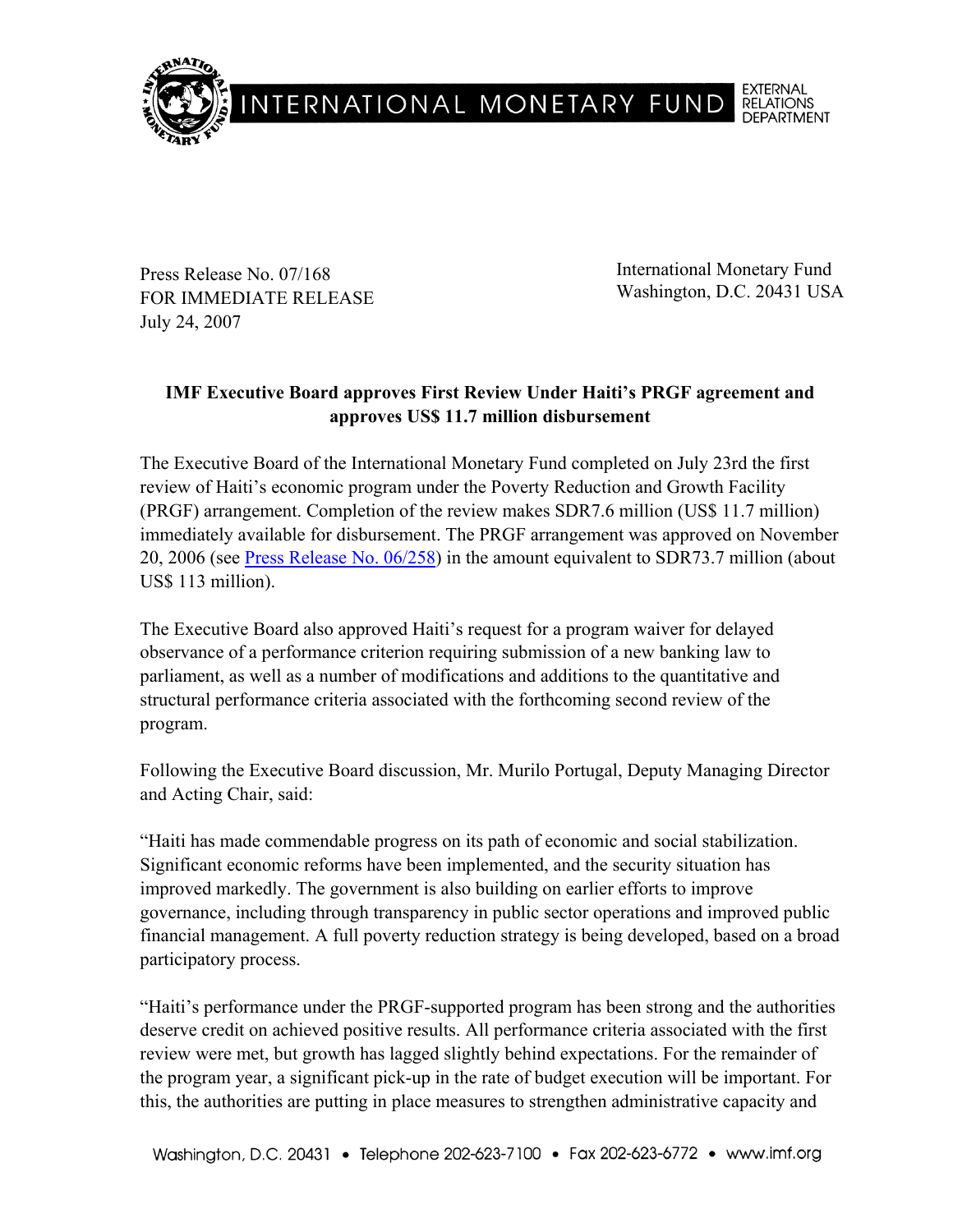Press Release No. 07/168
FOR IMMEDIATE RELEASE
July 24, 2007

International Monetary Fund
Washington, D.C. 20431 USA

**IMF Executive Board approves First Review Under Haiti's PRGF agreement and approves US$ 11.7 million disbursement**

The Executive Board of the International Monetary Fund completed on July 23rd the first review of Haiti's economic program under the Poverty Reduction and Growth Facility (PRGF) arrangement. Completion of the review makes SDR7.6 million (US$ 11.7 million) immediately available for disbursement. The PRGF arrangement was approved on November 20, 2006 (see Press Release No. 06/258) in the amount equivalent to SDR73.7 million (about US$ 113 million).

The Executive Board also approved Haiti's request for a program waiver for delayed observance of a performance criterion requiring submission of a new banking law to parliament, as well as a number of modifications and additions to the quantitative and structural performance criteria associated with the forthcoming second review of the program.

Following the Executive Board discussion, Mr. Murilo Portugal, Deputy Managing Director and Acting Chair, said:

"Haiti has made commendable progress on its path of economic and social stabilization. Significant economic reforms have been implemented, and the security situation has improved markedly. The government is also building on earlier efforts to improve governance, including through transparency in public sector operations and improved public financial management. A full poverty reduction strategy is being developed, based on a broad participatory process.

"Haiti's performance under the PRGF-supported program has been strong and the authorities deserve credit on achieved positive results. All performance criteria associated with the first review were met, but growth has lagged slightly behind expectations. For the remainder of the program year, a significant pick-up in the rate of budget execution will be important. For this, the authorities are putting in place measures to strengthen administrative capacity and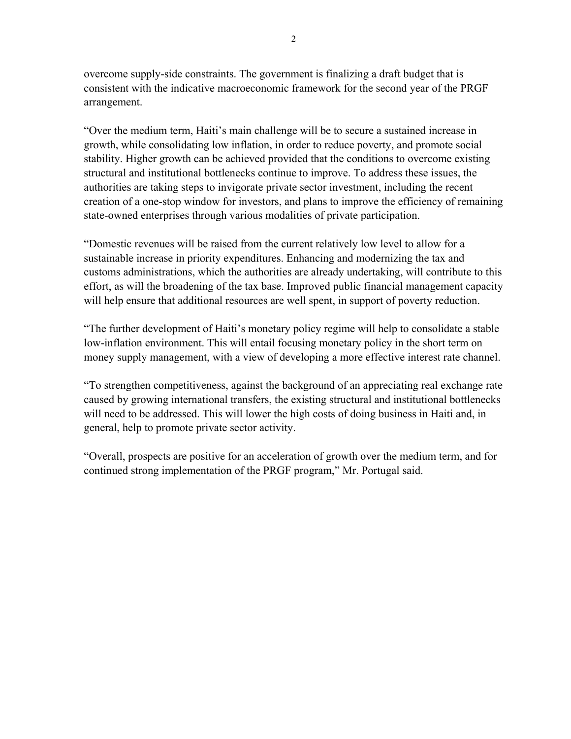overcome supply-side constraints. The government is finalizing a draft budget that is consistent with the indicative macroeconomic framework for the second year of the PRGF arrangement.

"Over the medium term, Haiti's main challenge will be to secure a sustained increase in growth, while consolidating low inflation, in order to reduce poverty, and promote social stability. Higher growth can be achieved provided that the conditions to overcome existing structural and institutional bottlenecks continue to improve. To address these issues, the authorities are taking steps to invigorate private sector investment, including the recent creation of a one-stop window for investors, and plans to improve the efficiency of remaining state-owned enterprises through various modalities of private participation.

"Domestic revenues will be raised from the current relatively low level to allow for a sustainable increase in priority expenditures. Enhancing and modernizing the tax and customs administrations, which the authorities are already undertaking, will contribute to this effort, as will the broadening of the tax base. Improved public financial management capacity will help ensure that additional resources are well spent, in support of poverty reduction.

"The further development of Haiti's monetary policy regime will help to consolidate a stable low-inflation environment. This will entail focusing monetary policy in the short term on money supply management, with a view of developing a more effective interest rate channel.

"To strengthen competitiveness, against the background of an appreciating real exchange rate caused by growing international transfers, the existing structural and institutional bottlenecks will need to be addressed. This will lower the high costs of doing business in Haiti and, in general, help to promote private sector activity.

"Overall, prospects are positive for an acceleration of growth over the medium term, and for continued strong implementation of the PRGF program," Mr. Portugal said.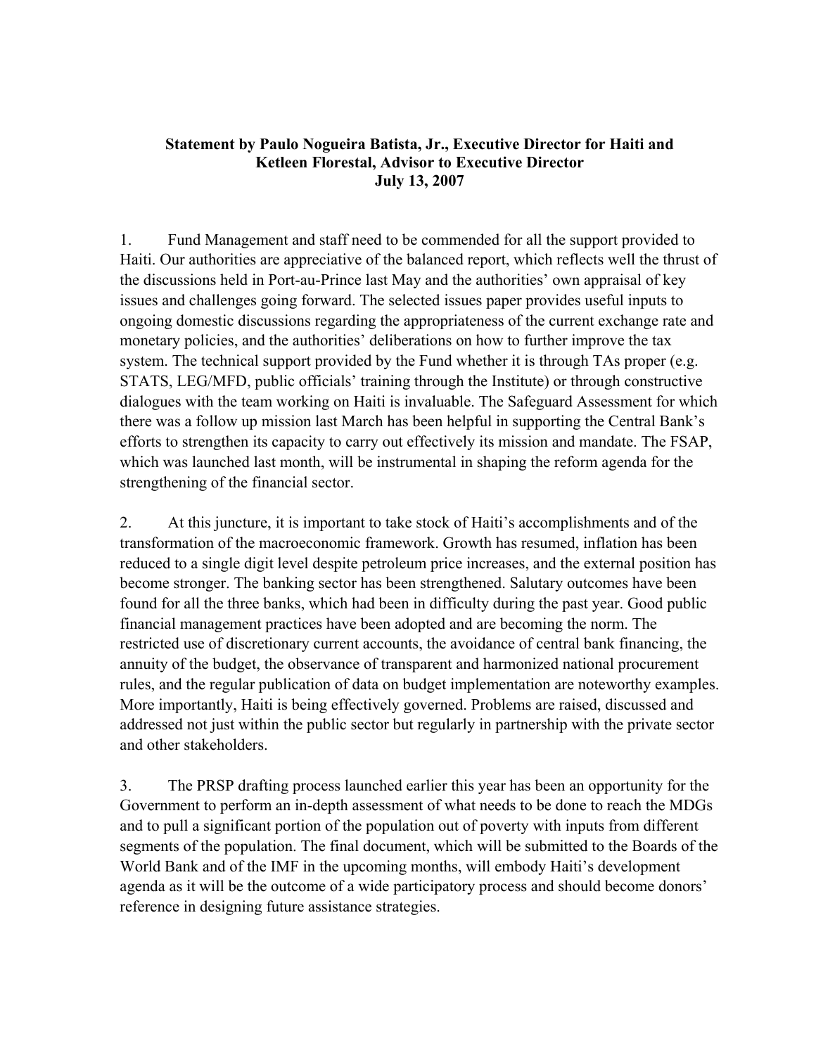**Statement by Paulo Nogueira Batista, Jr., Executive Director for Haiti and Ketleen Florestal, Advisor to Executive Director**
**July 13, 2007**

1. Fund Management and staff need to be commended for all the support provided to Haiti. Our authorities are appreciative of the balanced report, which reflects well the thrust of the discussions held in Port-au-Prince last May and the authorities' own appraisal of key issues and challenges going forward. The selected issues paper provides useful inputs to ongoing domestic discussions regarding the appropriateness of the current exchange rate and monetary policies, and the authorities' deliberations on how to further improve the tax system. The technical support provided by the Fund whether it is through TAs proper (e.g. STATS, LEG/MFD, public officials' training through the Institute) or through constructive dialogues with the team working on Haiti is invaluable. The Safeguard Assessment for which there was a follow up mission last March has been helpful in supporting the Central Bank's efforts to strengthen its capacity to carry out effectively its mission and mandate. The FSAP, which was launched last month, will be instrumental in shaping the reform agenda for the strengthening of the financial sector.

2. At this juncture, it is important to take stock of Haiti's accomplishments and of the transformation of the macroeconomic framework. Growth has resumed, inflation has been reduced to a single digit level despite petroleum price increases, and the external position has become stronger. The banking sector has been strengthened. Salutary outcomes have been found for all the three banks, which had been in difficulty during the past year. Good public financial management practices have been adopted and are becoming the norm. The restricted use of discretionary current accounts, the avoidance of central bank financing, the annuity of the budget, the observance of transparent and harmonized national procurement rules, and the regular publication of data on budget implementation are noteworthy examples. More importantly, Haiti is being effectively governed. Problems are raised, discussed and addressed not just within the public sector but regularly in partnership with the private sector and other stakeholders.

3. The PRSP drafting process launched earlier this year has been an opportunity for the Government to perform an in-depth assessment of what needs to be done to reach the MDGs and to pull a significant portion of the population out of poverty with inputs from different segments of the population. The final document, which will be submitted to the Boards of the World Bank and of the IMF in the upcoming months, will embody Haiti's development agenda as it will be the outcome of a wide participatory process and should become donors' reference in designing future assistance strategies.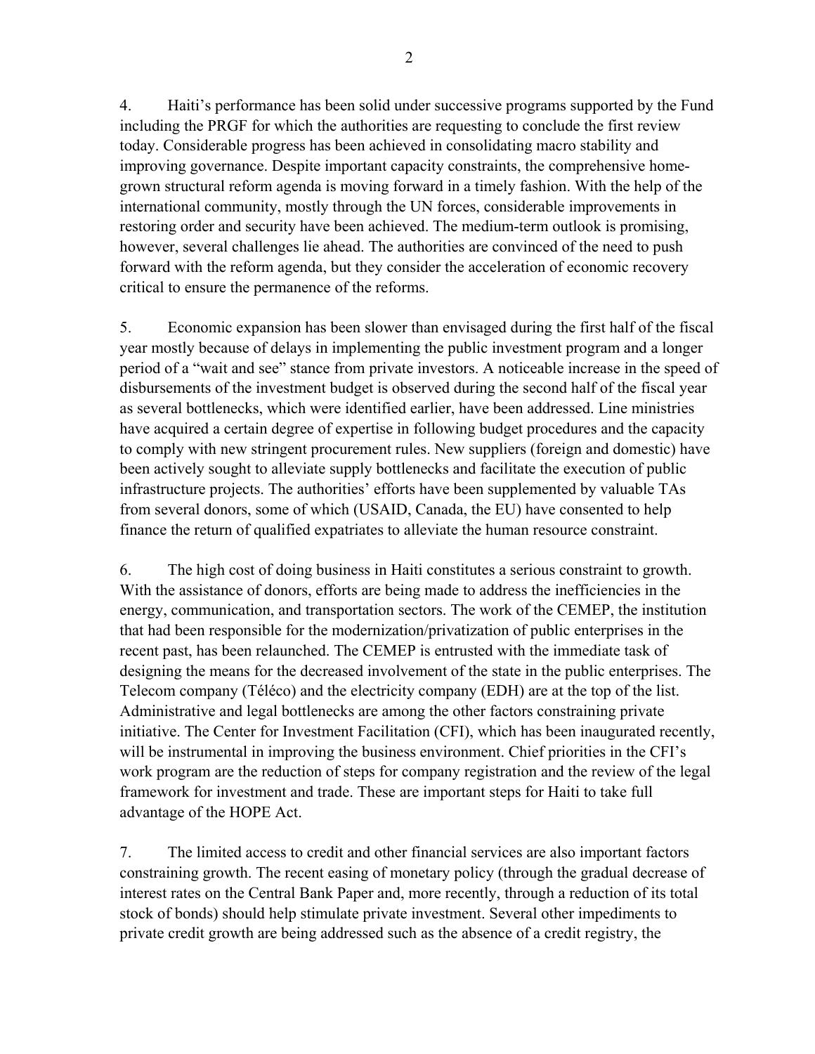4. Haiti's performance has been solid under successive programs supported by the Fund including the PRGF for which the authorities are requesting to conclude the first review today. Considerable progress has been achieved in consolidating macro stability and improving governance. Despite important capacity constraints, the comprehensive home-grown structural reform agenda is moving forward in a timely fashion. With the help of the international community, mostly through the UN forces, considerable improvements in restoring order and security have been achieved. The medium-term outlook is promising, however, several challenges lie ahead. The authorities are convinced of the need to push forward with the reform agenda, but they consider the acceleration of economic recovery critical to ensure the permanence of the reforms.

5. Economic expansion has been slower than envisaged during the first half of the fiscal year mostly because of delays in implementing the public investment program and a longer period of a "wait and see" stance from private investors. A noticeable increase in the speed of disbursements of the investment budget is observed during the second half of the fiscal year as several bottlenecks, which were identified earlier, have been addressed. Line ministries have acquired a certain degree of expertise in following budget procedures and the capacity to comply with new stringent procurement rules. New suppliers (foreign and domestic) have been actively sought to alleviate supply bottlenecks and facilitate the execution of public infrastructure projects. The authorities' efforts have been supplemented by valuable TAs from several donors, some of which (USAID, Canada, the EU) have consented to help finance the return of qualified expatriates to alleviate the human resource constraint.

6. The high cost of doing business in Haiti constitutes a serious constraint to growth. With the assistance of donors, efforts are being made to address the inefficiencies in the energy, communication, and transportation sectors. The work of the CEMEP, the institution that had been responsible for the modernization/privatization of public enterprises in the recent past, has been relaunched. The CEMEP is entrusted with the immediate task of designing the means for the decreased involvement of the state in the public enterprises. The Telecom company (Téléco) and the electricity company (EDH) are at the top of the list. Administrative and legal bottlenecks are among the other factors constraining private initiative. The Center for Investment Facilitation (CFI), which has been inaugurated recently, will be instrumental in improving the business environment. Chief priorities in the CFI's work program are the reduction of steps for company registration and the review of the legal framework for investment and trade. These are important steps for Haiti to take full advantage of the HOPE Act.

7. The limited access to credit and other financial services are also important factors constraining growth. The recent easing of monetary policy (through the gradual decrease of interest rates on the Central Bank Paper and, more recently, through a reduction of its total stock of bonds) should help stimulate private investment. Several other impediments to private credit growth are being addressed such as the absence of a credit registry, the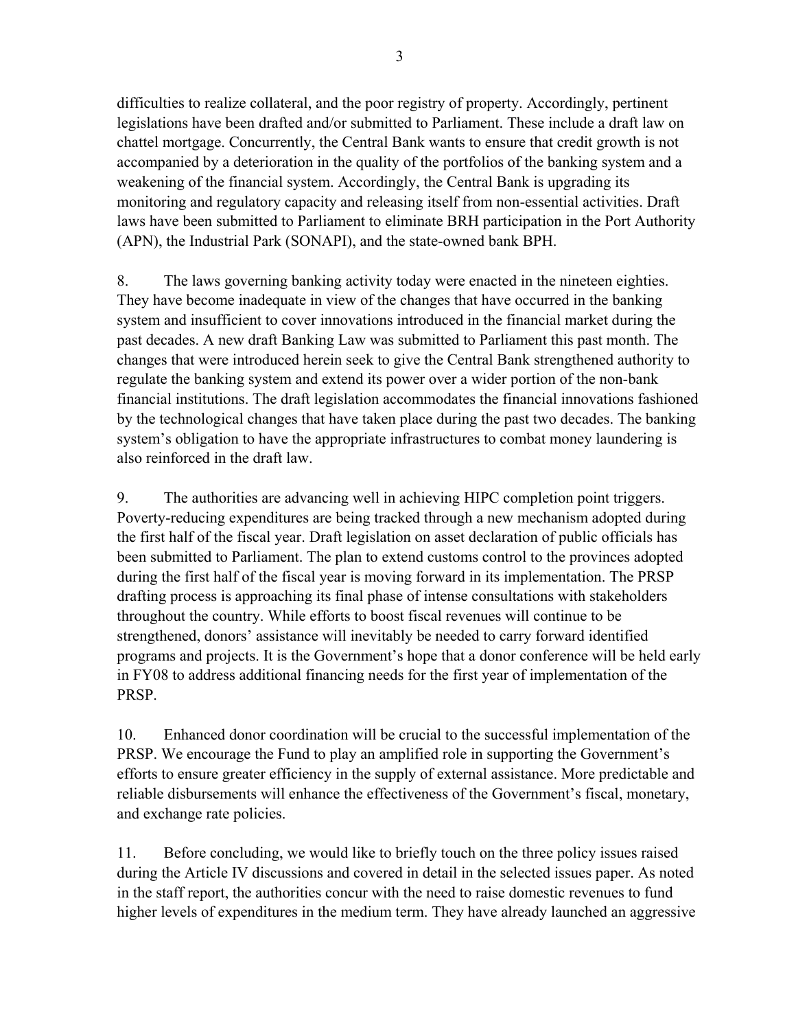difficulties to realize collateral, and the poor registry of property. Accordingly, pertinent legislations have been drafted and/or submitted to Parliament. These include a draft law on chattel mortgage. Concurrently, the Central Bank wants to ensure that credit growth is not accompanied by a deterioration in the quality of the portfolios of the banking system and a weakening of the financial system. Accordingly, the Central Bank is upgrading its monitoring and regulatory capacity and releasing itself from non-essential activities. Draft laws have been submitted to Parliament to eliminate BRH participation in the Port Authority (APN), the Industrial Park (SONAPI), and the state-owned bank BPH.

8. The laws governing banking activity today were enacted in the nineteen eighties. They have become inadequate in view of the changes that have occurred in the banking system and insufficient to cover innovations introduced in the financial market during the past decades. A new draft Banking Law was submitted to Parliament this past month. The changes that were introduced herein seek to give the Central Bank strengthened authority to regulate the banking system and extend its power over a wider portion of the non-bank financial institutions. The draft legislation accommodates the financial innovations fashioned by the technological changes that have taken place during the past two decades. The banking system's obligation to have the appropriate infrastructures to combat money laundering is also reinforced in the draft law.

9. The authorities are advancing well in achieving HIPC completion point triggers. Poverty-reducing expenditures are being tracked through a new mechanism adopted during the first half of the fiscal year. Draft legislation on asset declaration of public officials has been submitted to Parliament. The plan to extend customs control to the provinces adopted during the first half of the fiscal year is moving forward in its implementation. The PRSP drafting process is approaching its final phase of intense consultations with stakeholders throughout the country. While efforts to boost fiscal revenues will continue to be strengthened, donors' assistance will inevitably be needed to carry forward identified programs and projects. It is the Government's hope that a donor conference will be held early in FY08 to address additional financing needs for the first year of implementation of the PRSP.

10. Enhanced donor coordination will be crucial to the successful implementation of the PRSP. We encourage the Fund to play an amplified role in supporting the Government's efforts to ensure greater efficiency in the supply of external assistance. More predictable and reliable disbursements will enhance the effectiveness of the Government's fiscal, monetary, and exchange rate policies.

11. Before concluding, we would like to briefly touch on the three policy issues raised during the Article IV discussions and covered in detail in the selected issues paper. As noted in the staff report, the authorities concur with the need to raise domestic revenues to fund higher levels of expenditures in the medium term. They have already launched an aggressive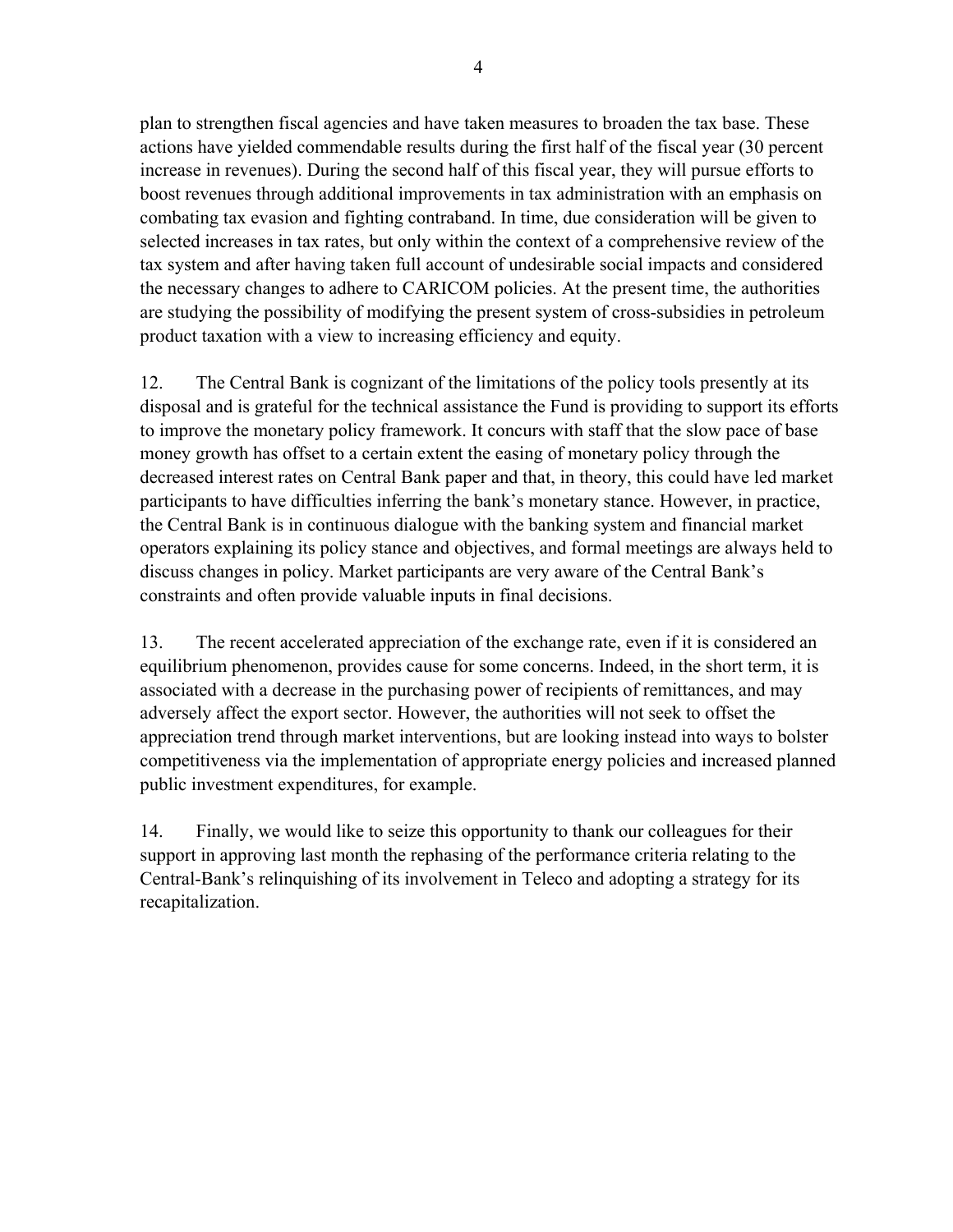plan to strengthen fiscal agencies and have taken measures to broaden the tax base. These actions have yielded commendable results during the first half of the fiscal year (30 percent increase in revenues). During the second half of this fiscal year, they will pursue efforts to boost revenues through additional improvements in tax administration with an emphasis on combating tax evasion and fighting contraband. In time, due consideration will be given to selected increases in tax rates, but only within the context of a comprehensive review of the tax system and after having taken full account of undesirable social impacts and considered the necessary changes to adhere to CARICOM policies. At the present time, the authorities are studying the possibility of modifying the present system of cross-subsidies in petroleum product taxation with a view to increasing efficiency and equity.

12. The Central Bank is cognizant of the limitations of the policy tools presently at its disposal and is grateful for the technical assistance the Fund is providing to support its efforts to improve the monetary policy framework. It concurs with staff that the slow pace of base money growth has offset to a certain extent the easing of monetary policy through the decreased interest rates on Central Bank paper and that, in theory, this could have led market participants to have difficulties inferring the bank's monetary stance. However, in practice, the Central Bank is in continuous dialogue with the banking system and financial market operators explaining its policy stance and objectives, and formal meetings are always held to discuss changes in policy. Market participants are very aware of the Central Bank's constraints and often provide valuable inputs in final decisions.

13. The recent accelerated appreciation of the exchange rate, even if it is considered an equilibrium phenomenon, provides cause for some concerns. Indeed, in the short term, it is associated with a decrease in the purchasing power of recipients of remittances, and may adversely affect the export sector. However, the authorities will not seek to offset the appreciation trend through market interventions, but are looking instead into ways to bolster competitiveness via the implementation of appropriate energy policies and increased planned public investment expenditures, for example.

14. Finally, we would like to seize this opportunity to thank our colleagues for their support in approving last month the rephasing of the performance criteria relating to the Central-Bank's relinquishing of its involvement in Teleco and adopting a strategy for its recapitalization.